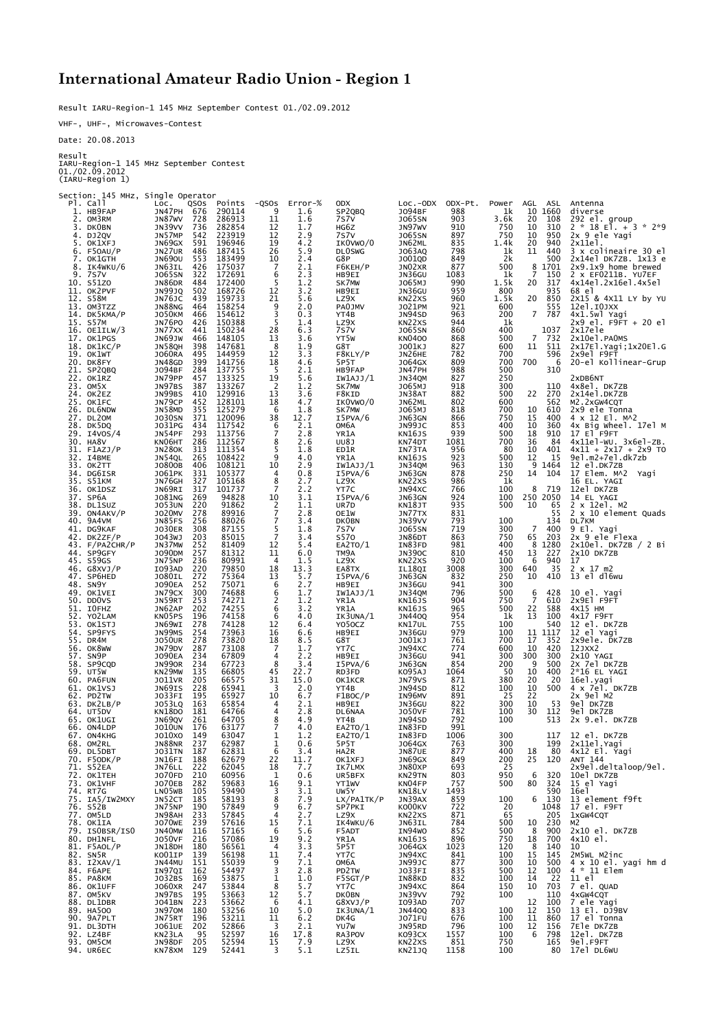# International Amateur Radio Union - Region 1

Result IARU-Region-1 145 MHz September Contest 01./02.09.2012

VHF-, UHF-, Microwaves-Contest

Date: 20.08.2013

Result
IARU-Region-1 145 MHz September Contest
01./02.09.2012
(IARU-Region 1)

Section: 145 MHz, Single Operator

| Pl. | Call | Loc. | QSOs | Points | -QSOs | Error-% | ODX | Loc.-ODX | ODX-Pt. | Power | AGL | ASL | Antenna |
|---|---|---|---|---|---|---|---|---|---|---|---|---|---|
| 1. | HB9FAP | JN47PH | 676 | 290114 | 9 | 1.6 | SP2QBQ | JO94BF | 988 | 1k | 10 | 1660 | diverse |
| 2. | OM3RM | JN87WV | 728 | 286913 | 11 | 1.6 | 7S7V | JO65SN | 903 | 3.6k | 20 | 108 | 292 el. group |
| 3. | DK0BN | JN39VV | 736 | 282854 | 12 | 1.7 | HG6Z | JN97WV | 910 | 750 | 10 | 310 | 2 * 18 El. + 3 * 2*9 |
| 4. | DJ2QV | JN57MP | 542 | 223919 | 12 | 2.9 | 7S7V | JO65SN | 897 | 750 | 10 | 950 | 2x 9 ele Yagi |
| 5. | OK1XFJ | JN69GX | 591 | 196946 | 19 | 4.2 | IK0VWO/0 | JN62ML | 835 | 1.4k | 20 | 940 | 2x11el. |
| 6. | F5OAU/P | JN27UR | 486 | 187415 | 26 | 5.9 | DL0SWG | JO63AQ | 798 | 1k | 11 | 440 | 3 x colineaire 30 el |
| 7. | OK1GTH | JN69OU | 553 | 183499 | 10 | 2.4 | G8P | JO01QD | 849 | 2k | | 500 | 2x14el DK7ZB. 1x13 e |
| 8. | IK4WKU/6 | JN63IL | 426 | 175037 | 7 | 2.1 | F6KEH/P | JN02XR | 877 | 500 | 8 | 1701 | 2x9.1x9 home brewed |
| 9. | 7S7V | JO65SN | 322 | 172691 | 6 | 2.3 | HB9EI | JN36GU | 1083 | 1k | 7 | 150 | 2 x EF0211B. YU7EF |
| 10. | S51ZO | JN86DR | 484 | 172400 | 5 | 1.2 | SK7MW | JO65MJ | 990 | 1.5k | 20 | 317 | 4x14el.2x16el.4x5el |
| 11. | OK2PVF | JN99JQ | 502 | 168726 | 12 | 3.2 | HB9EI | JN36GU | 959 | 800 | | 935 | 68 el |
| 12. | S58M | JN76JC | 439 | 159733 | 21 | 5.6 | LZ9X | KN22XS | 960 | 1.5k | 20 | 850 | 2x15 & 4x11 LY by YU |
| 13. | OM3TZZ | JN88NG | 464 | 158254 | 9 | 2.0 | PA0JMV | JO21PM | 921 | 600 | | 555 | 12el.IOJXX |
| 14. | DK5KMA/P | JO50KM | 466 | 154612 | 3 | 0.3 | YT4B | JN94SD | 963 | 200 | 7 | 787 | 4x1.5wl Yagi |
| 15. | S57M | JN76PO | 426 | 150388 | 5 | 1.4 | LZ9X | KN22XS | 944 | 1k | | | 2x9 el. F9FT + 20 el |
| 16. | OE1ILW/3 | JN77XX | 441 | 150234 | 28 | 6.3 | 7S7V | JO65SN | 860 | 400 | | 1037 | 2x17ele |
| 17. | OK1PGS | JN69JW | 466 | 148105 | 13 | 3.6 | YT5W | KN04OO | 868 | 500 | 7 | 732 | 2x10el.PA0MS |
| 18. | DK1KC/P | JN58QH | 398 | 147681 | 8 | 1.9 | G8T | JO01KJ | 827 | 600 | 11 | 511 | 2x17El.Yagi;1x20El.G |
| 19. | OK1WT | JO60RA | 495 | 144959 | 12 | 3.3 | F8KLY/P | JN26HE | 782 | 700 | | 596 | 2x9el F9FT |
| 20. | DK8FY | JN48GD | 399 | 141756 | 18 | 4.6 | 5P5T | JO64GX | 809 | 700 | 700 | 6 | 20-el Kollinear-Grup |
| 21. | SP2QBQ | JO94BF | 284 | 137755 | 5 | 2.1 | HB9FAP | JN47PH | 988 | 500 | | 310 | |
| 22. | OK1RZ | JN79PP | 457 | 133325 | 19 | 5.6 | IW1AJJ/1 | JN34QM | 827 | 250 | | | 2xDB6NT |
| 23. | OM5X | JN97BS | 387 | 133267 | 2 | 1.2 | SK7MW | JO65MJ | 918 | 300 | | 110 | 4x8el. DK7ZB |
| 24. | OK2EZ | JN99BS | 410 | 129916 | 13 | 3.6 | F8KID | JN38AT | 882 | 500 | 22 | 270 | 2x14el.DK7ZB |
| 25. | OK1FC | JN79CP | 452 | 128101 | 18 | 4.7 | IK0VWO/0 | JN62ML | 802 | 600 | | 562 | M2.2xGW4CQT |
| 26. | DL6NDW | JN58MD | 355 | 125279 | 6 | 1.8 | SK7MW | JO65MJ | 818 | 700 | 10 | 610 | 2x9 ele Tonna |
| 27. | DL2OM | JO30SN | 371 | 120096 | 38 | 12.7 | I5PVA/6 | JN63GN | 866 | 750 | 15 | 400 | 4 x 12 El. M^2 |
| 28. | DK5DQ | JO31PG | 434 | 117542 | 6 | 2.1 | OM6A | JN99JC | 853 | 400 | 10 | 360 | 4x Big Wheel. 17el M |
| 29. | I4VOS/4 | JN54PF | 293 | 113756 | 7 | 2.8 | YR1A | KN16JS | 939 | 500 | 18 | 910 | 17 El F9FT |
| 30. | HA8V | KN06HT | 286 | 112567 | 8 | 2.6 | UU8J | KN74DT | 1081 | 700 | 36 | 84 | 4x11el-WU. 3x6el-ZB. |
| 31. | F1AZJ/P | JN28OK | 313 | 111354 | 5 | 1.8 | ED1R | IN73TA | 956 | 80 | 10 | 401 | 4x11 + 2x17 + 2x9 TO |
| 32. | I4BME | JN54QL | 265 | 108422 | 9 | 4.0 | YR1A | KN16JS | 923 | 500 | 12 | 15 | 9el.m2+7el.dk7zb |
| 33. | OK2TT | JO80OB | 406 | 108121 | 10 | 2.9 | IW1AJJ/1 | JN34QM | 963 | 130 | 9 | 1464 | 12 el.DK7ZB |
| 34. | DG6ISR | JO61PK | 331 | 105377 | 4 | 0.8 | I5PVA/6 | JN63GN | 878 | 250 | 14 | 104 | 17 Elem. M^2 Yagi |
| 35. | S51KM | JN76GH | 327 | 105168 | 8 | 2.7 | LZ9X | KN22XS | 986 | 1k | | | 16 EL. YAGI |
| 36. | OK1DSZ | JN69RI | 317 | 101737 | 7 | 2.2 | YT7C | JN94XC | 766 | 100 | 8 | 719 | 12el DK7ZB |
| 37. | SP6A | JO81NG | 269 | 94828 | 10 | 3.1 | I5PVA/6 | JN63GN | 924 | 100 | 250 | 2050 | 14 EL YAGI |
| 38. | DL1SUZ | JO53UN | 220 | 91862 | 2 | 1.1 | UR7D | KN18JT | 935 | 500 | 10 | 65 | 2 x 12el. M2 |
| 39. | ON4AKV/P | JO20MV | 278 | 89916 | 7 | 2.8 | OE1W | JN77TX | 831 | | | 55 | 2 x 10 element Quads |
| 40. | 9A4VM | JN85FS | 256 | 88026 | 7 | 3.4 | DK0BN | JN39VV | 793 | 100 | | 134 | DL7KM |
| 41. | DG9KAF | JO30ER | 308 | 87155 | 5 | 1.8 | 7S7V | JO65SN | 719 | 300 | 7 | 400 | 9 El. Yagi |
| 42. | DK2ZF/P | JO43WJ | 203 | 85015 | 7 | 3.4 | S57O | JN86DT | 863 | 750 | 65 | 203 | 2x 9 ele Flexa |
| 43. | F/PA2CHR/P | JN37MW | 252 | 81409 | 12 | 5.4 | EA2TO/1 | IN83FD | 981 | 400 | 8 | 1280 | 2x10el. DK7ZB / 2 Bi |
| 44. | SP9GFY | JO90DM | 257 | 81312 | 11 | 6.0 | TM9A | JN39OC | 810 | 450 | 13 | 227 | 2x10 DK7ZB |
| 45. | S59GS | JN75NP | 236 | 80991 | 4 | 1.5 | LZ9X | KN22XS | 920 | 100 | 6 | 940 | 17 |
| 46. | G8XVJ/P | IO93AD | 220 | 79850 | 18 | 13.3 | EA8TX | IL18QI | 3008 | 300 | 640 | 35 | 2 x 17 m2 |
| 47. | SP6HED | JO80IL | 272 | 75364 | 13 | 5.7 | I5PVA/6 | JN63GN | 832 | 250 | 10 | 410 | 13 el dl6wu |
| 48. | SN9Y | JO90EA | 252 | 75071 | 6 | 2.7 | HB9EI | JN36GU | 941 | 300 | | | |
| 49. | OK1VEI | JN79CX | 300 | 74688 | 6 | 1.7 | IW1AJJ/1 | JN34QM | 796 | 500 | 6 | 428 | 10 el. Yagi |
| 50. | DD0VS | JN59RT | 253 | 74271 | 2 | 1.2 | YR1A | KN16JS | 904 | 750 | 7 | 610 | 2x9El F9FT |
| 51. | I0FHZ | JN62AP | 202 | 74255 | 6 | 3.2 | YR1A | KN16JS | 965 | 500 | 22 | 588 | 4x15 HM |
| 52. | YO2LAM | KN05PS | 196 | 74158 | 6 | 4.0 | IK3UNA/1 | JN44OQ | 954 | 1k | 13 | 100 | 4x17 F9FT |
| 53. | OK1STJ | JN69WI | 278 | 74128 | 12 | 6.4 | YO5OCZ | KN17UL | 755 | 100 | | 540 | 12 el. DK7ZB |
| 54. | SP9FYS | JN99MS | 254 | 73963 | 16 | 6.6 | HB9EI | JN36GU | 979 | 100 | 11 | 1117 | 12 el Yagi |
| 55. | DR4M | JO50UR | 278 | 73820 | 18 | 8.5 | G8T | JO01KJ | 761 | 700 | 17 | 352 | 2x9ele. DK7ZB |
| 56. | OK8WW | JN79DV | 287 | 73108 | 7 | 1.7 | YT7C | JN94XC | 774 | 600 | 10 | 420 | 12JXX2 |
| 57. | SN9P | JO90EA | 234 | 67809 | 4 | 2.2 | HB9EI | JN36GU | 941 | 300 | 300 | 300 | 2x10 YAGI |
| 58. | SP9CQD | JN99OR | 234 | 67723 | 8 | 3.4 | I5PVA/6 | JN63GN | 854 | 200 | 9 | 500 | 2X 7el DK7ZB |
| 59. | UT5W | KN29MW | 135 | 66805 | 45 | 22.7 | RD3FD | KO95AJ | 1064 | 50 | 10 | 400 | 2*16 EL YAGI |
| 60. | PA6FUN | JO11VR | 205 | 66575 | 31 | 15.0 | OK1KCR | JN79VS | 871 | 380 | 20 | 20 | 16el.yagi |
| 61. | OK1VSJ | JN69IS | 228 | 65941 | 3 | 2.0 | YT4B | JN94SD | 812 | 100 | 10 | 500 | 4 x 7el. DK7ZB |
| 62. | PD2TW | JO33FI | 195 | 65927 | 10 | 6.7 | F1BOC/P | IN96MV | 891 | 25 | 22 | | 2x 9el M2 |
| 63. | DK2LB/P | JO53LQ | 163 | 65854 | 4 | 2.1 | HB9EI | JN36GU | 822 | 300 | 10 | 53 | 9el DK7ZB |
| 64. | UT5DV | KN18DO | 181 | 64766 | 4 | 2.8 | DL6NAA | JO50VF | 781 | 100 | 30 | 112 | 9el DK7ZB |
| 65. | OK1UGI | JN69QV | 261 | 64705 | 8 | 4.9 | YT4B | JN94SD | 792 | 100 | | 513 | 2x 9.el. DK7ZB |
| 66. | ON4LDP | JO10UN | 176 | 63177 | 7 | 4.0 | EA2TO/1 | IN83FD | 991 | | | | |
| 67. | ON4KHG | JO10XO | 149 | 63047 | 1 | 1.2 | EA2TO/1 | IN83FD | 1006 | 300 | | 117 | 12 el. DK7ZB |
| 68. | OM2RL | JN88NR | 237 | 62987 | 1 | 0.6 | 5P5T | JO64GX | 763 | 300 | | 199 | 2x11el.Yagi |
| 69. | DL5DBT | JO31TN | 187 | 62831 | 6 | 3.4 | HA2R | JN87UE | 877 | 400 | 18 | 80 | 4x12 El. Yagi |
| 70. | F5ODK/P | JN16FI | 188 | 62679 | 22 | 11.7 | OK1XFJ | JN69GX | 849 | 200 | 25 | 120 | ANT 144 |
| 71. | S52EA | JN76LL | 222 | 62045 | 18 | 7.7 | IK7LMX | JN80XP | 693 | 25 | | | 2x9el.deltaloop/9el. |
| 72. | OK1TEH | JO70FD | 210 | 60956 | 1 | 0.6 | UR5BFX | KN29TN | 803 | 950 | 6 | 320 | 10el DK7ZB |
| 73. | OK1VHF | JO70EB | 282 | 59683 | 16 | 9.1 | YT1WV | KN04FP | 757 | 500 | 80 | 324 | 15 el Yagi |
| 74. | RT7G | LN05WB | 105 | 59490 | 3 | 3.1 | UW5Y | KN18LV | 1493 | | | 590 | 16el |
| 75. | IA5/IW2MXY | JN52CT | 185 | 58193 | 8 | 7.9 | LX/PA1TK/P | JN39AX | 859 | 100 | 6 | 130 | 13 element f9ft |
| 76. | S52B | JN75NP | 190 | 57849 | 9 | 6.7 | SP7PKI | KO00KV | 722 | 20 | | 1048 | 17 el. F9FT |
| 77. | OM5LD | JN98AH | 233 | 57845 | 4 | 2.7 | LZ9X | KN22XS | 871 | 65 | | 205 | 1xGW4CQT |
| 78. | OK1IA | JO70WE | 239 | 57616 | 15 | 7.1 | IK4WKU/6 | JN63IL | 784 | 500 | 10 | 230 | M2 |
| 79. | IS0BSR/IS0 | JN40MW | 116 | 57165 | 6 | 5.6 | F5ADT | IN94WO | 852 | 500 | 8 | 900 | 2x10 el. DK7ZB |
| 80. | DH1NFL | JO50VF | 216 | 57086 | 19 | 9.2 | YR1A | KN16JS | 896 | 750 | 18 | 700 | 4x10 el. |
| 81. | F5AOL/P | JN18DH | 180 | 56561 | 4 | 3.3 | 5P5T | JO64GX | 1023 | 120 | 8 | 140 | 10 |
| 82. | SN5R | KO01IP | 139 | 56198 | 11 | 7.4 | YT7C | JN94XC | 841 | 100 | 15 | 145 | 2M5WL M2inc |
| 83. | I2XAV/1 | JN44MU | 151 | 55039 | 9 | 7.1 | OM6A | JN99JC | 877 | 300 | 10 | 500 | 4 x 10 el. yagi hm d |
| 84. | F6APE | IN97QI | 162 | 54497 | 3 | 2.8 | PD2TW | JO33FI | 835 | 500 | 12 | 100 | 4 * 11 Elem |
| 85. | PA8KM | JO32BS | 169 | 53875 | 1 | 1.0 | F5GGT/P | IN88KD | 832 | 100 | 14 | 22 | 11 el |
| 86. | OK1UFF | JO60XR | 247 | 53844 | 8 | 5.7 | YT7C | JN94XC | 864 | 150 | 10 | 703 | 7 el. QUAD |
| 87. | OM5KV | JN97BS | 195 | 53663 | 12 | 5.7 | DK0BN | JN39VV | 792 | 100 | | 110 | 4xGW4CQT |
| 88. | DL1DBR | JO41BN | 223 | 53662 | 6 | 4.1 | G8XVJ/P | IO93AD | 707 | | 12 | 100 | 7 ele Yagi |
| 89. | HA5OO | JN97OM | 180 | 53256 | 10 | 5.0 | IK3UNA/1 | JN44OQ | 833 | 100 | 12 | 150 | 13 El. DJ9BV |
| 90. | 9A7PLT | JN75RT | 196 | 53211 | 11 | 6.2 | DK4G | JO71FU | 676 | 100 | 11 | 860 | 17 el Tonna |
| 91. | DL3DTH | JO61UE | 202 | 52866 | 3 | 2.1 | YU7W | JN95RD | 796 | 100 | 12 | 156 | 7Ele DK7ZB |
| 92. | LZ4BF | KN23LA | 95 | 52597 | 16 | 17.8 | RA3POV | KO93CX | 1557 | 100 | 6 | 798 | 12el. DK7ZB |
| 93. | OM5CM | JN98DF | 205 | 52594 | 15 | 7.9 | LZ9X | KN22XS | 851 | 750 | | 165 | 9el.F9FT |
| 94. | UR6EC | KN78XM | 129 | 52441 | 3 | 5.1 | LZ5IL | KN21JQ | 1158 | 100 | | 80 | 17el DL6WU |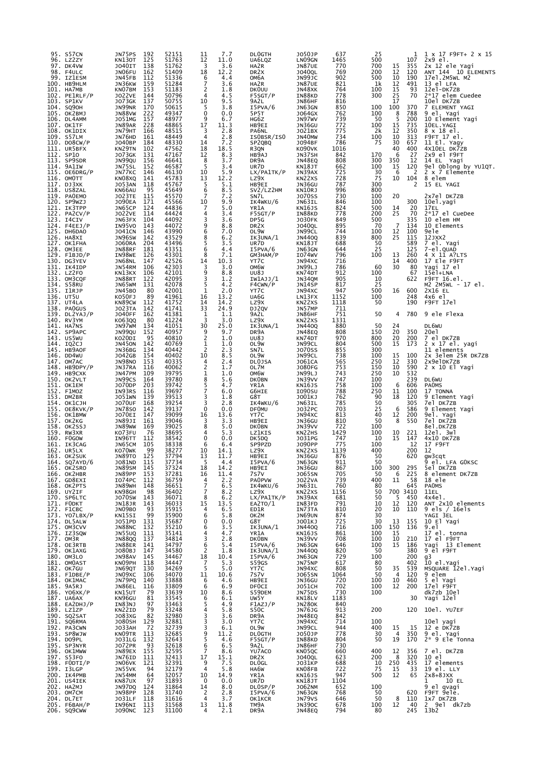| No. | Call | Loc | QSOs | Points | Zero | Avg | ODX Call | ODX Loc | ODX km | Power | | | Antenna |
|---|---|---|---|---|---|---|---|---|---|---|---|---|---|
| 95. | S57CN | JN75PS | 192 | 52151 | 11 | 7.7 | DL0GTH | JO50JP | 637 | 25 | | 1 | 1 x 17 F9FT+ 2 x 15 |
| 96. | LZ2ZY | KN13OT | 125 | 51763 | 12 | 11.0 | UA6LQZ | LN09GN | 1465 | 500 | | 107 | 2x9 el. |
| 97. | DK4VW | JO40IT | 138 | 51762 | 3 | 3.6 | HA2R | JN87UE | 770 | 700 | 15 | 355 | 2x 12 ele Yagi |
| 98. | F4ULC | JN06FU | 162 | 51409 | 18 | 12.2 | DR2X | JO40QL | 769 | 200 | 12 | 120 | ANT 144 10 ELEMENTS |
| 99. | IZ1ESM | JN45FB | 112 | 51336 | 6 | 4.4 | OM6A | JN99JC | 902 | 500 | 10 | 190 | 17el.2M5WL M2 |
| 100. | HB9HLM | JN36KW | 159 | 51284 | 7 | 3.6 | HA2R | JN87UE | 821 | 1k | 12 | 491 | 13 el LFA |
| 101. | HA7MB | KN07BM | 153 | 51183 | 2 | 1.8 | DK0UU | JN48XK | 764 | 100 | 15 | 93 | 12el-DK7ZB |
| 102. | PE1RLF/P | JO22VE | 144 | 50796 | 4 | 4.5 | F5SGT/P | IN88KD | 778 | 300 | 25 | 70 | 2*17 elem Cuedee |
| 103. | SP1KV | JO73GK | 137 | 50755 | 10 | 9.5 | 9A2L | JN86HF | 816 | | 17 | | 10el DK7ZB |
| 104. | SQ9OH | JN99NR | 170 | 50615 | 5 | 3.8 | I5PVA/6 | JN63GN | 850 | 100 | 100 | 370 | 7 ELEMENT YAGI |
| 105. | OK2BMJ | JN88VW | 222 | 49347 | 0 | 0.0 | 5P5T | JO65GX | 762 | 100 | 8 | 788 | 9 el. Yagi |
| 106. | DL4AMM | JO51MG | 157 | 48977 | 9 | 6.7 | HG6Z | JN97WV | 739 | 50 | 5 | 200 | 10 Element Yagi |
| 107. | OK1TF | JN89AR | 228 | 48865 | 17 | 11.3 | HB9EI | JN36GU | 772 | 100 | 15 | 735 | 10EL.YAGI |
| 108. | OK1DIX | JN79HT | 166 | 48515 | 3 | 2.8 | PA6NL | JO21BX | 775 | 100 | 12 | 350 | 8 x 18 el. |
| 109. | S57LM | JN76HD | 161 | 48449 | 4 | 2.8 | IS0BSR/IS0 | JN40MW | 734 | 100 | 10 | 313 | F9FT 17 el. |
| 110. | DO8CW/P | JO40BP | 184 | 48330 | 14 | 7.2 | SP2QBQ | JO94BF | 786 | 75 | 30 | 657 | 11 El. Yagy |
| 111. | UR5BFX | KN29TN | 102 | 47562 | 18 | 18.5 | R3QN | KO90VK | 1016 | | 40 | 400 | 4X10EL DK7ZB |
| 112. | SP1O | JO73GK | 131 | 47167 | 12 | 8.3 | HB9AJ | JN37SH | 842 | 170 | 6 | 27 | 2x9 el F9FT |
| 113. | SP9SDR | JN99QU | 156 | 46641 | 8 | 3.7 | DR9A | JN48EQ | 808 | 300 | 350 | 12 | 14 EL Yagi |
| 114. | 9A1IW | JN75SL | 152 | 46587 | 5 | 3.4 | UR7D | KN18JT | 662 | 100 | 15 | 120 | 9el Oblong by YU1QT. |
| 115. | OE6DRG/P | JN77KC | 146 | 46130 | 10 | 5.9 | LX/PA1TK/P | JN39AX | 725 | 30 | 6 | 2 | 2 x 7 Elemente |
| 116. | OM0TT | KN08XQ | 141 | 45783 | 13 | 12.2 | LZ9X | KN22XS | 728 | 75 | 10 | 104 | 8 elem |
| 117. | DJ3XK | JO53AN | 118 | 45767 | 5 | 5.1 | HB9EI | JN36GU | 787 | 300 | | 2 | 15 EL YAGI |
| 118. | US8ZAL | KN66AU | 95 | 45649 | 6 | 8.5 | SV2/LZ2HM | KN10RJ | 996 | 800 | | | |
| 119. | PA0EMO | JO23TE | 115 | 45570 | 7 | 7.2 | SN7L | JO70SS | 730 | 100 | 20 | | 2x7el DK7ZB |
| 120. | SP9WZJ | JO90EA | 171 | 45566 | 10 | 9.9 | IK4WKU/6 | JN63IL | 846 | 100 | | 300 | 10el.yagi |
| 121. | IK3TPP | JN65CP | 124 | 44836 | 7 | 5.0 | YR1A | KN16JS | 824 | 500 | 14 | 20 | 17EL |
| 122. | PA2CV/P | JO22VE | 114 | 44424 | 4 | 3.4 | F5SGT/P | IN88KD | 778 | 200 | 25 | 70 | 2*17 el CueDee |
| 123. | I4CIV | JN63FX | 104 | 44092 | 3 | 3.6 | DP5G | JO30FK | 849 | 500 | | 335 | 10 elem HM |
| 124. | F4EEJ/P | IN95VO | 143 | 44072 | 9 | 8.8 | DR2X | JO40QL | 895 | 70 | 7 | 134 | 10 Elements |
| 125. | DH6DAO | JO41CN | 146 | 43990 | 6 | 7.0 | OL9W | JN99CL | 744 | 100 | 12 | 100 | 9ele |
| 126. | HA8XI | JN96SW | 142 | 43529 | 8 | 6.2 | IK3UNA/1 | JN44OQ | 839 | 800 | 25 | 115 | 12JXX2 |
| 127. | OK1FHA | JO60RA | 204 | 43496 | 5 | 3.5 | UR7D | KN18JT | 688 | 50 | | 589 | 7 el. Yagi |
| 128. | OM3EE | JN88RF | 181 | 43351 | 6 | 4.4 | I5PVA/6 | JN63GN | 644 | 25 | | 125 | 7-el QUAD |
| 129. | F1BJD/P | IN98WE | 126 | 43301 | 8 | 7.1 | GM3HAM/P | IO74WV | 796 | 100 | 13 | 260 | 4 X 11 A?LTS |
| 130. | DG3YEV | JN68NL | 147 | 42526 | 14 | 10.3 | YT7C | JN94XC | 716 | | 14 | 400 | 17 Ele F9FT |
| 131. | IK4IDP | JN54RM | 106 | 42303 | 3 | 3.0 | OM6W | JN99LJ | 786 | 60 | 30 | 80 | Yagi 17 el |
| 132. | LZ2FO | KN13KX | 106 | 42101 | 9 | 8.8 | UU8J | KN74DT | 912 | 100 | | 67 | 15el+LNA |
| 133. | OM3CQF | JN88RT | 122 | 42095 | 3 | 1.2 | IW1AJJ/1 | JN34QM | 905 | 10 | | 622 | F9FT 16.el. |
| 134. | S58RU | JN65WM | 131 | 42078 | 5 | 4.2 | F4CWN/P | JN14SP | 817 | 25 | | | M2 2M5WL - 17 el. |
| 135. | I1RJP | JN45BO | 80 | 42001 | 1 | 2.0 | YT7C | JN94XC | 947 | 500 | 16 | 600 | 2X16 EL |
| 136. | UT5U | KO50FJ | 89 | 41961 | 16 | 13.2 | UA6G | LN13FX | 1152 | 100 | | 248 | 4x6 el |
| 137. | UT4LA | KN89CW | 112 | 41752 | 14 | 14.2 | LZ9X | KN22XS | 1118 | 50 | | 190 | F9FT 17el |
| 138. | PA0GUS | JO23TA | 142 | 41741 | 33 | 24.9 | DJ2QV | JN57MP | 711 | | | | |
| 139. | DL2YAJ/P | JO40FF | 162 | 41381 | 1 | 1.1 | 9A2L | JN86HF | 751 | 50 | 4 | 780 | 9 ele Flexa |
| 140. | RV3YM | KO63QQ | 80 | 41224 | 3 | 3.0 | LZ9X | KN22XS | 1331 | | | | |
| 141. | HA7NS | JN97WM | 134 | 41051 | 30 | 25.0 | IK3UNA/1 | JN44OQ | 880 | 50 | 24 | | DL6WU |
| 142. | SP9APC | JN99QU | 152 | 40957 | 9 | 9.7 | DR9A | JN48EQ | 808 | 150 | 20 | 350 | 20el |
| 143. | US5WU | KO20DI | 95 | 40810 | 2 | 1.0 | UU8J | KN74DT | 970 | 800 | 20 | 200 | 7 el DK7ZB |
| 144. | IQ2CJ | JN45ON | 142 | 40769 | 1 | 1.0 | OL9W | JN99CL | 804 | 500 | 15 | 173 | 2 x 17 el. yagi |
| 145. | HB9AOF | JN36BG | 134 | 40442 | 2 | 2.3 | SN7L | JO70SS | 855 | 300 | | | 11 elements |
| 146. | DD4WU | JO42GB | 154 | 40402 | 10 | 8.5 | OL9W | JN99CL | 738 | 100 | 15 | 100 | 2x 3elem 25R DK7ZB |
| 147. | OM7AC | JN98NO | 153 | 40335 | 4 | 2.4 | DL0JSA | JO61CA | 565 | 250 | 12 | 330 | 2x9elDK7ZB |
| 148. | HB9DPY/P | JN37RA | 116 | 40062 | 2 | 1.7 | OL7M | JO80FG | 753 | 150 | 10 | 590 | 2 x 10 El Yagi |
| 149. | HB9CXK | JN47PM | 109 | 39795 | 1 | 1.0 | OM6W | JN99LJ | 743 | 250 | 10 | 532 | |
| 150. | OK2VLT | JN99CS | 164 | 39780 | 8 | 5.6 | DK0BN | JN39VV | 747 | 100 | | 239 | DL6WU |
| 151. | OK1EM | JO70DP | 203 | 39742 | 5 | 4.7 | YR1A | KN16JS | 758 | 100 | 6 | 606 | PA0MS |
| 152. | F1MOZ | IN93RS | 116 | 39697 | 7 | 6.0 | G6HIE | IO90SU | 788 | 250 | 11 | 100 | 17 TONNA |
| 153. | DM2BR | JO51WN | 139 | 39513 | 3 | 1.8 | G8T | JO01KJ | 762 | 90 | 18 | 120 | 9 Element Yagi |
| 154. | OK1CJH | JO70UF | 168 | 39254 | 3 | 2.8 | IK4WKU/6 | JN63IL | 785 | 50 | | 305 | 7el DK7ZB |
| 155. | OE8KVK/P | JN78SO | 142 | 39137 | 0 | 0.0 | DF0MU | JO32PC | 703 | 25 | 6 | 586 | 9 Element Yagi |
| 156. | OK1BMW | JO70EI | 147 | 39099 | 16 | 13.6 | YT7C | JN94XC | 813 | 40 | 12 | 200 | 9el. Yagi |
| 157. | OK2KG | JN89JI | 161 | 39046 | 3 | 3.3 | HB9EI | JN36GU | 810 | 50 | 8 | 550 | 7el DK7ZB |
| 158. | OK2SSJ | JN89WW | 169 | 39025 | 8 | 5.0 | DK0BN | JN39VV | 722 | 100 | | | 8el.DK7ZB |
| 159. | RW3XR | KO73FU | 76 | 38695 | 4 | 5.3 | LZ1KIS | KN22HS | 1429 | 100 | 10 | 221 | 12el. 3wl |
| 160. | F0GOW | IN96TT | 112 | 38542 | 0 | 0.0 | DK5DQ | JO31PG | 747 | 10 | 15 | 147 | 4x10 DK7ZB |
| 161. | IK3CAG | JN65CM | 105 | 38338 | 6 | 6.4 | SP9PZD | JO90PP | 775 | 100 | | 12 | 17 F9FT |
| 162. | UR5LX | KO70WK | 99 | 38277 | 10 | 14.1 | LZ9X | KN22XS | 1139 | 400 | | 200 | 12 |
| 163. | OK2SUK | JN89TO | 125 | 37794 | 13 | 11.7 | HB9EI | JN36GU | 876 | 50 | | 620 | gw3cqt |
| 164. | SQ7AYD/6 | JO81ND | 115 | 37734 | 5 | 4.4 | I5PVA/6 | JN63GN | 911 | 50 | | | 9 el. LFA G0KSC |
| 165. | OK2SRO | JN89SM | 145 | 37324 | 18 | 14.2 | HB9EI | JN36GU | 867 | 100 | 300 | 295 | 5el DK7ZB |
| 166. | OK2HBR | JN89PP | 153 | 37281 | 16 | 11.4 | 7S7V | JO65SN | 705 | 50 | 6 | 225 | 8 element DK7ZB |
| 167. | GD8EXI | IO74PC | 112 | 36759 | 4 | 2.2 | PA0PVW | JO22VA | 739 | 400 | 11 | 58 | 18 ele |
| 168. | OK2PTS | JN89WH | 148 | 36651 | 7 | 6.5 | IK4WKU/6 | JN63IL | 760 | 80 | | 645 | PA0MS |
| 169. | UY2IF | KN98GH | 98 | 36402 | 7 | 8.2 | LZ9X | KN22XS | 1156 | 50 | 700 | 3410 | 11EL |
| 170. | SP6LTC | JO70SW | 143 | 36071 | 8 | 6.2 | LX/PA1TK/P | JN39AX | 681 | 50 | 5 | 450 | 4x4el. |
| 171. | F0DKT | JN18JR | 143 | 36033 | 15 | 13.5 | EA2TO/1 | IN83FD | 791 | 10 | 12 | 120 | ANT 2x10 elements |
| 172. | F1CBC | JN09BO | 93 | 35915 | 4 | 6.5 | ED1R | IN73TA | 810 | 20 | 10 | 110 | 9 els / 16els |
| 173. | YO7LBX/P | KN15SI | 99 | 35900 | 6 | 5.8 | OK2M | JN69UN | 874 | 30 | | | YAGI 3EL |
| 174. | DL5ALW | JO51PD | 131 | 35687 | 0 | 0.0 | G8T | JO01KJ | 725 | 30 | 13 | 155 | 10 El Yagi |
| 175. | OM3CVV | JN88NC | 132 | 35210 | 6 | 3.5 | IK3UNA/1 | JN44OQ | 716 | 100 | 150 | 136 | 9.el |
| 176. | IZ3SQW | JN55UQ | 111 | 35141 | 6 | 4.7 | YR1A | KN16JS | 861 | 100 | 15 | | 17 el. tonna |
| 177. | OM3R | JN88QQ | 137 | 34814 | 3 | 2.8 | DK0BN | JN39VV | 708 | 100 | 10 | 210 | 17 el F9FT |
| 178. | OE3RTB | JN88ER | 141 | 34797 | 6 | 5.4 | I5PVA/6 | JN63GN | 646 | 100 | 15 | 186 | Yagi 13 Element |
| 179. | OK1AXG | JO80BJ | 147 | 34580 | 2 | 1.8 | IK3UNA/1 | JN44OQ | 820 | 50 | | 380 | 9 el F9FT |
| 180. | OM3LQ | JN98AV | 145 | 34467 | 18 | 10.4 | I5PVA/6 | JN63GN | 729 | 100 | | 200 | g3 |
| 181. | OM0AST | KN09PH | 118 | 34447 | 7 | 5.3 | S59GS | JN75NP | 617 | 80 | | 402 | 10 el.Yagi |
| 182. | OK7GU | JN69QT | 130 | 34269 | 5 | 5.0 | YT7C | JN94XC | 808 | 50 | 35 | 539 | MSQUARE 12el.Yagi |
| 183. | F1DBE/P | JN09XC | 106 | 34070 | 11 | 10.6 | 7S7V | JO65SN | 1064 | 50 | 4 | 120 | 9 elem |
| 184. | OK1MAC | JN79PQ | 140 | 33888 | 6 | 4.6 | HB9EI | JN36GU | 720 | 100 | 10 | 460 | 5 el Yagi |
| 185. | 9A5RJ | JN86EL | 116 | 33809 | 6 | 6.9 | DF0CI | JO51CH | 702 | 100 | 12 | 200 | 17el F9FT |
| 186. | YO6XK/P | KN15UT | 79 | 33639 | 10 | 8.6 | S59DEM | JN75DS | 730 | 100 | | | dk7zb 10el |
| 187. | UA6AX | KN96GU | 81 | 33545 | 6 | 6.1 | UW5Y | KN18LV | 1183 | | | 30 | Yagi 12el |
| 188. | EA2DHJ/P | IN83NJ | 97 | 33463 | 5 | 4.9 | F1AZJ/P | JN28OK | 840 | | | | |
| 189. | LZ1ZP | KN22ID | 79 | 33248 | 4 | 5.8 | S50C | JN76JG | 913 | 200 | | 120 | 10el. YU7EF |
| 190. | SQ2SAT | JO83XG | 82 | 32980 | 3 | 3.6 | DR9A | JN48EQ | 842 | | | | |
| 191. | SQ6RMA | JO80SH | 129 | 32881 | 3 | 3.0 | YT7C | JN94XC | 714 | 100 | | | 10el yagi |
| 192. | PA3CWN | JO33AH | 72 | 32739 | 3 | 6.1 | OL9W | JN99CL | 944 | 400 | 15 | 15 | 12 e DK7ZB |
| 193. | SP8WJW | KN09TR | 113 | 32685 | 9 | 11.2 | DL0GTH | JO50JP | 778 | 30 | 4 | 350 | 9 el. Yagi |
| 194. | DO9PL | JO31LG | 132 | 32643 | 5 | 4.6 | F5SGT/P | IN88KD | 804 | 50 | 19 | 170 | 2* 9 Ele Tonna |
| 195. | SP3NYR | JO72PR | 93 | 32618 | 6 | 6.5 | 9A2L | JN86HF | 730 | | | | |
| 196. | OK1MWW | JN89EX | 155 | 32595 | 7 | 8.6 | YU7ACO | KN05QC | 660 | 400 | 12 | 356 | 7 el. DK7ZB |
| 197. | S53FO | JN76ID | 111 | 32413 | 17 | 15.1 | DR2X | JO40QL | 623 | 200 | 8 | 320 | 10 el |
| 198. | F0DTI/P | JN06VK | 121 | 32391 | 9 | 7.5 | DL0GL | JO31KP | 688 | 10 | 250 | 435 | 17 elements |
| 199. | I3LGP | JN55VK | 94 | 32179 | 4 | 5.8 | HA6W | KN08FB | 722 | 75 | 15 | 33 | 19 el. LLY |
| 200. | IK4PMB | JN54MM | 64 | 32057 | 10 | 14.9 | YR1A | KN16JS | 947 | 500 | 12 | 65 | 2x8+8JXX |
| 201. | US4IEK | KN87UX | 97 | 31893 | 0 | 0.0 | UR7D | KN18JT | 1104 | | | 1 | 10 EL |
| 202. | HA2MJ | JN97DQ | 124 | 31864 | 14 | 8.0 | DL0SP/P | JO62NM | 652 | 100 | | | 9 el gvagi |
| 203. | OM7CM | JN98PP | 128 | 31740 | 2 | 2.8 | I5PVA/6 | JN63GN | 768 | 50 | | 620 | F9FT 9ele. |
| 204. | DL7ET | JO31LF | 118 | 31616 | 4 | 3.7 | OK1KCR | JN79VS | 646 | 50 | 8 | 110 | 1x7 DK7ZB |
| 205. | F6BAH/P | IN96NI | 113 | 31568 | 13 | 11.8 | TM9A | JN39OC | 678 | 100 | 12 | 40 | 2 9el dk7zb |
| 206. | SQ9CWW | JO90NC | 123 | 31100 | 4 | 2.1 | DR9A | JN48EQ | 794 | 80 | | 245 | 13b2 |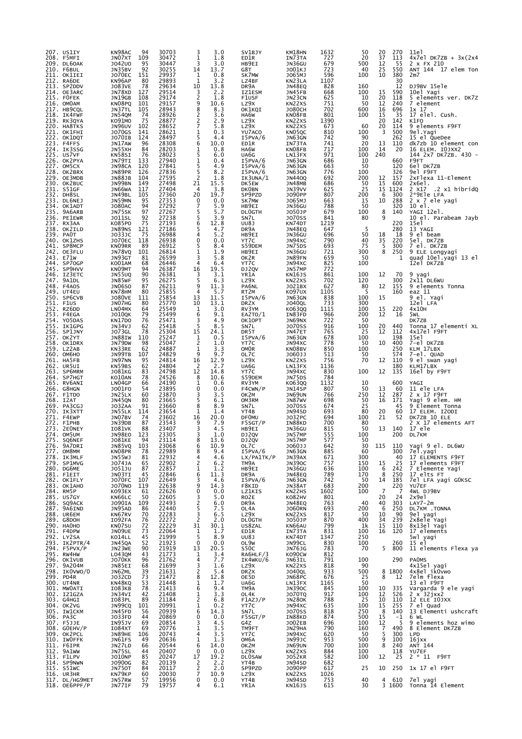| | | | | | | | | | | | | | |
|---|---|---|---|---|---|---|---|---|---|---|---|---|---|
| 207. | US1IY | KN98AC | 94 | 30703 | 3 | 3.0 | SV1BJY | KM18HN | 1632 | 50 | 20 | 270 | 11el |
| 208. | F5MFI | JN07XT | 109 | 30472 | 1 | 1.8 | ED1R | IN73TA | 727 | 20 | 37 | 113 | 4x7el DK7ZB + 3x(2x4 |
| 209. | DL6OAK | JO42UO | 95 | 30447 | 3 | 3.0 | HB9EI | JN36GU | 679 | 500 | 12 | 55 | 2 x FX 210 |
| 210. | F6BUL | JN35BV | 92 | 30255 | 14 | 13.7 | G8T | JO01KJ | 723 | 40 | 25 | 550 | ANT 144 17 elem Ton |
| 211. | OK1IEI | JO70EC | 151 | 29937 | 1 | 0.8 | SK7MW | JO65MJ | 596 | 100 | 10 | 380 | 2m7 |
| 212. | RA6DE | KN96AP | 80 | 29893 | 1 | 3.2 | LZ4BF | KN23LA | 1107 | | | 30 | |
| 213. | SP2DDV | JO83VE | 78 | 29634 | 10 | 13.8 | DR9A | JN48EQ | 828 | 160 | | 12 | DJ9BV 15ele |
| 214. | OE3ARC | JN78XD | 127 | 29514 | 3 | 2.2 | IZ1ESM | JN45FB | 668 | 100 | 15 | 590 | 10el Yagi |
| 215. | F0FEK | JN19GB | 108 | 29274 | 2 | 1.8 | F1USF | JN23CN | 625 | 10 | 20 | 118 | 5 elements ver. DK7Z |
| 216. | OM0AM | KN08PQ | 101 | 29157 | 9 | 10.6 | LZ9X | KN22XS | 751 | 50 | 12 | 240 | 7 element |
| 217. | HB9CQL | JN37TL | 105 | 28943 | 8 | 8.3 | OK1KQI | JO80CH | 702 | 600 | 16 | 696 | 1x 17 |
| 218. | IK4FWF | JN54QM | 74 | 28926 | 2 | 3.6 | HA6W | KN08FB | 801 | 100 | 15 | 35 | 17 elel. Cush. |
| 219. | RK3QYA | KO91MO | 75 | 28877 | 2 | 2.9 | LZ9X | KN22XS | 1390 | | 20 | 142 | K1FO |
| 220. | HA8TKS | JN96UV | 102 | 28652 | 7 | 5.8 | LZ9X | KN22XS | 673 | 60 | 20 | 114 | 9 elements F9FT |
| 221. | OK1FHI | JO70GS | 141 | 28621 | 1 | 0.3 | YU7ACO | KN05QC | 810 | 100 | 3 | 500 | 9el.Yagi |
| 222. | OK1DQT | JO70IB | 124 | 28497 | 5 | 4.4 | I5PVA/6 | JN63GN | 742 | 90 | | 262 | 15 el QueDee |
| 223. | F4FFS | JN17AW | 96 | 28308 | 6 | 10.0 | ED1R | IN73TA | 741 | 20 | 13 | 110 | dk7zb 10 element con |
| 224. | IK3SSG | JN55XH | 84 | 28203 | 1 | 0.8 | HA6W | KN08FB | 717 | 100 | 14 | 20 | 16 ELEM. I0JXX2 |
| 225. | US7VF | KN58SI | 76 | 28023 | 5 | 6.0 | UA6G | LN13FX | 971 | 100 | 240 | | 144 2x7 DK7ZB. 430 - |
| 226. | OK2PYA | JN79TI | 133 | 27940 | 1 | 0.4 | I5PVA/6 | JN63GN | 686 | 10 | | 660 | F9FT |
| 227. | OM5CX | JN98CA | 120 | 27841 | 5 | 4.9 | I5PVA/6 | JN63GN | 663 | 50 | | 120 | 6el DK7ZB |
| 228. | OK2BRX | JN89PR | 126 | 27836 | 5 | 8.2 | I5PVA/6 | JN63GN | 776 | 100 | | 326 | 9el F9FT |
| 229. | OE3MDB | JN88JB | 104 | 27595 | 2 | 1.8 | IK3UNA/1 | JN44OQ | 692 | 200 | 12 | 157 | 2xFlexa 11-Element |
| 230. | OK2BUC | JN99BN | 149 | 27498 | 21 | 15.5 | DK5EW | JN48MB | 686 | 50 | 15 | 600 | 2x6el. |
| 231. | S51GF | JN66WA | 117 | 27404 | 4 | 3.8 | DK0BN | JN39VV | 625 | 25 | 15 | 1124 | 2 X17 .2 x1 hibridQ |
| 232. | DH8SL | JN49BL | 105 | 27360 | 20 | 19.7 | SP9PZD | JO90PP | 807 | 200 | 6 | 300 | 2*9Ele LFA |
| 233. | DL0NEJ | JN59MN | 95 | 27353 | 0 | 0.0 | SK7MW | JO65MJ | 663 | 15 | 10 | 288 | 2 x 7 ele yagi |
| 234. | OK1ADT | JO80AC | 94 | 27292 | 7 | 5.9 | HB9EI | JN36GU | 788 | 50 | | 320 | 10 el. |
| 235. | 9A6ARB | JN75SK | 97 | 27267 | 5 | 5.7 | DL0GTH | JO50JP | 679 | 100 | 8 | 140 | YAGI 12el. |
| 236. | PE1EWR | JO11SL | 92 | 27238 | 5 | 3.9 | SN7L | JO70SS | 841 | 80 | 9 | | 10 el. Parabeam Jayb |
| 237. | RX3AA | KO85PO | 75 | 27193 | 6 | 12.8 | UU8J | KN74DT | 1219 | | | 220 | 15el |
| 238. | OK2ILD | JN89NS | 121 | 27186 | 5 | 4.7 | DR9A | JN48EQ | 647 | 5 | | 280 | 13 YAGI |
| 239. | PA0T | JO33JC | 75 | 26988 | 4 | 5.2 | HB9EI | JN36GU | 696 | 50 | 18 | 18 | 9 el beam |
| 240. | OK1ZHS | JO70EC | 118 | 26938 | 0 | 0.0 | YT7C | JN94XC | 790 | 40 | 35 | 220 | 5el. DK7ZB |
| 241. | SP8MCP | KN09RR | 89 | 26912 | 5 | 8.4 | S59DEM | JN75DS | 693 | 75 | 5 | 300 | 7 el. DK7ZB |
| 242. | OE3FLU | JN78VQ | 101 | 26814 | 1 | 1.9 | HB9EI | JN36GU | 721 | 300 | 8 | 250 | 9 ELE Longyagi |
| 243. | E71W | JN93GT | 81 | 26599 | 3 | 5.8 | OK2R | JN89FN | 659 | 50 | | 1 | quad 10el.yagi 13 el |
| 244. | SP7OGP | KO01AM | 68 | 26446 | 4 | 6.4 | YT7C | JN94XC | 825 | 100 | | | 12el DK7ZB |
| 245. | SP9HVV | KN09MT | 94 | 26387 | 16 | 19.5 | DJ2QV | JN57MP | 772 | | | | |
| 246. | IZ3ETC | JN55UQ | 90 | 26381 | 3 | 3.1 | YR1A | KN16JS | 861 | 100 | 12 | 70 | 9 yagi |
| 247. | 9A1DL | JN85WF | 95 | 26275 | 5 | 6.3 | LZ9X | KN22XS | 702 | 120 | | 300 | 2x11 DL6WU |
| 248. | F4AOS | JN06SO | 87 | 26211 | 9 | 11.3 | PA6NL | JO21BX | 627 | 80 | 12 | 155 | 9 elements Tonna |
| 249. | UT4EU | KN78HM | 80 | 25855 | 4 | 5.7 | RT2M | KO97UX | 1105 | 5 | | 160 | eaz 11 |
| 250. | SP6CVB | JO80VE | 111 | 25854 | 13 | 11.5 | I5PVA/6 | JN63GN | 838 | 100 | 15 | | 9 el. Yagi |
| 251. | F1US | JN07HG | 80 | 25770 | 10 | 13.1 | DR2X | JN60QL | 733 | 300 | | | 12el LFA |
| 252. | RZ6DD | LN04MX | 64 | 25549 | 1 | 3.0 | RV3YM | KO63QQ | 1115 | 100 | 15 | 220 | 4x10H |
| 253. | F4EGA | JO10QK | 79 | 25499 | 6 | 9.1 | EA2TO/1 | IN83FD | 966 | 200 | 12 | 16 | 5WL |
| 254. | YO5DAS | KN17DO | 76 | 25471 | 3 | 4.9 | OK1OPT | JN69NX | 722 | 50 | | | DK7ZB |
| 255. | IK1GPG | JN34VJ | 62 | 25418 | 5 | 8.5 | SN7L | JO70SS | 916 | 100 | 20 | 440 | Tonna 17 elementi XL |
| 256. | SP1JNY | JO73GL | 78 | 25304 | 15 | 24.1 | DR5T | JN47ET | 765 | 25 | 12 | 112 | 4x17el F9FT |
| 257. | OK2YT | JN88IW | 110 | 25247 | 1 | 0.5 | I5PVA/6 | JN63GN | 678 | 100 | | 198 | 15el |
| 258. | OK1DRX | JN79DW | 98 | 25047 | 2 | 1.0 | YT7C | JN94XC | 778 | 50 | 10 | 400 | 7-el DK7ZB |
| 259. | LZ2AB | KN33RE | 62 | 24887 | 1 | 3.3 | OM0R | KN08BV | 850 | 100 | | 250 | KLM 17LBX |
| 260. | OM6HO | JN99TB | 107 | 24829 | 9 | 9.7 | OL7C | JO60JJ | 513 | 50 | | 574 | 7-el. QUAD |
| 261. | HA5FB | JN97NN | 95 | 24814 | 16 | 12.9 | LZ9X | KN22XS | 756 | 70 | 12 | 110 | 9 el swan yagi |
| 262. | UR5UI | KN59BS | 62 | 24804 | 2 | 2.7 | UA6G | LN13FX | 1136 | | | 180 | KLM17LBX |
| 263. | SP6MRM | JO81KG | 83 | 24798 | 12 | 14.8 | YT7C | JN94XC | 830 | 100 | 12 | 135 | 16el by F9FT |
| 264. | SP7HGT | KO10AN | 78 | 24526 | 8 | 10.6 | S59DEM | JN75DS | 784 | | | | |
| 265. | RV6ANI | LN04GP | 66 | 24190 | 1 | 0.6 | RV3YM | KO63QQ | 1132 | 10 | | 600 | YAGI |
| 266. | G8HGN | JO01FO | 54 | 23895 | 0 | 0.0 | F4CWN/P | JN14SP | 807 | 50 | 13 | 60 | 11 ele LFA |
| 267. | F1TDO | JN25LX | 60 | 23870 | 3 | 3.5 | OK2M | JN69UN | 766 | 250 | 12 | 287 | 2 x 17 F9FT |
| 268. | I2AT | JN45QN | 80 | 23665 | 5 | 6.1 | OM3RM | JN87WV | 698 | 50 | 16 | 171 | Yagi 9 elem. HM |
| 269. | PA3CGJ | JO32AA | 91 | 23660 | 8 | 8.9 | SN7L | JO70SS | 674 | 25 | | 45 | 9 Element Tonna |
| 270. | IK3XTT | JN55LK | 114 | 23654 | 1 | 1.4 | YT4B | JN94SD | 693 | 80 | 20 | 60 | 17 ELEM. I2ODI |
| 271. | F4EWP | JN07BV | 74 | 23602 | 16 | 20.0 | DF0MU | JO32PC | 694 | 100 | 21 | 52 | DK7ZB 10 ELE |
| 272. | F1PHB | JN39DB | 87 | 23543 | 9 | 7.9 | F5SGT/P | IN88KD | 700 | 80 | | | 2 X 17 elements AFT |
| 273. | 2E0NEY | IO81VK | 88 | 23407 | 3 | 4.5 | HB9EI | JN36GU | 815 | 50 | 13 | 140 | 17 ele |
| 274. | OM5UM | JN98EO | 123 | 23305 | 3 | 1.0 | DJ2QV | JN57MP | 555 | 100 | | 200 | DL7KM |
| 275. | SQ6NEF | JO81KE | 94 | 23114 | 8 | 13.6 | DJ2QV | JN57MP | 577 | 50 | | | |
| 276. | 9A7DRI | JN85VQ | 103 | 23068 | 6 | 10.9 | OL7C | JO60JJ | 642 | 30 | 115 | 110 | Yagi 9 el. DL6WU |
| 277. | OM8MM | KN08PR | 78 | 22989 | 8 | 9.4 | I5PVA/6 | JN63GN | 885 | 60 | | 300 | 7el.yagi |
| 278. | IK3MLF | JN55WJ | 81 | 22932 | 4 | 4.6 | LX/PA1TK/P | JN39AX | 671 | 300 | | 40 | 17 ELEMENTS F9FT |
| 279. | SP1MVG | JO74JA | 65 | 22902 | 2 | 6.2 | TM9A | JN39OC | 757 | 150 | 15 | 25 | 17 elements F9FT |
| 280. | DG6ME | JO51JU | 87 | 22857 | 1 | 1.2 | HB9EI | JN36GU | 636 | 100 | 6 | 242 | 7 Elemente Yagi |
| 281. | F1EIT | JN03TI | 45 | 22846 | 6 | 11.3 | DR9A | JN48EQ | 789 | 170 | 8 | 250 | 17 elts FT |
| 282. | OK1FLY | JO70FC | 107 | 22649 | 3 | 4.6 | I5PVA/6 | JN63GN | 742 | 50 | 14 | 185 | 7el LFA yagi G0KSC |
| 283. | OK1AHO | JO70NO | 119 | 22638 | 9 | 14.3 | F8KID | JN38AT | 683 | 200 | | 220 | YU7EF |
| 284. | RM5P | KO93EX | 61 | 22626 | 0 | 0.0 | LZ1KIS | KN22HS | 1602 | 100 | 7 | 7 | 4WL DJ9BV |
| 285. | US7GY | KN66LC | 50 | 22605 | 3 | 5.0 | RO2E | KO82HV | 801 | | 20 | 24 | 2x9el |
| 286. | SQ9ACK | JO90IA | 109 | 22493 | 2 | 6.0 | DR9A | JN48EQ | 763 | 40 | 40 | 303 | LAY7-2m |
| 287. | 9A6IND | JN95AD | 86 | 22440 | 5 | 7.5 | OL4A | JO60RN | 693 | 200 | 6 | 250 | DL7KM .TONNA |
| 288. | UR6EM | KN67RV | 70 | 22283 | 3 | 6.5 | LZ9X | KN22XS | 817 | 50 | 10 | 90 | 9el yagi |
| 289. | G8DOH | IO92FA | 76 | 22272 | 2 | 2.0 | DL0GTH | JO50JP | 870 | 400 | 34 | 239 | 2x8ele Yagi |
| 290. | HA0HO | KN07SU | 72 | 22229 | 31 | 30.1 | US8ZAL | KN66AU | 799 | 1k | 15 | 110 | 8x13el Yagi |
| 291. | F4DPW | JN09UE | 73 | 22064 | 1 | 1.7 | ED1R | IN73TA | 831 | 100 | 16 | 120 | 17 elements |
| 292. | LY2SA | KO14LL | 45 | 21999 | 5 | 8.9 | UU8J | KN74DT | 1347 | 250 | | | 5wl yagi |
| 293. | IK2PTR/4 | JN45QA | 52 | 21923 | 0 | 0.0 | OL9W | JN99CL | 830 | 100 | | 260 | 15 el |
| 294. | F5PVX/P | JN23WE | 90 | 21919 | 13 | 20.5 | S50C | JN76JG | 783 | 70 | 5 | 800 | 11 elements Flexa ya |
| 295. | RW4HW | LO43QM | 43 | 21773 | 1 | 3.4 | RA6HLF/3 | KO90CW | 812 | | | | |
| 296. | OK1VUB | JO70KK | 96 | 21762 | 4 | 7.7 | IK4WKU/6 | JN63IL | 791 | 100 | | 290 | PA0MS |
| 297. | 9A2OM | JN85EI | 68 | 21699 | 3 | 1.6 | LZ9X | KN22XS | 818 | 90 | | | 4x15el yagi |
| 298. | IK0VWO/0 | JN62ML | 39 | 21631 | 2 | 5.4 | DR2X | JO40QL | 933 | 500 | 8 | 1800 | 4x8el ik0vwo |
| 299. | PD4R | JO32CD | 73 | 21472 | 8 | 12.8 | OE5D | JN68PC | 676 | 25 | 8 | 12 | 7elm flexa |
| 300. | UT4NR | KN48KQ | 53 | 21448 | 1 | 1.7 | UA6G | LN13FX | 1165 | 50 | | | 13 el F9FT |
| 301. | MW0ATI | IO83KB | 78 | 21413 | 6 | 9.4 | TM9A | JN39OC | 845 | 100 | 10 | 335 | Vargarda 9 ele yagi |
| 302. | IZ1GZA | JN34VI | 42 | 21408 | 1 | 3.3 | OL4K | JO70TQ | 917 | 100 | 12 | 526 | 2 X 32jxx2 |
| 303. | G4HGI | IO83PL | 89 | 21184 | 2 | 6.8 | F1AZJ/P | JN28OK | 788 | 25 | 10 | 110 | 12 ELE I0JXX |
| 304. | OK2VG | JN99CQ | 101 | 20991 | 1 | 0.2 | YT7C | JN94XC | 635 | 100 | 15 | 255 | 7 el Quad |
| 305. | IW1CKM | JN45FD | 56 | 20939 | 6 | 14.3 | SN7L | JO70SS | 818 | 250 | 8 | 140 | 13 Elementi ushcraft |
| 306. | PA3C | JO33FD | 44 | 20869 | 0 | 0.0 | F5SGT/P | IN88KD | 874 | 500 | 15 | -1 | 6 WL |
| 307. | F5JJE | IN95JV | 69 | 20854 | 3 | 4.5 | G4Z | JO02EB | 696 | 100 | 12 | 5 | 9 elements hoz wimo |
| 308. | G0EHV/P | IO84XT | 69 | 20776 | 1 | 3.5 | TM9FT | JN29HA | 790 | 160 | 7 | 490 | 8 Element DK7ZB |
| 309. | OK2PCL | JN89HE | 106 | 20743 | 4 | 3.5 | YT7C | JN94XC | 620 | 50 | 5 | 300 | LPD |
| 310. | IW0FFK | JN61FS | 49 | 20636 | 1 | 1.3 | OM6A | JN99JC | 953 | 500 | 9 | 100 | 16jxx |
| 311. | F6IPR | JN27LD | 66 | 20544 | 6 | 14.0 | OK2M | JN69UN | 700 | 100 | 8 | 240 | ANT 144 |
| 312. | 9A1WW | JN75SL | 44 | 20407 | 0 | 0.0 | LZ9X | KN22XS | 884 | 100 | | 118 | YU7EF |
| 313. | F1LPV | JO10NP | 85 | 20247 | 17 | 19.2 | DL0SAW | JO52KR | 582 | 100 | 12 | 25 | 2 * 11 F9FT |
| 314. | SP9NWN | JO90OG | 82 | 20139 | 2 | 2.2 | YT4B | JN94SD | 682 | | | | |
| 315. | S51WC | JN75OT | 84 | 20117 | 2 | 2.0 | SP9PZD | JO90PP | 617 | 25 | 10 | 250 | 1x 17 el F9FT |
| 316. | UR3HR | KN79KP | 60 | 20030 | 7 | 10.9 | LZ9X | KN22XS | 1026 | | | | |
| 317. | DL/HG9MET | JN57RW | 57 | 19956 | 0 | 0.0 | YT4B | JN94SD | 753 | 40 | 4 | 610 | 7el yagi |
| 318. | OE6PPF/P | JN77IF | 79 | 19757 | 4 | 6.1 | YR1A | KN16JS | 615 | 30 | 3 | 1600 | Tonna 14 Element |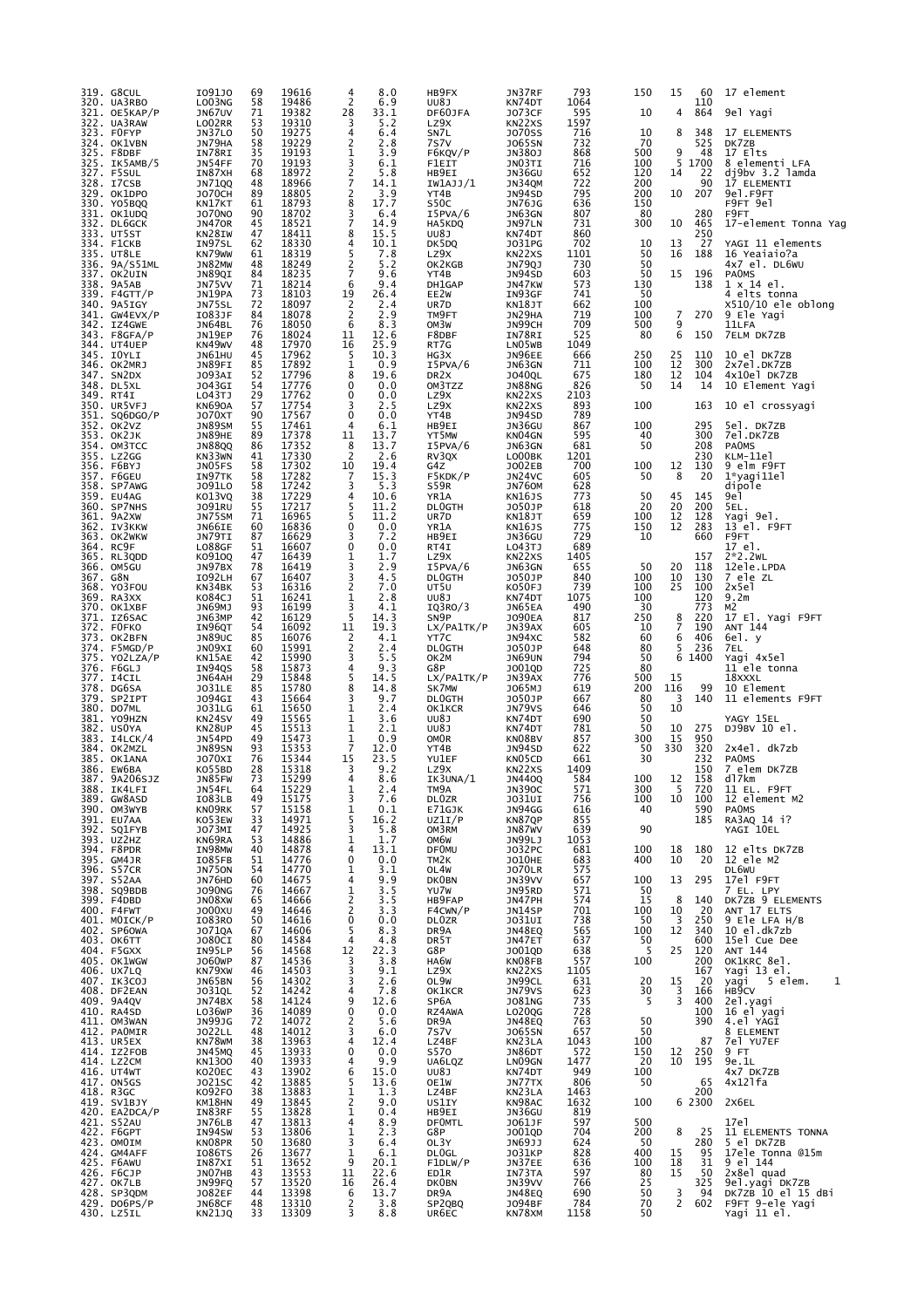| | | | | | | | | | | | | | |
|---|---|---|---|---|---|---|---|---|---|---|---|---|---|
| 319. | G8CUL | IO91JO | 69 | 19616 | 4 | 8.0 | HB9FX | JN37RF | 793 | 150 | 15 | 60 | 17 element |
| 320. | UA3RBO | LO03NG | 58 | 19486 | 2 | 6.9 | UU8J | KN74DT | 1064 | | | 110 | |
| 321. | OE5KAP/P | JN67UV | 71 | 19382 | 28 | 33.1 | DF60JFA | JO73CF | 595 | 10 | 4 | 864 | 9el Yagi |
| 322. | UA3RAW | LO02RR | 53 | 19310 | 3 | 5.2 | LZ9X | KN22XS | 1597 | | | | |
| 323. | F0FYP | JN37LO | 50 | 19275 | 4 | 6.4 | SN7L | JO70SS | 716 | 10 | 8 | 348 | 17 ELEMENTS |
| 324. | OK1VBN | JN79HA | 58 | 19229 | 2 | 2.8 | 7S7V | JO65SN | 732 | 70 | | 525 | DK7ZB |
| 325. | F8DBF | IN78RI | 35 | 19193 | 1 | 3.9 | F6KQV/P | JN38OJ | 868 | 500 | 9 | 48 | 17 Elts |
| 326. | IK5AMB/5 | JN54FF | 70 | 19193 | 3 | 6.1 | F1EIT | JN03TI | 716 | 100 | 5 | 1700 | 8 elementi LFA |
| 327. | F5SUL | IN87XH | 68 | 18972 | 2 | 5.8 | HB9EI | JN36GU | 652 | 120 | 14 | 22 | dj9bv 3.2 lamda |
| 328. | I7CSB | JN71QQ | 48 | 18966 | 7 | 14.1 | IW1AJJ/1 | JN34QM | 722 | 200 | | 90 | 17 ELEMENTI |
| 329. | OK1DPO | JO70CH | 89 | 18805 | 2 | 3.9 | YT4B | JN94SD | 795 | 200 | 10 | 207 | 9el.F9FT |
| 330. | YO5BQQ | KN17KT | 61 | 18793 | 8 | 17.7 | S50C | JN76JG | 636 | 150 | | | F9FT 9el |
| 331. | OK1UDQ | JO70NO | 90 | 18702 | 3 | 6.4 | I5PVA/6 | JN63GN | 807 | 80 | | 280 | F9FT |
| 332. | DL6GCK | JN47OR | 45 | 18521 | 7 | 14.9 | HA5KDQ | JN97LN | 731 | 300 | 10 | 465 | 17-element Tonna Yag |
| 333. | UT5ST | KN28IW | 47 | 18411 | 8 | 15.5 | UU8J | KN74DT | 860 | | | 250 | |
| 334. | F1CKB | IN97SL | 62 | 18330 | 4 | 10.1 | DK5DQ | JO31PG | 702 | 10 | 13 | 27 | YAGI 11 elements |
| 335. | UT8LE | KN79WW | 61 | 18319 | 5 | 7.8 | LZ9X | KN22XS | 1101 | 50 | 16 | 188 | 16 Yeaiaio?a |
| 336. | 9A/S51ML | JN82MW | 48 | 18249 | 2 | 5.2 | OK2KGB | JN79QJ | 730 | 50 | | | 4x7 el. DL6WU |
| 337. | OK2UIN | JN89QI | 84 | 18235 | 7 | 9.6 | YT4B | JN94SD | 603 | 50 | 15 | 196 | PA0MS |
| 338. | 9A5AB | JN75VV | 71 | 18214 | 6 | 9.4 | DH1GAP | JN47KW | 573 | 130 | | 138 | 1 x 14 el. |
| 339. | F4GTT/P | JN19PA | 73 | 18103 | 19 | 26.4 | EE2W | IN93GF | 741 | 50 | | | 4 elts tonna |
| 340. | 9A5IGY | JN75SL | 72 | 18097 | 2 | 2.4 | UR7D | KN18JT | 662 | 100 | | | X510/10 ele oblong |
| 341. | GW4EVX/P | IO83JF | 84 | 18078 | 2 | 2.9 | TM9FT | JN29HA | 719 | 100 | 7 | 270 | 9 Ele Yagi |
| 342. | IZ4GWE | JN64BL | 76 | 18050 | 6 | 8.3 | OM3W | JN99CH | 709 | 500 | 9 | | 11LFA |
| 343. | F8GFA/P | JN19EP | 76 | 18024 | 11 | 12.6 | F8DBF | IN78RI | 525 | 80 | 6 | 150 | 7ELM DK7ZB |
| 344. | UT4UEP | KN49WV | 48 | 17970 | 16 | 25.9 | RT7G | LN05WB | 1049 | | | | |
| 345. | I0YLI | JN61HU | 45 | 17962 | 5 | 10.3 | HG3X | JN96EE | 666 | 250 | 25 | 110 | 10 el DK7ZB |
| 346. | OK2MRJ | JN89FI | 85 | 17892 | 1 | 0.9 | I5PVA/6 | JN63GN | 711 | 100 | 12 | 300 | 2x7el.DK7ZB |
| 347. | SN2DX | JO93AI | 52 | 17796 | 8 | 19.6 | DR2X | JO40QL | 675 | 180 | 12 | 104 | 4x10el DK7ZB |
| 348. | DL5XL | JO43GI | 54 | 17776 | 0 | 0.0 | OM3TZZ | JN88NG | 826 | 50 | 14 | 14 | 10 Element Yagi |
| 349. | RT4I | LO43TJ | 29 | 17762 | 0 | 0.0 | LZ9X | KN22XS | 2103 | | | | |
| 350. | UR5VFJ | KN69OA | 57 | 17754 | 3 | 2.5 | LZ9X | KN22XS | 893 | 100 | | 163 | 10 el crossyagi |
| 351. | SQ6DGO/P | JO70XT | 90 | 17567 | 0 | 0.0 | YT4B | JN94SD | 789 | | | | |
| 352. | OK2VZ | JN89SM | 55 | 17461 | 4 | 6.1 | HB9EI | JN36GU | 867 | 100 | | 295 | 5el. DK7ZB |
| 353. | OK2JK | JN89HE | 89 | 17378 | 11 | 13.7 | YT5MW | KN04GN | 595 | 40 | | 300 | 7el.DK7ZB |
| 354. | OM3TCC | JN88QQ | 86 | 17352 | 8 | 13.7 | I5PVA/6 | JN63GN | 681 | 50 | | 208 | PA0MS |
| 355. | LZ2GG | KN33WN | 41 | 17330 | 2 | 2.6 | RV3QX | LO00BK | 1201 | | | 230 | KLM-11el |
| 356. | F6BYJ | JN05FS | 58 | 17302 | 10 | 19.4 | G4Z | JO02EB | 700 | 100 | 12 | 130 | 9 elm F9FT |
| 357. | F6GEU | IN97TK | 58 | 17282 | 7 | 15.3 | F5KDK/P | JN24VC | 605 | 50 | 8 | 20 | 1°yagi11el |
| 358. | SP7AWG | JO91LO | 58 | 17242 | 3 | 5.3 | S59R | JN76OM | 628 | | | | dipole |
| 359. | EU4AG | KO13VQ | 38 | 17229 | 4 | 10.6 | YR1A | KN16JS | 773 | 50 | 45 | 145 | 9el |
| 360. | SP7NHS | JO91RU | 55 | 17217 | 5 | 11.2 | DL0GTH | JO50JP | 618 | 20 | 20 | 200 | 5EL. |
| 361. | 9A2XW | JN75SM | 71 | 16965 | 5 | 11.2 | UR7D | KN18JT | 659 | 100 | 12 | 128 | Yagi 9el. |
| 362. | IV3KKW | JN66IE | 60 | 16836 | 0 | 0.0 | YR1A | KN16JS | 775 | 150 | 12 | 283 | 13 el. F9FT |
| 363. | OK2WKW | JN79TI | 87 | 16629 | 3 | 7.2 | HB9EI | JN36GU | 729 | 10 | | 660 | F9FT |
| 364. | RC9F | LO88GF | 51 | 16607 | 0 | 0.0 | RT4I | LO43TJ | 689 | | | | 17 el. |
| 365. | RL3QDD | KO91OQ | 47 | 16439 | 1 | 1.7 | LZ9X | KN22XS | 1405 | | | 157 | 2*2.2WL |
| 366. | OM5GU | JN97BX | 78 | 16419 | 3 | 2.9 | I5PVA/6 | JN63GN | 655 | 50 | 20 | 118 | 12ele.LPDA |
| 367. | G8N | IO92LH | 67 | 16407 | 3 | 4.5 | DL0GTH | JO50JP | 840 | 100 | 10 | 130 | 7 ele ZL |
| 368. | YO5FOU | KN34BK | 53 | 16316 | 2 | 7.0 | UT5U | KO50FJ | 739 | 100 | 25 | 100 | 2x5el |
| 369. | RA3XX | KO84CJ | 51 | 16241 | 1 | 2.8 | UU8J | KN74DT | 1075 | 100 | | 120 | 9.2m |
| 370. | OK1XBF | JN69MJ | 93 | 16199 | 3 | 4.1 | IQ3RO/3 | JN65EA | 490 | 30 | | 773 | M2 |
| 371. | IZ6SAC | JN63MP | 42 | 16129 | 5 | 14.3 | SN9P | JO90EA | 817 | 250 | 8 | 220 | 17 El. Yagi F9FT |
| 372. | F0FKO | IN96QT | 54 | 16092 | 11 | 19.3 | LX/PA1TK/P | JN39AX | 605 | 10 | 7 | 190 | ANT 144 |
| 373. | OK2BFN | JN89UC | 85 | 16076 | 2 | 4.1 | YT7C | JN94XC | 582 | 60 | 6 | 406 | 6el. y |
| 374. | F5MGD/P | JN09XI | 60 | 15991 | 2 | 2.4 | DL0GTH | JO50JP | 648 | 80 | 5 | 236 | 7EL |
| 375. | YO2LZA/P | KN15AE | 42 | 15990 | 3 | 5.5 | OK2M | JN69UN | 794 | 50 | 6 | 1400 | Yagi 4x5el |
| 376. | F6GLJ | IN94QS | 58 | 15873 | 4 | 9.3 | G8P | JO01QD | 725 | 80 | | | 11 ele tonna |
| 377. | I4CIL | JN64AH | 29 | 15848 | 5 | 14.5 | LX/PA1TK/P | JN39AX | 776 | 500 | 15 | | 18XXXL |
| 378. | DG6SA | JO31LE | 85 | 15780 | 8 | 14.8 | SK7MW | JO65MJ | 619 | 200 | 116 | 99 | 10 Element |
| 379. | SP2IPT | JO94GI | 43 | 15664 | 3 | 9.7 | DL0GTH | JO50JP | 667 | 80 | 3 | 140 | 11 elements F9FT |
| 380. | DO7ML | JO31LG | 61 | 15650 | 1 | 2.4 | OK1KCR | JN79VS | 646 | 50 | 10 | | |
| 381. | YO9HZN | KN24SV | 49 | 15565 | 1 | 3.6 | UU8J | KN74DT | 690 | 50 | | | YAGY 15EL |
| 382. | US0YA | KN28UP | 45 | 15513 | 1 | 2.1 | UU8J | KN74DT | 781 | 50 | 10 | 275 | DJ9BV 10 el. |
| 383. | I4LCK/4 | JN54PD | 49 | 15473 | 1 | 0.9 | OM0R | KN08BV | 857 | 300 | 15 | 950 | |
| 384. | OK2MZL | JN89SN | 93 | 15353 | 7 | 12.0 | YT4B | JN94SD | 622 | 50 | 330 | 320 | 2x4el. dk7zb |
| 385. | OK1ANA | JO70XI | 76 | 15344 | 15 | 23.5 | YU1EF | KN05CD | 661 | 30 | | 232 | PA0MS |
| 386. | EW6BA | KO55BD | 28 | 15318 | 3 | 9.2 | LZ9X | KN22XS | 1409 | | | 150 | 7 elem DK7ZB |
| 387. | 9A2FDSJZ | JN85FW | 73 | 15299 | 4 | 8.6 | IK3UNA/1 | JN44OQ | 584 | 100 | 12 | 158 | d17km |
| 388. | IK4LFI | JN54FL | 64 | 15229 | 1 | 2.4 | TM9A | JN39OC | 571 | 300 | 5 | 720 | 11 EL. F9FT |
| 389. | GW8ASD | IO83LB | 49 | 15175 | 3 | 7.6 | DL0ZR | JO31UI | 756 | 100 | 10 | 100 | 12 element M2 |
| 390. | OM3WYB | KN09RK | 57 | 15158 | 1 | 0.1 | E71GJK | JN94GG | 616 | 40 | | 590 | PA0MS |
| 391. | EU7AA | KO53EW | 33 | 14971 | 5 | 16.2 | UZ1I/P | KN87QP | 855 | | | 185 | RA3AQ 14 i? |
| 392. | SQ1FYB | JO73MI | 47 | 14925 | 3 | 5.8 | OM3RM | JN87WV | 639 | 90 | | | YAGI 10EL |
| 393. | UZ2HZ | KN69RA | 53 | 14886 | 1 | 1.7 | OM6W | JN99LJ | 1053 | | | | |
| 394. | F8PDR | IN98MW | 40 | 14878 | 4 | 13.1 | DF0MU | JO32PC | 681 | 100 | 18 | 180 | 12 elts DK7ZB |
| 395. | GM4JR | IO85FB | 51 | 14776 | 0 | 0.0 | TM2K | JO10HE | 683 | 400 | 10 | 20 | 12 ele M2 |
| 396. | S57CR | JN75ON | 54 | 14770 | 1 | 3.1 | OL4W | JO70LR | 575 | | | | DL6WU |
| 397. | S52AA | JN76HD | 60 | 14675 | 4 | 9.9 | DK0BN | JN39VV | 657 | 100 | 13 | 295 | 17el F9FT |
| 398. | SQ9BDB | JO90NG | 76 | 14667 | 1 | 3.5 | YU7W | JN95RD | 571 | 50 | | | 7 EL. LPY |
| 399. | F4DBD | JN08XW | 65 | 14666 | 2 | 3.5 | HB9FAP | JN47PH | 574 | 15 | 8 | 140 | DK7ZB 9 ELEMENTS |
| 400. | F4FWT | JO00XU | 49 | 14646 | 2 | 3.3 | F4CWN/P | JN14SP | 701 | 100 | 10 | 20 | ANT 17 ELTS |
| 401. | M0ICK/P | IO83RO | 50 | 14616 | 0 | 0.0 | DL0ZR | JO31UI | 738 | 50 | 3 | 250 | 9 Ele LFA H/B |
| 402. | SP6OWA | JO71QA | 67 | 14606 | 5 | 8.3 | DR9A | JN48EQ | 565 | 100 | 12 | 340 | 10 el.dk7zb |
| 403. | OK6TT | JO80CI | 80 | 14584 | 4 | 4.8 | DR5T | JN47ET | 637 | 50 | | 600 | 15el Cue Dee |
| 404. | F5GXX | IN95LP | 56 | 14568 | 12 | 22.3 | G8P | JO01QD | 638 | 5 | 25 | 120 | ANT 144 |
| 405. | OK1WGW | JO60WP | 87 | 14536 | 3 | 3.8 | HA6W | KN08FB | 557 | 100 | | 200 | OK1KRC 8el. |
| 406. | UX7LQ | KN79XW | 46 | 14503 | 3 | 9.1 | LZ9X | KN22XS | 1105 | | | 167 | Yagi 13 el. |
| 407. | IK3COJ | JN65BN | 56 | 14302 | 3 | 2.6 | OL9W | JN99CL | 631 | 20 | 15 | 20 | yagi 5 elem. 1 |
| 408. | DF2EAN | JO31QL | 52 | 14242 | 4 | 7.8 | OK1KCR | JN79VS | 623 | 30 | 3 | 166 | HB9CV |
| 409. | 9A4QV | JN74BX | 58 | 14124 | 9 | 12.6 | SP6A | JO81NG | 735 | 5 | 3 | 400 | 2el.yagi |
| 410. | RA4SD | LO36WP | 36 | 14089 | 0 | 0.0 | RZ4WA | LO20QG | 728 | | | 100 | 16 el yagi |
| 411. | OM3WAN | JN99JG | 72 | 14072 | 2 | 5.6 | DR9A | JN48EQ | 763 | 50 | | 390 | 4.el YAGI |
| 412. | PA0MIR | JO22LL | 48 | 14012 | 3 | 6.0 | 7S7V | JO65SN | 657 | 50 | | | 8 ELEMENT |
| 413. | UR5EX | KN78WM | 38 | 13963 | 4 | 12.4 | LZ4BF | KN23LA | 1043 | 100 | | 87 | 7el YU7EF |
| 414. | IZ2FOB | JN45MQ | 45 | 13933 | 0 | 0.0 | S57O | JN86DT | 572 | 150 | 12 | 250 | 9 FT |
| 415. | LZ2CM | KN13OO | 49 | 13933 | 4 | 9.9 | UA6LQZ | LN09GN | 1477 | 20 | 10 | 195 | 9e.1L |
| 416. | UT4WT | KO20EC | 43 | 13902 | 6 | 15.0 | UU8J | KN74DT | 949 | 100 | | | 4x7 DK7ZB |
| 417. | ON5GS | JO21SC | 42 | 13885 | 5 | 13.6 | OE1W | JN77TX | 806 | 50 | | 65 | 4x12lfa |
| 418. | R3GC | KO92FO | 38 | 13883 | 1 | 1.3 | LZ4BF | KN23LA | 1463 | | | 200 | |
| 419. | SV1BJY | KM18HN | 49 | 13845 | 2 | 9.0 | US1IY | KN98AC | 1632 | 100 | 6 | 2300 | 2X6EL |
| 420. | EA2DCA/P | IN83RF | 55 | 13828 | 1 | 0.4 | HB9EI | JN36GU | 819 | | | | |
| 421. | S52AU | JN76LB | 47 | 13813 | 4 | 8.9 | DF0MTL | JO61JF | 597 | 500 | | | 17el |
| 422. | F6GPT | IN94SW | 53 | 13806 | 1 | 2.3 | G8P | JO01QD | 704 | 200 | 8 | 25 | 11 ELEMENTS TONNA |
| 423. | OM0IM | KN08PR | 50 | 13680 | 3 | 6.4 | OL3Y | JN69JJ | 624 | 50 | | 280 | 5 el DK7ZB |
| 424. | GM4AFF | IO86TS | 26 | 13677 | 1 | 6.1 | DL0GL | JO31KP | 828 | 400 | 15 | 95 | 17ele Tonna @15m |
| 425. | F6AWU | IN87XI | 51 | 13652 | 9 | 20.1 | F1DLW/P | JN37EE | 636 | 100 | 18 | 31 | 9 el 144 |
| 426. | F6CJP | JN07HB | 43 | 13553 | 11 | 22.6 | ED1R | IN73TA | 597 | 80 | 15 | 50 | 2x8el quad |
| 427. | OK7LB | JN99FQ | 57 | 13520 | 16 | 26.4 | DK0BN | JN39VV | 766 | 25 | | 325 | 9el.yagi DK7ZB |
| 428. | SP3QDM | JO82EF | 44 | 13398 | 6 | 13.7 | DR9A | JN48EQ | 690 | 50 | 3 | 94 | DK7ZB 10 el 15 dBi |
| 429. | DO6PS/P | JN68CF | 48 | 13310 | 2 | 3.8 | SP2QBQ | JO94BF | 784 | 70 | 2 | 602 | F9FT 9-ele Yagi |
| 430. | LZ5IL | KN21JQ | 33 | 13309 | 3 | 8.8 | UR6EC | KN78XM | 1158 | 50 | | | Yagi 11 el. |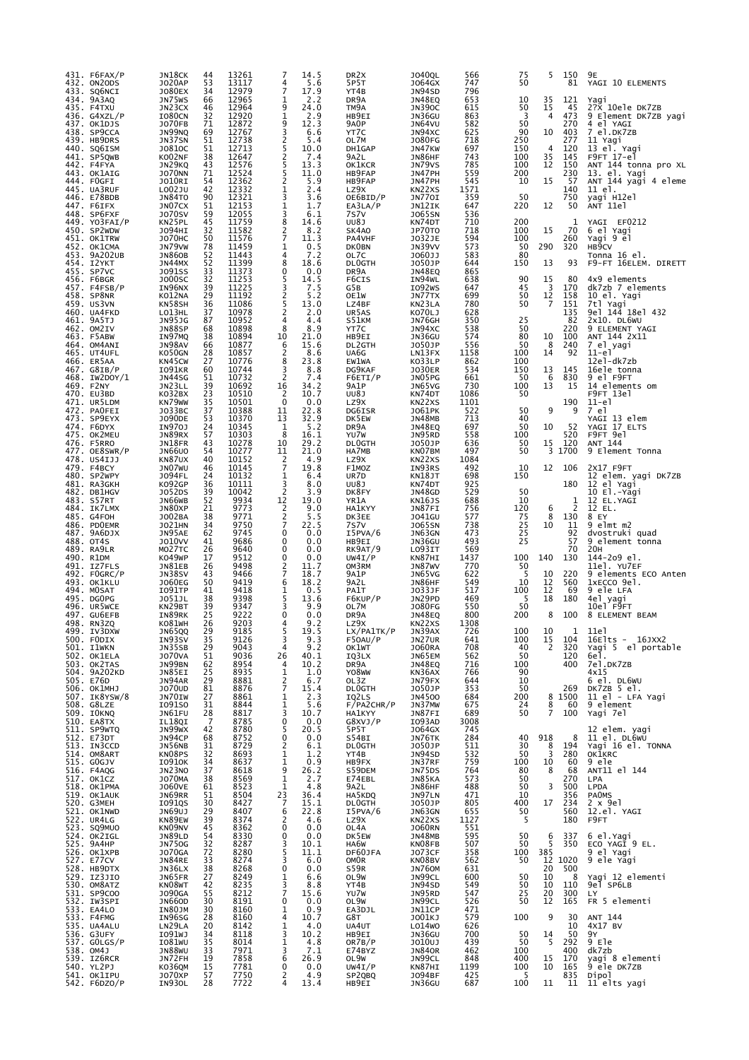| # | Call | Locator | QSO | Points | | | ODX Call | ODX Locator | km | | | | Antenna |
|---|---|---|---|---|---|---|---|---|---|---|---|---|---|
| 431. | F6FAX/P | JN18CK | 44 | 13261 | 7 | 14.5 | DR2X | JO40QL | 566 | 75 | 5 | 150 | 9E |
| 432. | ON2ODS | JO20AP | 53 | 13117 | 4 | 5.6 | 5P5T | JO64GX | 747 | 50 | | 81 | YAGI 10 ELEMENTS |
| 433. | SQ6NCI | JO80EX | 34 | 12979 | 7 | 17.9 | YT4B | JN94SD | 796 | | | | |
| 434. | 9A3AQ | JN75WS | 66 | 12965 | 1 | 2.2 | DR9A | JN48EQ | 653 | 10 | 35 | 121 | Yagi |
| 435. | F4TXU | JN23CX | 46 | 12964 | 9 | 24.0 | TM9A | JN39OC | 615 | 50 | 15 | 45 | 2?X 10ele DK7ZB |
| 436. | G4XZL/P | IO80CN | 32 | 12920 | 1 | 2.9 | HB9EI | JN36GU | 863 | 3 | 4 | 473 | 9 Element DK7ZB yagi |
| 437. | OK1DJS | JO70FB | 71 | 12872 | 9 | 12.3 | 9A0P | JN64VU | 582 | 50 | | 270 | 4 el YAGI |
| 438. | SP9CCA | JN99NQ | 69 | 12767 | 3 | 6.6 | YT7C | JN94XC | 625 | 90 | 10 | 403 | 7 el.DK7ZB |
| 439. | HB9DRS | JN37SN | 51 | 12738 | 2 | 5.4 | OL7M | JO80FG | 718 | 250 | | 277 | 11 Yagi |
| 440. | SQ6ISM | JO81OC | 51 | 12713 | 5 | 10.0 | DH1GAP | JN47KW | 697 | 150 | 4 | 120 | 13 el. Yagi |
| 441. | SP5QWB | KO02NF | 38 | 12647 | 2 | 7.4 | 9A2L | JN86HF | 743 | 100 | 35 | 145 | F9FT 17-el |
| 442. | F4FYA | JN29KQ | 43 | 12576 | 5 | 13.3 | OK1KCR | JN79VS | 785 | 100 | 12 | 150 | ANT 144 tonna pro XL |
| 443. | OK1AIG | JO70NN | 71 | 12524 | 5 | 11.0 | HB9FAP | JN47PH | 559 | 200 | | 230 | 13. el. Yagi |
| 444. | F0GFI | JO10RI | 54 | 12362 | 2 | 5.9 | HB9FAP | JN47PH | 545 | 10 | 15 | 57 | ANT 144 yagi 4 eleme |
| 445. | UA3RUF | LO02JU | 42 | 12332 | 1 | 2.4 | LZ9X | KN22XS | 1571 | | | 140 | 11 el. |
| 446. | E78DBB | JN84TO | 90 | 12321 | 3 | 3.6 | OE6BID/P | JN77OI | 359 | 50 | | 750 | yagi H12el |
| 447. | F6IFX | JN07CX | 51 | 12153 | 1 | 1.7 | EA3LA/P | JN12IK | 647 | 220 | 12 | 50 | ANT 11el |
| 448. | SP6FXF | JO70SV | 59 | 12055 | 3 | 6.1 | 7S7V | JO65SN | 536 | | | | |
| 449. | YO3FAI/P | KN25PL | 45 | 11759 | 8 | 14.6 | UU8J | KN74DT | 710 | 200 | | 1 | YAGI EF0212 |
| 450. | SP2WDW | JO94HI | 32 | 11582 | 2 | 8.2 | SK4AO | JP70TO | 718 | 100 | 15 | 70 | 6 el Yagi |
| 451. | OK1TRW | JO70HC | 50 | 11576 | 7 | 11.3 | PA4VHF | JO32JE | 594 | 100 | | 260 | Yagi 9 el |
| 452. | OK1CMA | JN79VW | 78 | 11459 | 1 | 0.5 | DK0BN | JN39VV | 573 | 50 | 290 | 320 | HB9CV |
| 453. | 9A2O2UB | JN86OB | 52 | 11443 | 4 | 7.2 | OL7C | JO60JJ | 583 | 80 | | | Tonna 16 el. |
| 454. | I2YKT | JN44MX | 52 | 11399 | 8 | 18.6 | DL0GTH | JO50JP | 644 | 150 | 13 | 93 | F9-FT 16ELEM. DIRETT |
| 455. | SP7VC | JO91SS | 33 | 11373 | 0 | 0.0 | DR9A | JN48EQ | 865 | | | | |
| 456. | F6BGR | JO00SC | 32 | 11253 | 5 | 14.5 | F6CIS | IN94WL | 638 | 90 | 15 | 80 | 4x9 elements |
| 457. | F4FSB/P | IN96NX | 39 | 11225 | 3 | 7.5 | G5B | IO92WS | 647 | 45 | 3 | 170 | dk7zb 7 elements |
| 458. | SP8NR | KO12NA | 29 | 11192 | 2 | 5.2 | OE1W | JN77TX | 699 | 50 | 12 | 158 | 10 el. Yagi |
| 459. | US3VN | KN58SH | 36 | 11086 | 5 | 13.0 | LZ4BF | KN23LA | 780 | 50 | 7 | 151 | 7tl Yagi |
| 460. | UA4FKD | LO13HL | 37 | 10978 | 2 | 2.0 | UR5AS | KO70LJ | 628 | | | 135 | 9el 144 18el 432 |
| 461. | 9A5TJ | JN95JG | 87 | 10952 | 4 | 4.4 | S51KM | JN76GH | 350 | 25 | | 82 | 2x10. DL6WU |
| 462. | OM2IV | JN88SP | 68 | 10898 | 8 | 8.9 | YT7C | JN94XC | 538 | 50 | | 220 | 9 ELEMENT YAGI |
| 463. | F5ABW | IN97MQ | 38 | 10894 | 10 | 21.0 | HB9EI | JN36GU | 574 | 80 | 10 | 100 | ANT 144 2X11 |
| 464. | OM4ANI | JN98AV | 66 | 10877 | 6 | 15.6 | DL2GTH | JO50JP | 556 | 50 | 8 | 240 | 7 el yagi |
| 465. | UT4UFL | KO50GN | 28 | 10857 | 2 | 8.6 | UA6G | LN13FX | 1158 | 100 | 14 | 92 | 11-el |
| 466. | ER5AA | KN45CW | 27 | 10776 | 8 | 23.8 | EW1WA | KO33LP | 862 | 100 | | | 12el-dk7zb |
| 467. | G8IB/P | IO91KR | 60 | 10744 | 3 | 8.8 | DG9KAF | JO30ER | 534 | 150 | 13 | 145 | 16ele tonna |
| 468. | IW2DOY/1 | JN44SG | 51 | 10732 | 2 | 7.4 | F6ETI/P | JN05PG | 661 | 50 | 6 | 830 | 9 el F9FT |
| 469. | F2NY | JN23LL | 39 | 10692 | 16 | 34.2 | 9A1P | JN65VG | 730 | 100 | 13 | 15 | 14 elements om |
| 470. | EU3BD | KO32BX | 23 | 10510 | 2 | 10.7 | UU8J | KN74DT | 1086 | 50 | | | F9FT 13el |
| 471. | UR5LDM | KN79WW | 35 | 10501 | 0 | 0.0 | LZ9X | KN22XS | 1101 | | | 190 | 11-el |
| 472. | PA0FEI | JO33BC | 37 | 10388 | 11 | 22.8 | DG6ISR | JO61PK | 522 | 50 | 9 | 9 | 7 el |
| 473. | SP9EYX | JO90DE | 53 | 10370 | 13 | 32.9 | DK5EW | JN48MB | 713 | 40 | | | YAGI 13 elem |
| 474. | F6DYX | IN97OJ | 24 | 10345 | 1 | 5.2 | DR9A | JN48EQ | 697 | 50 | 10 | 52 | YAGI 17 ELTS |
| 475. | OK2MEU | JN89RX | 57 | 10303 | 8 | 16.1 | YU7W | JN95RD | 558 | 100 | | 520 | F9FT 9el |
| 476. | F5RRO | JN18FR | 43 | 10278 | 10 | 29.2 | DL0GTH | JO50JP | 636 | 50 | 15 | 120 | ANT 144 |
| 477. | OE8SWR/P | JN66UO | 54 | 10277 | 11 | 21.0 | HA7MB | KN07BM | 497 | 50 | 3 | 1700 | 9 Element Tonna |
| 478. | US4IJJ | KN87UX | 40 | 10152 | 2 | 4.9 | LZ9X | KN22XS | 1084 | | | | |
| 479. | F4BCY | JN07WU | 46 | 10145 | 7 | 19.8 | F1MOZ | IN93RS | 492 | 10 | 12 | 106 | 2x17 F9FT |
| 480. | SP2WPY | JO94FL | 24 | 10132 | 1 | 6.4 | UR7D | KN18JT | 698 | 150 | | | 12 elem. yagi DK7ZB |
| 481. | RA3GKH | KO92GP | 36 | 10111 | 3 | 8.0 | UU8J | KN74DT | 925 | | | 180 | 12 el Yagi |
| 482. | DB1HGV | JO52DS | 39 | 10042 | 2 | 3.9 | DK8FY | JN48GD | 529 | 50 | | | 10 El.-Yagi |
| 483. | S57RT | JN66WB | 52 | 9934 | 12 | 19.0 | YR1A | KN16JS | 688 | 10 | | 1 | 12 EL.YAGI |
| 484. | IK7LMX | JN80XP | 21 | 9773 | 2 | 9.0 | HA1KYY | JN87FI | 756 | 120 | 6 | 2 | 12 EL. |
| 485. | G4FOH | JO02BA | 38 | 9771 | 2 | 5.5 | DK3EE | JO41GU | 577 | 75 | 8 | 130 | 8 EY |
| 486. | PD0EMR | JO21HN | 34 | 9750 | 7 | 22.5 | 7S7V | JO65SN | 738 | 25 | 10 | 11 | 9 elmt m2 |
| 487. | 9A6DJX | JN95AE | 62 | 9745 | 0 | 0.0 | I5PVA/6 | JN63GN | 473 | 25 | | 92 | dvostruki quad |
| 488. | OT4S | JO10VV | 41 | 9686 | 0 | 0.0 | HB9EI | JN36GU | 493 | 25 | | 57 | 9 element tonna |
| 489. | RA9LR | MO27TC | 26 | 9640 | 0 | 0.0 | RK9AT/9 | LO93IT | 569 | | | 70 | 20H |
| 490. | R1DM | KO49WP | 17 | 9512 | 0 | 0.0 | UW4I/P | KN87HI | 1437 | 100 | 140 | 130 | 144-2o9 el. |
| 491. | IZ7FLS | JN81EB | 26 | 9498 | 2 | 11.7 | OM3RM | JN87WV | 770 | 50 | | | 11el. YU7EF |
| 492. | F0GRC/P | JN38SV | 43 | 9466 | 7 | 18.7 | 9A1P | JN65VG | 622 | 5 | 10 | 220 | 9 elements ECO Anten |
| 493. | OK1KLU | JO60EG | 50 | 9419 | 6 | 18.2 | 9A2L | JN86HF | 549 | 10 | 12 | 560 | 1xECCO 9el. |
| 494. | M0SAT | IO91TP | 41 | 9418 | 1 | 0.5 | PA1T | JO33JF | 517 | 100 | 12 | 69 | 9 ele LFA |
| 495. | DG0PG | JO51JL | 38 | 9398 | 5 | 13.6 | F6KUP/P | JN29PD | 469 | 5 | 18 | 180 | 4el yagi |
| 496. | UR5WCE | KN29BT | 39 | 9347 | 3 | 9.9 | OL7M | JO80FG | 550 | 50 | | | 10el F9FT |
| 497. | GU6EFB | IN89RK | 25 | 9222 | 0 | 0.0 | DR9A | JN48EQ | 800 | 200 | 8 | 100 | 8 ELEMENT BEAM |
| 498. | RN3ZQ | KO81WH | 26 | 9203 | 4 | 9.2 | LZ9X | KN22XS | 1308 | | | | |
| 499. | IV3DXW | JN65QQ | 29 | 9185 | 5 | 19.5 | LX/PA1TK/P | JN39AX | 726 | 100 | 10 | 1 | 11el |
| 500. | F0DIX | IN93SV | 35 | 9126 | 3 | 9.3 | F5OAU/P | JN27UR | 641 | 100 | 15 | 104 | 16Elts - 16JXX2 |
| 501. | I1WKN | JN35SB | 29 | 9043 | 4 | 9.2 | OK1WT | JO60RA | 708 | 40 | 2 | 320 | Yagi 5 el portable |
| 502. | OK1ELA | JO70VA | 51 | 9036 | 26 | 40.1 | IQ3LX | JN65EM | 562 | 50 | | 120 | 6el. |
| 503. | OK2TAS | JN99BN | 62 | 8954 | 4 | 10.2 | DR9A | JN48EQ | 716 | 100 | | 400 | 7el.DK7ZB |
| 504. | 9A2O2KD | JN85EI | 25 | 8935 | 1 | 1.0 | YO8WW | KN36AX | 766 | 90 | | | 4x15 |
| 505. | E76D | JN94AR | 29 | 8881 | 2 | 6.7 | OL3Z | JN79FX | 644 | 10 | | | 6 el. DL6WU |
| 506. | OK1MHJ | JO70UD | 81 | 8876 | 7 | 15.4 | DL0GTH | JO50JP | 353 | 50 | | 269 | DK7ZB 5 el. |
| 507. | IK8YSW/8 | JN70IW | 27 | 8861 | 1 | 2.3 | IQ2LS | JN45OO | 684 | 200 | 8 | 1500 | 11 el - LFA Yagi |
| 508. | G8LZE | IO91SO | 31 | 8844 | 1 | 5.6 | F/PA2CHR/P | JN37MW | 675 | 24 | 8 | 60 | 9 element |
| 509. | I0KNQ | JN61FU | 28 | 8817 | 3 | 10.7 | HA1KYY | JN87FI | 689 | 50 | 7 | 100 | Yagi 7el |
| 510. | EA8TX | IL18QI | 7 | 8785 | 0 | 0.0 | G8XVJ/P | IO93AD | 3008 | | | | |
| 511. | SP9WTQ | JN99WX | 42 | 8780 | 5 | 20.5 | 5P5T | JO64GX | 745 | | | | 12 elem. yagi |
| 512. | E73DT | JN94CP | 68 | 8752 | 0 | 0.0 | S54BI | JN76TK | 284 | 40 | 918 | 8 | 11 el. DL6WU |
| 513. | IN3CCD | JN56NB | 31 | 8729 | 2 | 6.1 | DL0GTH | JO50JP | 511 | 30 | 8 | 194 | Yagi 16 el. TONNA |
| 514. | OM8ART | KN08PS | 32 | 8693 | 1 | 1.2 | YT4B | JN94SD | 532 | 50 | 3 | 280 | OK1KRC |
| 515. | G0GJV | IO91OK | 34 | 8637 | 1 | 0.9 | HB9FX | JN37RF | 759 | 100 | 10 | 60 | 9 ele |
| 516. | F4AQG | JN23NO | 37 | 8618 | 9 | 26.2 | S59DEM | JN75DS | 764 | 80 | 8 | 68 | ANT11 el 144 |
| 517. | OK1CZ | JO70MA | 38 | 8569 | 1 | 2.7 | E74EBL | JN85KA | 573 | 50 | | 270 | LPA |
| 518. | OK1PMA | JO60VE | 61 | 8523 | 1 | 4.8 | 9A2L | JN86HF | 488 | 50 | 3 | 500 | LPDA |
| 519. | OK1AUK | JN69RR | 51 | 8504 | 23 | 36.4 | HA5KDQ | JN97LN | 471 | 10 | | 356 | PA0MS |
| 520. | G3MEH | IO91QS | 30 | 8427 | 7 | 15.1 | DL0GTH | JO50JP | 805 | 400 | 17 | 234 | 2 x 9el |
| 521. | OK1NWD | JN69UJ | 29 | 8407 | 6 | 22.8 | I5PVA/6 | JN63GN | 655 | 50 | | 560 | 12.el. YAGI |
| 522. | UR4LG | KN89EW | 39 | 8374 | 2 | 4.6 | LZ9X | KN22XS | 1127 | 5 | | 180 | F9FT |
| 523. | SQ9MUO | KN09NV | 45 | 8362 | 0 | 0.0 | OL4A | JO60RN | 551 | | | | |
| 524. | OK2IGL | JN89LD | 54 | 8330 | 0 | 0.0 | DK5EW | JN48MB | 595 | 50 | 6 | 337 | 6 el.Yagi |
| 525. | 9A4HP | JN75OG | 32 | 8287 | 3 | 10.1 | HA6W | KN08FB | 507 | 50 | 5 | 350 | ECO YAGI 9 EL. |
| 526. | OK1XPB | JO70GA | 72 | 8280 | 5 | 11.1 | DF0JFA | JO73CF | 358 | 100 | 385 | | 9 el Yagi |
| 527. | E77CV | JN84RE | 33 | 8274 | 3 | 6.0 | OM0BR | KN08BV | 562 | 50 | 12 | 1020 | 9 ele Yagi |
| 528. | HB9DTX | JN36LX | 38 | 8268 | 0 | 0.0 | S59R | JN76OM | 631 | | 20 | 500 | |
| 529. | IZ3JIO | JN65FR | 27 | 8249 | 1 | 6.6 | OL9W | JN99CL | 600 | 50 | 10 | 8 | Yagi 12 elementi |
| 530. | OM8ATZ | KN08WT | 42 | 8235 | 3 | 8.8 | YT4B | JN94SD | 549 | 50 | 10 | 110 | 9el SP6LB |
| 531. | SP9COO | JO90GA | 55 | 8212 | 7 | 15.6 | YU7W | JN95RD | 547 | 25 | 20 | 300 | LY |
| 532. | IW3SPI | JN66OD | 30 | 8191 | 0 | 0.0 | OL9W | JN99CL | 526 | 50 | 12 | 165 | FR 5 elementi |
| 533. | EA4LO | IN80JM | 30 | 8160 | 1 | 0.9 | EA3DJL | JN11CP | 471 | | | | |
| 534. | F4FMG | IN96SG | 28 | 8160 | 4 | 10.7 | G8T | JO01KJ | 579 | 100 | 9 | 30 | ANT 144 |
| 535. | UA4ALU | LN29LA | 20 | 8142 | 1 | 4.0 | UA4UT | LO14WO | 626 | | | 10 | 4X17 BV |
| 536. | G3UFY | IO91WJ | 34 | 8118 | 3 | 10.2 | HB9EI | JN36GU | 700 | 50 | 14 | 50 | 9Y |
| 537. | G0LGS/P | IO81WU | 35 | 8014 | 1 | 4.8 | OR7B/P | JO10UJ | 439 | 50 | 5 | 292 | 9 Ele |
| 538. | OM4J | JN88WU | 33 | 7971 | 3 | 7.1 | E74BYZ | JN84OR | 462 | 100 | | 400 | dk7zb |
| 539. | IZ6RCR | JN72FH | 19 | 7858 | 6 | 26.9 | OL9W | JN99CL | 848 | 400 | 15 | 170 | yagi 8 elementi |
| 540. | YL2PJ | KO36QM | 15 | 7781 | 0 | 0.0 | UW4I/P | KN87HI | 1199 | 100 | 10 | 165 | 9 ele DK7ZB |
| 541. | OK1IPU | JO70XP | 57 | 7750 | 2 | 4.9 | SP2QBQ | JO94BF | 425 | 5 | | 835 | Dipol |
| 542. | F6DZO/P | IN93OL | 28 | 7722 | 4 | 13.4 | HB9EI | JN36GU | 687 | 100 | 11 | 11 | 11 elts yagi |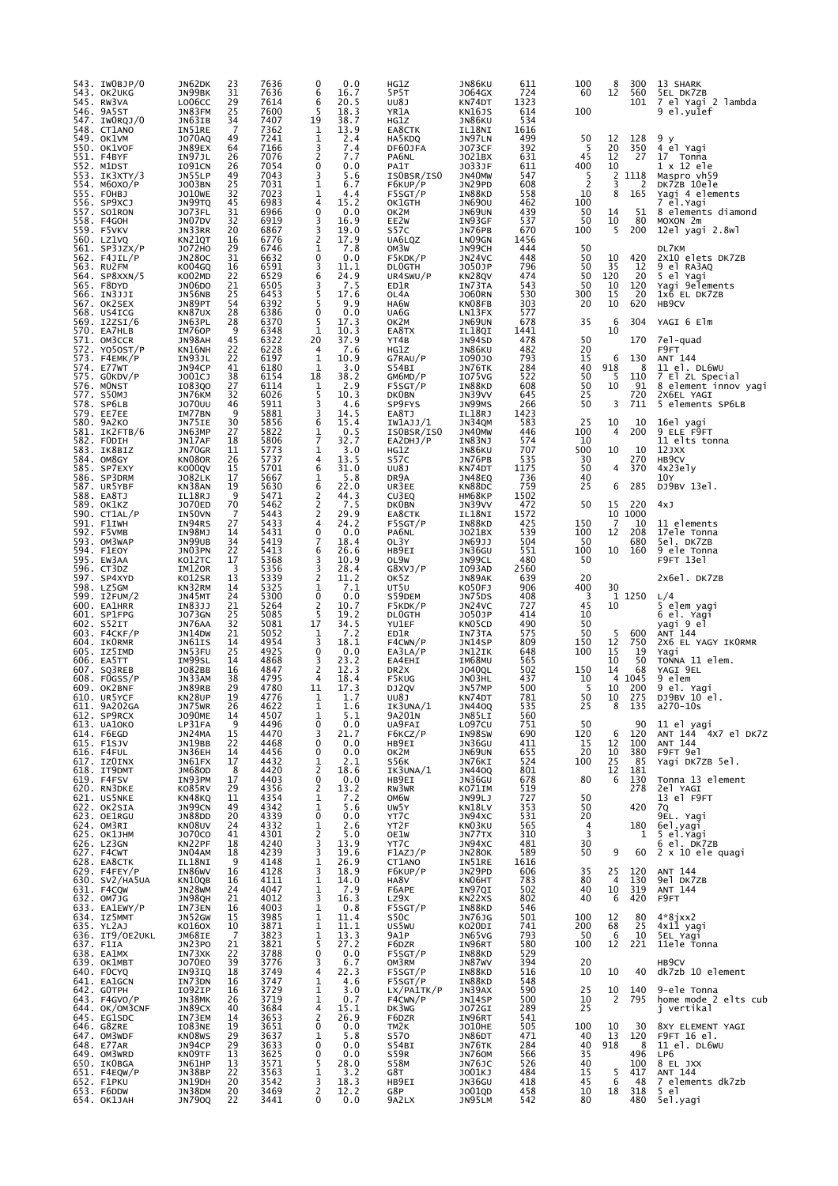| 543. IW0BJP/0 | JN62DK | 23 | 7636 | 0 | 0.0 | HG1Z | JN86KU | 611 | 100 | 8 | 300 | 13 SHARK |
|---|---|---|---|---|---|---|---|---|---|---|---|---|
| 544. OK2UKG | JN99BK | 31 | 7636 | 6 | 16.7 | 5P5T | JO64GX | 724 | 60 | 12 | 560 | 5EL DK7ZB |
| 545. RW3VA | LO06CC | 29 | 7614 | 6 | 20.5 | UU8J | KN74DT | 1323 | | | 101 | 7 el Yagi 2 lambda |
| 546. 9A5ST | JN83FM | 25 | 7600 | 5 | 18.3 | YR1A | KN16JS | 614 | 100 | | | 9 el.yulef |
| 547. IW0RQJ/0 | JN63IB | 34 | 7407 | 19 | 38.7 | HG1Z | JN86KU | 534 | | | | |
| 548. CT1ANO | IN51RE | 7 | 7362 | 1 | 13.9 | EA8CTK | IL18NI | 1616 | | | | |
| 549. OK1VM | JO70AQ | 49 | 7241 | 1 | 2.4 | HA5KDQ | JN97LN | 499 | 50 | 12 | 128 | 9 y |
| 550. OK1VOF | JN89EX | 64 | 7166 | 3 | 7.4 | DF60JFA | JO73CF | 392 | 5 | 20 | 350 | 4 el Yagi |
| 551. F4BYF | IN97JL | 26 | 7076 | 2 | 7.7 | PA6NL | JO21BX | 631 | 45 | 12 | 27 | 17 Tonna |
| 552. M1DST | IO91CN | 26 | 7054 | 0 | 0.0 | PA1T | JO33JF | 611 | 400 | 10 | | 1 x 12 ele |
| 553. IK3XTY/3 | JN55LP | 49 | 7043 | 3 | 5.6 | IS0BSR/IS0 | JN40MW | 547 | 5 | 2 | 1118 | Maspro vh59 |
| 554. M6OXO/P | JO03BN | 25 | 7031 | 1 | 6.7 | F6KUP/P | JN29PD | 608 | 2 | 3 | 2 | DK7ZB 10ele |
| 555. F0HBJ | JO10WE | 32 | 7023 | 1 | 4.4 | F5GGT/P | IN88KD | 558 | 10 | 8 | 165 | Yagi 4 elements |
| 556. SP9XCJ | JN99TQ | 45 | 6983 | 4 | 15.2 | OK1GTH | JN69OU | 462 | 100 | | | 7 el.Yagi |
| 557. SO1RON | JO73FL | 31 | 6966 | 0 | 0.0 | OK2M | JN69UN | 439 | 50 | 14 | 51 | 8 elements diamond |
| 558. F4GOH | JN07DV | 32 | 6919 | 3 | 16.9 | EE2W | IN93GF | 537 | 50 | 10 | 80 | MOXON 2m |
| 559. F5VKV | JN33RR | 20 | 6867 | 3 | 19.0 | S57C | JN76PB | 670 | 100 | 5 | 200 | 12el yagi 2.8wl |
| 560. LZ1VQ | KN21QT | 16 | 6776 | 2 | 17.9 | UA6LQZ | LN09GN | 1456 | | | | |
| 561. SP3JZX/P | JO72HO | 29 | 6746 | 1 | 7.8 | OM3W | JN99CH | 444 | 50 | | | DL7KM |
| 562. F4JIL/P | JN28OC | 31 | 6632 | 0 | 0.0 | F5KDK/P | JN24VC | 448 | 50 | 10 | 420 | 2X10 elets DK7ZB |
| 563. RU2FM | KO04GQ | 16 | 6591 | 3 | 11.1 | DL0GTH | JO50JP | 796 | 50 | 35 | 12 | 9 el RA3AQ |
| 564. SP8XXN/5 | KO02MD | 22 | 6529 | 6 | 24.9 | UR4SWU/P | KN28QV | 474 | 50 | 120 | 20 | 5 el Yagi |
| 565. F8DYD | JN06DO | 21 | 6505 | 3 | 7.5 | ED1R | IN73TA | 543 | 50 | 10 | 120 | Yagi 9elements |
| 566. IN3JJI | JN56NB | 25 | 6453 | 5 | 17.6 | OL4A | JO60RN | 530 | 300 | 15 | 20 | 1x6 EL DK7ZB |
| 567. OK2SEX | JN89PT | 54 | 6392 | 5 | 9.9 | HA6W | KN08FB | 303 | 20 | 10 | 620 | HB9CV |
| 568. US4ICG | KN87UX | 28 | 6386 | 0 | 0.0 | UA6G | LN13FX | 577 | | | | |
| 569. I2ZSI/6 | JN63PL | 28 | 6370 | 5 | 17.3 | OK2M | JN69UN | 678 | 35 | 6 | 304 | YAGI 6 Elm |
| 570. EA7HLB | IM76OP | 9 | 6348 | 1 | 10.3 | EA8TX | IL18QI | 1441 | | 10 | | |
| 571. OM3CCR | JN98AH | 45 | 6322 | 20 | 37.9 | YT4B | JN94SD | 478 | 50 | | 170 | 7el-quad |
| 572. YO5OST/P | KN16NH | 22 | 6228 | 4 | 7.6 | HG1Z | JN86KU | 482 | 20 | | | F9FT |
| 573. F4EMK/P | IN93JL | 22 | 6197 | 1 | 10.9 | G7RAU/P | IO90JO | 793 | 15 | 6 | 130 | ANT 144 |
| 574. E77WT | JN94CP | 41 | 6180 | 1 | 3.0 | S54BI | JN76TK | 284 | 40 | 918 | 8 | 11 el. DL6WU |
| 575. G0KDV/P | JO01CJ | 38 | 6154 | 18 | 38.2 | GM6MD/P | IO75VG | 522 | 50 | 5 | 110 | 7 el ZL Special |
| 576. M0NST | IO83QO | 27 | 6114 | 1 | 2.9 | F5SGT/P | IN88KD | 608 | 50 | 10 | 91 | 8 element innov yagi |
| 577. S50MJ | JN76KM | 32 | 6026 | 5 | 10.3 | DK0BN | JN39VV | 645 | 25 | | 720 | 2X6EL YAGI |
| 578. SP6LB | JO70UU | 46 | 5911 | 3 | 4.6 | SP9FYS | JN99MS | 266 | 50 | 3 | 711 | 5 elements SP6LB |
| 579. EE7EE | IM77BN | 9 | 5881 | 3 | 14.5 | EA8TJ | IL18RJ | 1423 | | | | |
| 580. 9A2KO | JN75IE | 30 | 5856 | 6 | 15.4 | IW1AJJ/1 | JN34QM | 583 | 25 | 10 | 10 | 16el yagi |
| 581. IK2FTB/6 | JN63MP | 27 | 5822 | 1 | 0.5 | IS0BSR/IS0 | JN40MW | 446 | 100 | 4 | 200 | 9 ELE F9FT |
| 582. F0DIH | JN17AF | 18 | 5806 | 7 | 32.7 | EA2DHJ/P | IN83NJ | 574 | 10 | | | 11 elts tonna |
| 583. IK8BIZ | JN70GR | 11 | 5773 | 1 | 3.0 | HG1Z | JN86KU | 707 | 500 | 10 | 10 | 12JXX |
| 584. OM8GY | KN08OR | 26 | 5737 | 4 | 13.5 | S57C | JN76PB | 535 | 30 | | 270 | HB9CV |
| 585. SP7EXY | KO00QV | 15 | 5701 | 6 | 31.0 | UU8J | KN74DT | 1175 | 50 | 4 | 370 | 4x23ely |
| 586. SP3DRM | JO82LK | 17 | 5667 | 1 | 5.8 | DR9A | JN48EQ | 736 | 40 | | | 10Y |
| 587. UR5YBF | KN38AN | 19 | 5630 | 6 | 22.0 | UR3EE | KN88DC | 759 | 25 | 6 | 285 | DJ9BV 13el. |
| 588. EA8TJ | IL18RJ | 9 | 5471 | 2 | 44.3 | CU3EQ | HM68KP | 1502 | | | | |
| 589. OK1KZ | JO70ED | 70 | 5462 | 2 | 7.5 | DK0BN | JN39VV | 472 | 50 | 15 | 220 | 4xJ |
| 590. CT1AL/P | IN50VN | 7 | 5443 | 2 | 29.9 | EA8CTK | IL18NI | 1572 | | 10 | 1000 | |
| 591. F1IWH | IN94RS | 27 | 5433 | 4 | 24.2 | F5GGT/P | IN88KD | 425 | 150 | 7 | 10 | 11 elements |
| 592. F5VMB | IN98MJ | 14 | 5431 | 0 | 0.0 | PA6NL | JO21BX | 539 | 100 | 12 | 208 | 17ele Tonna |
| 593. OM3WAP | JN99UB | 34 | 5419 | 7 | 18.4 | OL3Y | JN69JJ | 504 | 50 | | 680 | 5el. DK7ZB |
| 594. F1EOY | JN03PN | 22 | 5413 | 6 | 26.6 | HB9EI | JN36GU | 551 | 100 | 10 | 160 | 9 ele Tonna |
| 595. EW3AA | KO12TC | 17 | 5368 | 3 | 10.9 | OL9W | JN99CL | 480 | 50 | | | F9FT 13el |
| 596. CT3DZ | IM12OR | 3 | 5356 | 3 | 28.4 | G8XVJ/P | IO93AD | 2560 | | | | |
| 597. SP4XYD | KO12SR | 13 | 5339 | 2 | 11.2 | OK5Z | JN89AK | 639 | 20 | | | 2x6el. DK7ZB |
| 598. LZ5GM | KN32RM | 14 | 5325 | 1 | 7.1 | UT5U | KO50FJ | 906 | 400 | 30 | | |
| 599. IZ2FUM/2 | JN45MT | 24 | 5300 | 0 | 0.0 | S59DEM | JN75DS | 408 | 3 | 1 | 1250 | L/4 |
| 600. EA1HRR | IN83JJ | 21 | 5264 | 2 | 10.7 | F5KDK/P | JN24VC | 727 | 45 | 10 | | 5 elem yagi |
| 601. SP1FPG | JO73GN | 25 | 5085 | 5 | 19.2 | DL0GTH | JO50JP | 414 | 10 | | | 6 el. Yagi |
| 602. S52IT | JN76AA | 32 | 5081 | 17 | 34.5 | YU1EF | KN05CD | 490 | 50 | | | yagi 9 el |
| 603. F4CKF/P | JN14DW | 21 | 5052 | 1 | 7.2 | ED1R | IN73TA | 575 | 50 | 5 | 600 | ANT 144 |
| 604. IK0RMR | JN61IS | 14 | 4954 | 3 | 18.1 | F4CWN/P | JN14SP | 809 | 150 | 12 | 750 | 2X6 EL YAGY IK0RMR |
| 605. IZ5IMD | JN53FU | 25 | 4925 | 0 | 0.0 | EA1A/P | JN12IK | 648 | 100 | 15 | 19 | Yagi |
| 606. EA5TT | IM99SL | 14 | 4868 | 3 | 23.2 | EA4EHI | IM68MU | 565 | | 10 | 50 | TONNA 11 elem. |
| 607. SQ3REB | JO82BB | 16 | 4847 | 2 | 12.3 | DR2X | JO40QL | 502 | 150 | 14 | 68 | YAGI 9EL |
| 608. F0GSS/P | JN33AM | 38 | 4795 | 4 | 18.4 | F5KUG | JN03HL | 437 | 10 | 4 | 1045 | 9 elem |
| 609. OK2BNF | JN89RB | 29 | 4780 | 11 | 17.3 | DJ2QV | JN57MP | 500 | 5 | 10 | 200 | 9 el. Yagi |
| 610. UR5YCF | KN28UP | 19 | 4776 | 1 | 1.7 | UU8J | KN74DT | 781 | 50 | 10 | 275 | DJ9BV 10 el. |
| 611. 9A2OGA | JN75WR | 26 | 4622 | 1 | 1.6 | IK3UNA/1 | JN44OQ | 535 | 25 | 8 | 135 | a270-10s |
| 612. SP9RCX | JO90ME | 14 | 4507 | 1 | 5.1 | 9A2O1N | JN85LI | 560 | | | | |
| 613. UA1OKO | LP31FA | 9 | 4496 | 0 | 0.0 | UA9FAI | LO97CU | 751 | 50 | | 90 | 11 el yagi |
| 614. F6EGD | JN24MA | 15 | 4470 | 3 | 21.7 | F6KCZ/P | IN98SW | 690 | 120 | 6 | 120 | ANT 144 4X7 el DK7Z |
| 615. F1SJV | JN19BB | 22 | 4468 | 0 | 0.0 | HB9EI | JN36GU | 411 | 15 | 12 | 100 | ANT 144 |
| 616. F4FUL | JN36EH | 14 | 4456 | 0 | 0.0 | OK2M | JN69UN | 655 | 20 | 10 | 380 | F9FT 9el |
| 617. IZ0INX | JN61FX | 17 | 4432 | 1 | 2.1 | S56K | JN76KI | 524 | 100 | 25 | 85 | Yagi DK7ZB 5el. |
| 618. IT9DMT | JM68OD | 8 | 4420 | 2 | 18.6 | IK3UNA/1 | JN44OQ | 801 | | 12 | 181 | |
| 619. F4FSV | IN93PM | 17 | 4403 | 0 | 0.0 | HB9EI | JN36GU | 678 | 80 | 6 | 130 | Tonna 13 element |
| 620. RN3DKE | KO85RV | 29 | 4356 | 2 | 13.2 | RW3WR | KO71IM | 519 | | | 278 | 2el YAGI |
| 621. US5NKE | KN48KQ | 11 | 4354 | 1 | 7.2 | OM6W | JN99LJ | 727 | 50 | | | 13 el F9FT |
| 622. OK2SIA | JN99CN | 49 | 4342 | 1 | 1.2 | UW5Y | KN18LV | 353 | 50 | | 420 | 7Q |
| 623. OE1RGU | JN88DD | 20 | 4339 | 0 | 0.0 | YT7C | JN94XC | 531 | 20 | | | 9EL. Yagi |
| 624. OM3RI | KN08UV | 24 | 4332 | 1 | 2.6 | YT2F | KN03KU | 565 | 4 | | 180 | 6el.yagi |
| 625. OK1JHM | JO70CO | 41 | 4301 | 2 | 5.0 | OE1W | JN77TX | 310 | 3 | | 1 | 5 el.Yagi |
| 626. LZ3GN | KN22PF | 18 | 4240 | 3 | 13.9 | YT7C | JN94XC | 481 | 30 | | | 6 el. DK7ZB |
| 627. F4CWT | JN04AM | 18 | 4239 | 3 | 19.6 | F1AZJ/P | JN28OK | 589 | 50 | 9 | 60 | 2 x 10 ele quagi |
| 628. EA8CTK | IL18NI | 9 | 4138 | 1 | 26.9 | CT1ANO | IN51RE | 1616 | | | | |
| 629. F4FEY/P | IN86WV | 16 | 4128 | 3 | 18.9 | F6KUP/P | JN29PD | 606 | 35 | 25 | 120 | ANT 144 |
| 630. SV2/HA5UA | KN10QB | 16 | 4111 | 1 | 14.0 | HA8V | KN06HT | 783 | 80 | 4 | 130 | 9el DK7ZB |
| 631. F4CQW | JN28WM | 24 | 4047 | 1 | 7.9 | F6APE | IN97QI | 602 | 40 | 10 | 319 | ANT 144 |
| 632. OM7JG | JN98QH | 21 | 4012 | 3 | 16.3 | LZ9X | KN22XS | 802 | 40 | 6 | 420 | F9FT |
| 633. EA1EWY/P | IN73EN | 16 | 4003 | 1 | 0.8 | F5SGT/P | IN88KD | 546 | | | | |
| 634. IZ5MMT | JN52GW | 15 | 3985 | 1 | 11.4 | S50C | JN76JG | 501 | 100 | 12 | 80 | 4*8jxx2 |
| 635. YL2AJ | KO16OX | 10 | 3871 | 1 | 11.1 | US5WU | KO20DI | 741 | 200 | 68 | 25 | 4x11 yagi |
| 636. IT9/OE2UKL | JM68IE | 7 | 3823 | 1 | 13.3 | 9A1P | JN65VG | 793 | 50 | 6 | 10 | 5EL Yagi |
| 637. F1IA | JN23PO | 21 | 3821 | 5 | 27.2 | F6DZR | IN96RT | 580 | 100 | 12 | 221 | 11ele Tonna |
| 638. EA1MX | IN73XK | 22 | 3788 | 0 | 0.0 | F5SGT/P | IN88KD | 529 | | | | |
| 639. OM1MBT | JO70EO | 39 | 3776 | 3 | 6.7 | OM3RM | JN87WV | 394 | 20 | | | HB9CV |
| 640. F0CYQ | IN93IQ | 18 | 3749 | 4 | 22.3 | F5SGT/P | IN88KD | 516 | 10 | 10 | 40 | dk7zb 10 element |
| 641. EA1GCN | IN73DN | 16 | 3747 | 1 | 4.6 | F5SGT/P | IN88KD | 548 | | | | |
| 642. G0TPH | IO92IP | 16 | 3729 | 1 | 3.0 | LX/PA1TK/P | JN39AX | 590 | 25 | 10 | 140 | 9-ele Tonna |
| 643. F4GVO/P | JN38MK | 26 | 3719 | 1 | 0.7 | F4CWN/P | JN14SP | 500 | 10 | 2 | 795 | home mode 2 elts cub |
| 644. OK/OM3CNF | JN89CX | 40 | 3684 | 4 | 15.1 | DK3WG | JO72GI | 289 | 25 | | | j vertikal |
| 645. EG1SDC | IN73EM | 14 | 3653 | 2 | 26.9 | F6DZR | IN96RT | 541 | | | | |
| 646. G8ZRE | IO83NE | 19 | 3651 | 0 | 0.0 | TM2K | JO10HE | 505 | 100 | 10 | 30 | 8XY ELEMENT YAGI |
| 647. OM3WDF | KN08WS | 29 | 3637 | 1 | 5.8 | S57O | JN86DT | 471 | 40 | 13 | 120 | F9FT 16 el. |
| 648. E77AR | JN94CP | 29 | 3633 | 0 | 0.0 | S54BI | JN76TK | 284 | 40 | 918 | 8 | 11 el. DL6WU |
| 649. OM3WRD | KN09TF | 13 | 3625 | 0 | 0.0 | S59R | JN76OM | 566 | 35 | | 496 | LP6 |
| 650. IK0BGA | JN61HP | 13 | 3571 | 5 | 28.0 | S58M | JN76JC | 526 | 40 | | 100 | 8 EL JXX |
| 651. F4EQW/P | JN38BP | 22 | 3563 | 1 | 3.2 | G8T | JO01KJ | 484 | 15 | 5 | 417 | ANT 144 |
| 652. F1PKU | JN19DH | 20 | 3542 | 3 | 18.3 | HB9EI | JN36GU | 418 | 45 | 6 | 48 | 7 elements dk7zb |
| 653. F6DDW | JN38DM | 20 | 3469 | 2 | 12.2 | G8P | JO01QD | 458 | 10 | 18 | 318 | 5 el |
| 654. OK1JAH | JN79OQ | 22 | 3441 | 0 | 0.0 | 9A2LX | JN95LM | 542 | 80 | | 480 | 5el.yagi |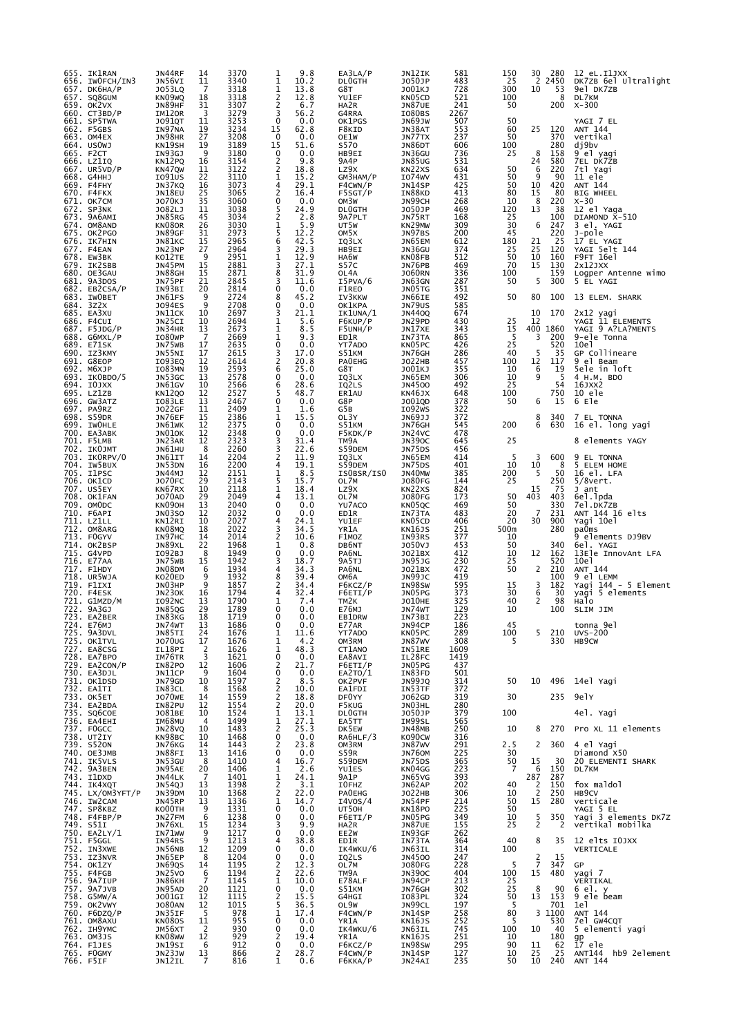| | | | | | | | | | | | | | |
|---|---|---|---|---|---|---|---|---|---|---|---|---|---|
| 655. | IK1RAN | JN44RF | 14 | 3370 | 1 | 9.8 | EA3LA/P | JN12IK | 581 | 150 | 30 | 280 | 12 eL.I1JXX |
| 656. | IW0FCH/IN3 | JN56VI | 11 | 3340 | 1 | 10.2 | DL0GTH | JO50JP | 483 | 25 | 2 | 2450 | DK7ZB 6el Ultralight |
| 657. | DK6HA/P | JO53LQ | 7 | 3318 | 1 | 13.8 | G8T | JO01KJ | 728 | 300 | 10 | 53 | 9el DK7ZB |
| 658. | SQ8GUM | KN09WQ | 18 | 3318 | 2 | 12.8 | YU1EF | KN05CD | 521 | 100 | | 8 | DL7KM |
| 659. | OK2VX | JN89HF | 31 | 3307 | 2 | 6.7 | HA2R | JN87UE | 241 | 50 | | 200 | X-300 |
| 660. | CT3BD/P | IM12OR | 3 | 3279 | 3 | 56.2 | G4RRA | IO80BS | 2267 | | | | |
| 661. | SP5TWA | JO91QT | 11 | 3253 | 0 | 0.0 | OK1PGS | JN69JW | 507 | 50 | | | YAGI 7 EL |
| 662. | F5GBS | IN97NA | 19 | 3234 | 15 | 62.8 | F8KID | JN38AT | 553 | 60 | 25 | 120 | ANT 144 |
| 663. | OM4EX | JN98HR | 27 | 3208 | 0 | 0.0 | OE1W | JN77TX | 237 | 50 | | 370 | vertikal |
| 664. | US0WJ | KN19SH | 19 | 3189 | 15 | 51.6 | S57O | JN86DT | 606 | 100 | | 280 | dj9bv |
| 665. | F2CT | IN93GJ | 9 | 3180 | 0 | 0.0 | HB9EI | JN36GU | 736 | 25 | 8 | 158 | 9 el yagi |
| 666. | LZ1IQ | KN12PQ | 16 | 3154 | 2 | 9.8 | 9A4P | JN85UG | 531 | | 24 | 580 | 7EL DK7ZB |
| 667. | UR5VD/P | KN47QW | 11 | 3122 | 2 | 18.8 | LZ9X | KN22XS | 634 | 50 | 6 | 220 | 7tl Yagi |
| 668. | G4HHJ | IO91US | 22 | 3110 | 1 | 15.2 | GM3HAM/P | IO74WV | 431 | 50 | 9 | 90 | 11 ele |
| 669. | F4FHY | JN37KQ | 16 | 3073 | 4 | 29.1 | F4CWN/P | JN14SP | 425 | 50 | 10 | 420 | ANT 144 |
| 670. | F4FKX | JN18EU | 25 | 3065 | 2 | 16.4 | F5SGT/P | IN88KD | 413 | 80 | 15 | 80 | BIG WHEEL |
| 671. | OK7CM | JO70KJ | 35 | 3060 | 0 | 0.0 | OM3W | JN99CH | 268 | 10 | 8 | 220 | X-30 |
| 672. | SP3NK | JO82LJ | 11 | 3038 | 5 | 24.9 | DL0GTH | JO50JP | 469 | 120 | 13 | 38 | 12 el Yaga |
| 673. | 9A6AMI | JN85RG | 45 | 3034 | 2 | 2.8 | 9A7PLT | JN75RT | 168 | 25 | | 100 | DIAMOND X-510 |
| 674. | OM8AND | KN08OR | 26 | 3030 | 1 | 5.9 | UT5W | KN29MW | 309 | 30 | 6 | 247 | 3 el. YAGI |
| 675. | OK2PGO | JN89GF | 31 | 2973 | 5 | 12.2 | OM5X | JN97BS | 200 | 45 | | 220 | J-pole |
| 676. | IK7HIN | JN81KC | 15 | 2965 | 6 | 42.5 | IQ3LX | JN65EM | 612 | 180 | 21 | 25 | 17 EL YAGI |
| 677. | F4EAN | JN23NP | 27 | 2964 | 3 | 29.3 | HB9EI | JN36GU | 374 | 25 | 25 | 120 | YAGI 5elt 144 |
| 678. | EW3BK | KO12TE | 9 | 2951 | 1 | 12.9 | HA6W | KN08FB | 512 | 50 | 10 | 160 | F9FT 16el |
| 679. | IK2SBB | JN45PM | 15 | 2881 | 3 | 27.1 | S57C | JN76PB | 469 | 70 | 15 | 130 | 2x12JXX |
| 680. | OE3GAU | JN88GH | 15 | 2871 | 8 | 31.9 | OL4A | JO60RN | 336 | 100 | | 159 | Logper Antenne wimo |
| 681. | 9A3DOS | JN75PF | 21 | 2845 | 3 | 11.6 | I5PVA/6 | JN63GN | 287 | 50 | 5 | 300 | 5 EL YAGI |
| 682. | EB2CSA/P | IN93BI | 20 | 2814 | 0 | 0.0 | F1REO | JN05TG | 351 | | | | |
| 683. | IW0BET | JN61FS | 9 | 2724 | 8 | 45.2 | IV3KKW | JN66IE | 492 | 50 | 80 | 100 | 13 ELEM. SHARK |
| 684. | 3Z2X | JO94ES | 9 | 2708 | 0 | 0.0 | OK1KPA | JN79US | 585 | | | | |
| 685. | EA3XU | JN11CK | 10 | 2697 | 3 | 21.1 | IK1UNA/1 | JN44OQ | 674 | | 10 | 170 | 2x12 yagi |
| 686. | F4CUI | JN25CI | 10 | 2694 | 1 | 5.6 | F6KUP/P | JN29PD | 430 | 25 | 12 | | YAGI 11 ELEMENTS |
| 687. | F5JDG/P | JN34HR | 13 | 2673 | 1 | 8.5 | F5UNH/P | JN17XE | 343 | 15 | 400 | 1860 | YAGI 9 A?LA?MENTS |
| 688. | G6MXL/P | IO80WP | 7 | 2669 | 1 | 9.3 | ED1R | IN73TA | 865 | 5 | 3 | 200 | 9-ele Tonna |
| 689. | E71SK | JN75WB | 17 | 2635 | 0 | 0.0 | YT7ADO | KN05PC | 426 | 25 | | 520 | 10el |
| 690. | IZ3KMY | JN55NI | 17 | 2615 | 3 | 17.0 | S51KM | JN76GH | 286 | 40 | 5 | 35 | GP Collineare |
| 691. | G8EOP | IO93EQ | 12 | 2614 | 2 | 20.8 | PA0EHG | JO22HB | 457 | 100 | 12 | 117 | 9 el Beam |
| 692. | M6XJP | IO83MN | 19 | 2593 | 6 | 25.0 | G8T | JO01KJ | 355 | 10 | 6 | 19 | 5ele in loft |
| 693. | IK0BDO/5 | JN53GC | 13 | 2578 | 0 | 0.0 | IQ3LX | JN65EM | 306 | 10 | 9 | 5 | 4 H.M. BDO |
| 694. | IO3XX | JN61GV | 10 | 2566 | 6 | 28.6 | IQ2LS | JN45OO | 492 | 25 | | 54 | 16JXX2 |
| 695. | LZ1ZB | KN12QO | 12 | 2527 | 5 | 48.7 | ER1AU | KN46JX | 648 | 100 | | 750 | 10 ele |
| 696. | GW3ATZ | IO83LE | 13 | 2467 | 0 | 0.0 | G8P | JO01QD | 378 | 50 | 6 | 15 | 6 Ele |
| 697. | PA9RZ | JO22GF | 11 | 2409 | 1 | 1.6 | G5B | IO92WS | 322 | | | | |
| 698. | S59DR | JN76EF | 15 | 2386 | 1 | 15.5 | OL3Y | JN69JJ | 372 | | 8 | 340 | 7 EL TONNA |
| 699. | IW0HLE | JN61WK | 12 | 2375 | 0 | 0.0 | S51KM | JN76GH | 545 | 200 | 6 | 630 | 16 el. long yagi |
| 700. | EA3ABK | JN01OK | 12 | 2348 | 0 | 0.0 | F5KDK/P | JN24VC | 478 | | | | |
| 701. | F5LMB | JN23AR | 12 | 2323 | 3 | 31.4 | TM9A | JN39OC | 645 | 25 | | | 8 elements YAGY |
| 702. | IK0JMT | JN61HU | 8 | 2260 | 3 | 22.6 | S59DEM | JN75DS | 456 | | | | |
| 703. | IK0RPV/0 | JN61IT | 14 | 2204 | 2 | 11.9 | IQ3LX | JN65EM | 414 | 5 | 3 | 600 | 9 EL TONNA |
| 704. | IW5BUX | JN53DN | 16 | 2200 | 4 | 19.1 | S59DEM | JN75DS | 401 | 10 | 10 | 8 | 5 ELEM HOME |
| 705. | I1PSC | JN44MJ | 12 | 2151 | 1 | 8.5 | IS0BSR/IS0 | JN40MW | 385 | 200 | 5 | 50 | 16 el. LFA |
| 706. | OK1CD | JO70FC | 29 | 2143 | 5 | 15.7 | OL7M | JO80FG | 144 | 25 | | 250 | 5/8vert. |
| 707. | US5EY | KN67RX | 10 | 2118 | 1 | 18.4 | LZ9X | KN22XS | 824 | | 15 | 75 | J ant |
| 708. | OK1FAN | JO70AD | 29 | 2049 | 4 | 13.1 | OL7M | JO80FG | 173 | 50 | 403 | 403 | 6el.lpda |
| 709. | OM0DC | KN09OH | 13 | 2040 | 0 | 0.0 | YU7ACO | KN05QC | 469 | 50 | | 330 | 7el.DK7ZB |
| 710. | F6API | JN03SO | 12 | 2032 | 0 | 0.0 | ED1R | IN73TA | 483 | 20 | 7 | 231 | ANT 144 16 elts |
| 711. | EZ1LL | KN12RI | 10 | 2027 | 4 | 24.1 | YU1EF | KN05CD | 406 | 20 | 30 | 900 | Yagi 10el |
| 712. | OM8ARG | KN08MQ | 18 | 2022 | 3 | 34.5 | YR1A | KN16JS | 251 | 500m | | 280 | pa0ms |
| 713. | F0GYV | IN97HC | 14 | 2014 | 2 | 10.6 | F1MOZ | IN93RS | 377 | 10 | | | 9 elements DJ9BV |
| 714. | OK2BSP | JN89XL | 22 | 1968 | 1 | 0.8 | DB6NT | JO50VJ | 453 | 50 | | 340 | 6el. YAGI |
| 715. | G4VPD | IO92BJ | 8 | 1949 | 0 | 0.0 | PA6NL | JO21BX | 412 | 10 | 12 | 162 | 13Ele InnovAnt LFA |
| 716. | E77AA | JN75WB | 15 | 1942 | 3 | 18.7 | 9A5TJ | JN95JG | 230 | 25 | | 520 | 10el |
| 717. | F1HDY | JN08DM | 6 | 1934 | 4 | 34.3 | PA6NL | JO21BX | 472 | 50 | 2 | 210 | ANT 144 |
| 718. | UR5WJA | KO20ED | 9 | 1932 | 8 | 39.4 | OM6A | JN99JC | 419 | | | 100 | 9 el LEMM |
| 719. | F1IXI | JN03HP | 9 | 1857 | 2 | 34.4 | F6KCZ/P | IN98SW | 595 | 15 | 3 | 182 | Yagi 144 - 5 Element |
| 720. | F4ESK | JN23OK | 16 | 1794 | 4 | 32.4 | F6ETI/P | JN05PG | 373 | 30 | 6 | 30 | yagi 5 elements |
| 721. | G1MZD/M | IO92NC | 13 | 1790 | 1 | 7.4 | TM2K | JO10HE | 325 | 40 | 2 | 98 | Halo |
| 722. | 9A3GJ | JN85QG | 29 | 1789 | 0 | 0.0 | E76MJ | JN74WT | 129 | 10 | | 100 | SLIM JIM |
| 723. | EA2BER | IN83KG | 18 | 1719 | 0 | 0.0 | EB1DRW | IN73BI | 223 | | | | |
| 724. | E76MJ | JN74WT | 13 | 1686 | 0 | 0.0 | E77AR | JN94CP | 186 | 45 | | | tonna 9el |
| 725. | 9A3DVL | JN85TI | 24 | 1676 | 1 | 11.6 | YT7ADO | KN05PC | 289 | 100 | 5 | 210 | UVS-200 |
| 726. | OK1TVL | JO70UG | 17 | 1676 | 1 | 4.2 | OM3RM | JN87WV | 308 | 5 | | 330 | HB9CW |
| 727. | EA8CSG | IL18PI | 2 | 1626 | 1 | 48.3 | CT1ANO | IN51RE | 1609 | | | | |
| 728. | EA7BPO | IM76TR | 3 | 1621 | 0 | 0.0 | EA8AVI | IL28FC | 1419 | | | | |
| 729. | EA2CON/P | IN82PO | 12 | 1606 | 2 | 21.7 | F6ETI/P | JN05PG | 437 | | | | |
| 730. | EA3DJL | JN11CP | 9 | 1604 | 0 | 0.0 | EA2TO/1 | IN83FD | 501 | | | | |
| 731. | OK1DSD | JN79GD | 10 | 1597 | 2 | 8.5 | OK2PVF | JN99JQ | 314 | 50 | 10 | 496 | 14el Yagi |
| 732. | EA1TI | IN83CL | 8 | 1568 | 2 | 10.0 | EA1FDI | IN53TF | 372 | | | | |
| 733. | OK5ET | JO70WE | 14 | 1559 | 2 | 18.8 | DF0YY | JO62GD | 319 | 30 | | 235 | 9elY |
| 734. | EA2BDA | IN82PU | 12 | 1554 | 2 | 20.0 | F5KUG | JN03HL | 280 | | | | |
| 735. | SQ6COE | JO81BE | 10 | 1524 | 1 | 13.1 | DL0GTH | JO50JP | 379 | 100 | | | 4el. Yagi |
| 736. | EA4EHI | IM68MU | 4 | 1499 | 1 | 27.1 | EA5TT | IM99SL | 565 | | | | |
| 737. | F0GCC | JN28VQ | 10 | 1483 | 2 | 25.3 | DK5EW | JN48MB | 250 | 10 | 8 | 270 | Pro XL 11 elements |
| 738. | UT2IY | KN98BC | 10 | 1468 | 0 | 0.0 | RA6HLF/3 | KO90CW | 316 | | | | |
| 739. | S52ON | JN76KG | 14 | 1443 | 2 | 23.8 | OM3RM | JN87WV | 291 | 2.5 | 2 | 360 | 4 el Yagi |
| 740. | OE3MBB | JN88FI | 13 | 1416 | 0 | 0.0 | S59R | JN76OM | 225 | 30 | | | Diamond X50 |
| 741. | IK5VLS | JN53GU | 8 | 1410 | 4 | 16.7 | S59DEM | JN75DS | 365 | 50 | 15 | 30 | 20 ELEMENTI SHARK |
| 742. | 9A3BEN | JN95AE | 20 | 1406 | 1 | 2.6 | YU1ES | KN04GG | 223 | 7 | 6 | 150 | DL7KM |
| 743. | I1DXD | JN44LK | 7 | 1401 | 1 | 24.1 | 9A1P | JN65VG | 393 | | 287 | 287 | |
| 744. | IK4XQT | JN54QJ | 13 | 1398 | 2 | 3.1 | I0FHZ | JN62AP | 202 | 40 | 2 | 150 | fox maldol |
| 745. | LX/OM3YFT/P | JN39DM | 10 | 1368 | 2 | 22.0 | PA0EHG | JO22HB | 306 | 10 | 2 | 250 | HB9CV |
| 746. | IW2CAM | JN45RP | 13 | 1336 | 1 | 14.7 | I4VOS/4 | JN54PF | 214 | 50 | 15 | 280 | verticale |
| 747. | SP8KBZ | KO00TH | 9 | 1331 | 0 | 0.0 | UT5OH | KN18PO | 225 | 50 | | | YAGI 5 EL |
| 748. | F4FBP/P | JN27FM | 6 | 1238 | 0 | 0.0 | F6ETI/P | JN05PG | 349 | 10 | 5 | 350 | Yagi 3 elements DK7Z |
| 749. | S51I | JN76XL | 15 | 1234 | 3 | 9.9 | HA2R | JN87UE | 155 | 25 | 2 | 2 | vertikal mobilka |
| 750. | EA2LY/1 | IN71WW | 9 | 1217 | 0 | 0.0 | EE2W | IN93GF | 262 | | | | |
| 751. | F5GGL | IN94RS | 9 | 1213 | 4 | 38.8 | ED1R | IN73TA | 364 | 40 | 8 | 35 | 12 elts I0JXX |
| 752. | IN3XWE | JN56NB | 12 | 1209 | 0 | 0.0 | IK4WKU/6 | JN63IL | 314 | 100 | | | VERTICALE |
| 753. | IZ3NVR | JN65EP | 8 | 1204 | 0 | 0.0 | IQ2LS | JN45OO | 247 | | 2 | 15 | |
| 754. | OK1ZY | JN69QS | 14 | 1195 | 2 | 12.3 | OL7M | JO80FG | 228 | 5 | 7 | 347 | GP |
| 755. | F4FGB | JN25VO | 6 | 1194 | 2 | 22.6 | TM9A | JN39OC | 404 | 100 | 15 | 480 | yagi 7 |
| 756. | 9A7IUP | JN86KH | 7 | 1145 | 1 | 10.0 | E78ALF | JN94CP | 213 | 25 | | | VERTIKAL |
| 757. | 9A7JVB | JN95AD | 20 | 1121 | 0 | 0.0 | S51KM | JN76GH | 302 | 25 | 8 | 90 | 6 el. y |
| 758. | G5MW/A | JO01GI | 12 | 1115 | 2 | 15.5 | G4HGI | IO83PL | 324 | 50 | 13 | 153 | 9 ele beam |
| 759. | OK2VWY | JO80AN | 12 | 1015 | 5 | 36.5 | OL9W | JN99CL | 197 | 5 | | 701 | 1el |
| 760. | F6DZQ/P | JN35IF | 5 | 978 | 1 | 17.4 | F4CWN/P | JN14SP | 258 | 80 | 3 | 1100 | ANT 144 |
| 761. | OM8AXU | KN08OS | 11 | 955 | 0 | 0.0 | YR1A | KN16JS | 252 | 5 | | 530 | 7el GW4CQT |
| 762. | IH9YMC | JM56XT | 2 | 930 | 0 | 0.0 | IK4WKU/6 | JN63IL | 745 | 100 | 10 | 40 | 5 elementi yagi |
| 763. | OM3JS | KN08WW | 12 | 929 | 2 | 19.4 | YR1A | KN16JS | 251 | 10 | | 180 | gp |
| 764. | F1JES | JN19SI | 6 | 912 | 0 | 0.0 | F6KCZ/P | IN98SW | 295 | 90 | 11 | 62 | 17 ele |
| 765. | F0GMY | JN23JW | 13 | 866 | 2 | 28.7 | F4CWN/P | JN14SP | 127 | 10 | 25 | 25 | ANT144 hb9 2element |
| 766. | F5IF | JN12IL | 7 | 816 | 1 | 0.6 | F6KKA/P | JN24AI | 235 | 50 | 10 | 240 | ANT 144 |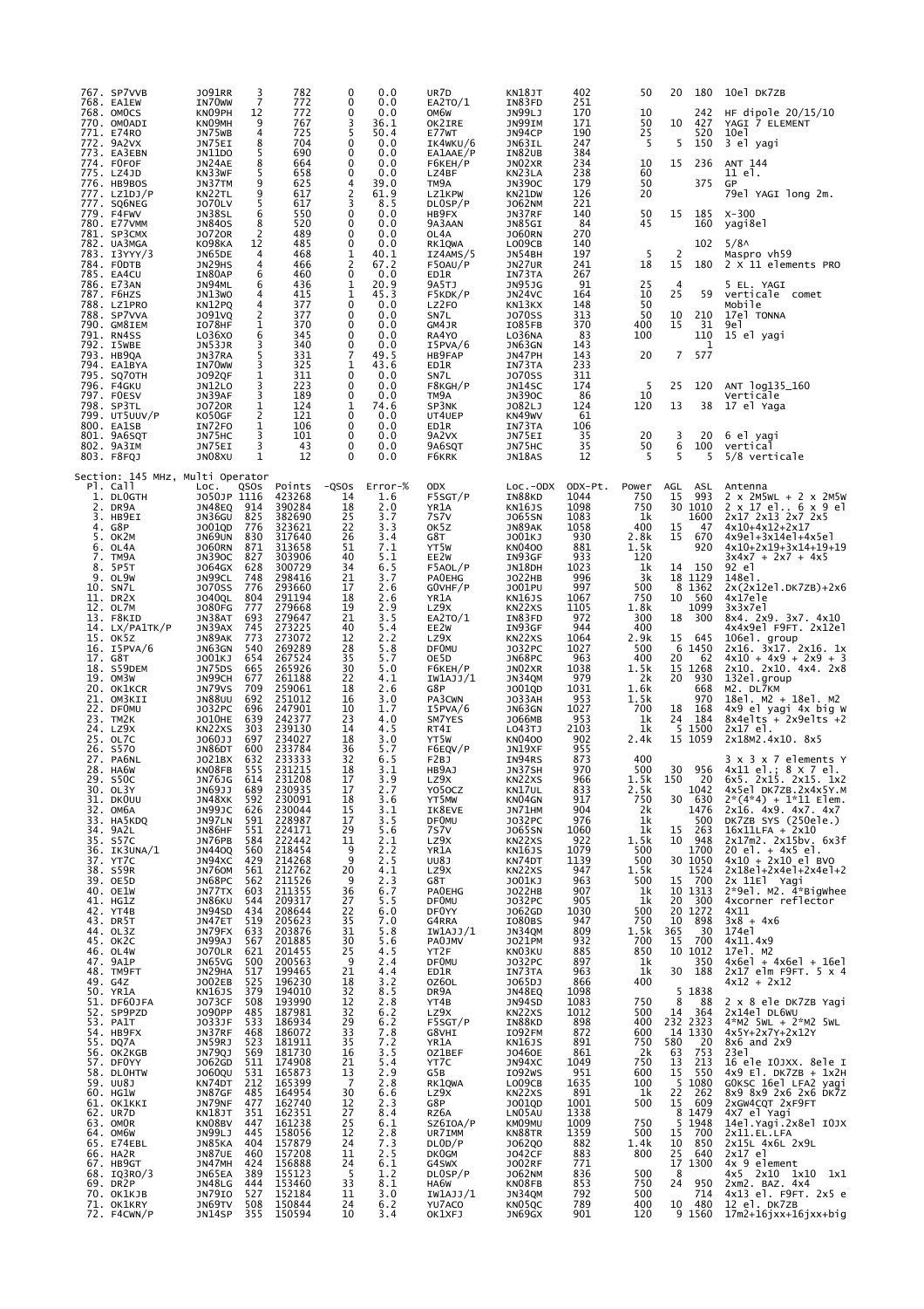| Pl. | Call | Loc. | QSOs | Points | -QSOs | Error-% | ODX | Loc.-ODX | ODX-Pt. | Power | AGL | ASL | Antenna |
|---|---|---|---|---|---|---|---|---|---|---|---|---|---|
| 767. | SP7VVB | JO91RR | 3 | 782 | 0 | 0.0 | UR7D | KN18JT | 402 | 50 | 20 | 180 | 10el DK7ZB |
| 768. | EA1EW | IN70WW | 7 | 772 | 0 | 0.0 | EA2TO/1 | IN83FD | 251 | | | | |
| 768. | OM0CS | KN09PH | 12 | 772 | 0 | 0.0 | OM6W | JN99LJ | 170 | 10 | | 242 | HF dipole 20/15/10 |
| 770. | OM0ADI | KN09MH | 9 | 767 | 3 | 36.1 | OK2IRE | JN99IM | 171 | 50 | 10 | 427 | YAGI 7 ELEMENT |
| 771. | E74RO | JN75WB | 4 | 725 | 5 | 50.4 | E77WT | JN94CP | 190 | 25 | | 520 | 10el |
| 772. | 9A2VX | JN75EI | 8 | 704 | 0 | 0.0 | IK4WKU/6 | JN63IL | 247 | 5 | 5 | 150 | 3 el yagi |
| 773. | EA3EBN | JN11DO | 5 | 690 | 0 | 0.0 | EA1AAE/P | IN82UB | 384 | | | | |
| 774. | F0FOF | JN24AE | 8 | 664 | 0 | 0.0 | F6KEH/P | JN02XR | 234 | 10 | 15 | 236 | ANT 144 |
| 775. | LZ4JD | KN33WF | 5 | 658 | 0 | 0.0 | LZ4BF | KN23LA | 238 | 60 | | | 11 el. |
| 776. | HB9BOS | JN37TM | 9 | 625 | 4 | 39.0 | TM9A | JN39OC | 179 | 50 | | 375 | GP |
| 777. | LZ1DJ/P | KN22TL | 9 | 617 | 2 | 61.9 | LZ1KPW | KN21DW | 126 | 20 | | | 79el YAGI long 2m. |
| 777. | SQ6NEG | JO70LV | 5 | 617 | 3 | 8.5 | DL0SP/P | JO62NM | 221 | | | | |
| 779. | F4FWV | JN38SL | 6 | 550 | 0 | 0.0 | HB9FX | JN37RF | 140 | 50 | 15 | 185 | X-300 |
| 780. | E77VMM | JN84OS | 8 | 520 | 0 | 0.0 | 9A3AAN | JN85GI | 84 | 45 | | 160 | yagi8el |
| 781. | SP3CMX | JO72OR | 2 | 489 | 0 | 0.0 | OL4A | JO60RN | 270 | | | | |
| 782. | UA3MGA | KO98KA | 12 | 485 | 0 | 0.0 | RK1QWA | LO09CB | 140 | | | 102 | 5/8^ |
| 783. | I3YYY/3 | JN65DE | 4 | 468 | 1 | 40.1 | IZ4AMS/5 | JN54BH | 197 | 5 | 2 | | Maspro vh59 |
| 784. | F0DTB | JN29HS | 4 | 466 | 2 | 67.2 | F5OAU/P | JN27UR | 241 | 18 | 15 | 180 | 2 X 11 elements PRO |
| 785. | EA4CU | IN80AP | 6 | 460 | 0 | 0.0 | ED1R | IN73TA | 267 | | | | |
| 786. | E73AN | JN94ML | 6 | 436 | 1 | 20.9 | 9A5TJ | JN95JG | 91 | 25 | 4 | | 5 EL. YAGI |
| 787. | F6HZS | JN13WO | 4 | 415 | 1 | 45.3 | F5KDK/P | JN24VC | 164 | 10 | 25 | 59 | verticale comet |
| 788. | LZ1PRO | KN12PQ | 4 | 377 | 0 | 0.0 | LZ2FO | KN13KX | 148 | 50 | | | Mobile |
| 788. | SP7VVA | JO91VQ | 2 | 377 | 0 | 0.0 | SN7L | JO70SS | 313 | 50 | 10 | 210 | 17el TONNA |
| 790. | GM8IEM | IO78HF | 1 | 370 | 0 | 0.0 | GM4JR | IO85FB | 370 | 400 | 15 | 31 | 9el |
| 791. | RN4SS | LO36XO | 6 | 345 | 0 | 0.0 | RA4YO | LO36NA | 83 | 100 | | 110 | 15 el yagi |
| 792. | I5WBE | JN53JR | 3 | 340 | 0 | 0.0 | I5PVA/6 | JN63GN | 143 | | | 1 | |
| 793. | HB9QA | JN37RA | 5 | 331 | 7 | 49.5 | HB9FAP | JN47PH | 143 | 20 | 7 | 577 | |
| 794. | EA1BYA | IN70WW | 3 | 325 | 1 | 43.6 | ED1R | IN73TA | 233 | | | | |
| 795. | SQ7OTH | JO92QF | 1 | 311 | 0 | 0.0 | SN7L | JO70SS | 311 | | | | |
| 796. | F4GKU | JN12LO | 3 | 223 | 0 | 0.0 | F8KGH/P | JN14SC | 174 | 5 | 25 | 120 | ANT log135_160 |
| 797. | F0ESV | JN39AF | 3 | 189 | 0 | 0.0 | TM9A | JN39OC | 86 | 10 | | | Verticale |
| 798. | SP3TL | JO72OR | 1 | 124 | 1 | 74.6 | SP3NK | JO82LJ | 124 | 120 | 13 | 38 | 17 el Yaga |
| 799. | UT5UUV/P | KO50GF | 2 | 121 | 0 | 0.0 | UT4UEP | KN49WV | 61 | | | | |
| 800. | EA1SB | IN72FO | 1 | 106 | 0 | 0.0 | ED1R | IN73TA | 106 | | | | |
| 801. | 9A6SQT | JN75HC | 3 | 101 | 0 | 0.0 | 9A2VX | JN75EI | 35 | 20 | 3 | 20 | 6 el yagi |
| 802. | 9A3IM | JN75EI | 3 | 43 | 0 | 0.0 | 9A6SQT | JN75HC | 35 | 50 | 6 | 100 | vertical |
| 803. | F8FQJ | JN08XU | 1 | 12 | 0 | 0.0 | F6KRK | JN18AS | 12 | 5 | 5 | 5 | 5/8 verticale |

## Section: 145 MHz, Multi Operator

| Pl. | Call | Loc. | QSOs | Points | -QSOs | Error-% | ODX | Loc.-ODX | ODX-Pt. | Power | AGL | ASL | Antenna |
|---|---|---|---|---|---|---|---|---|---|---|---|---|---|
| 1. | DL0GTH | JO50JP | 1116 | 423268 | 14 | 1.6 | F5SGT/P | IN88KD | 1044 | 750 | 15 | 993 | 2 x 2M5WL + 2 x 2M5W |
| 2. | DR9A | JN48EQ | 914 | 390284 | 18 | 2.0 | YR1A | KN16JS | 1098 | 750 | 30 | 1010 | 2 x 17 el.. 6 x 9 el |
| 3. | HB9EI | JN36GU | 825 | 382690 | 25 | 3.7 | 7S7V | JO65SN | 1083 | 1k | | 1600 | 2x17 2x13 2x7 2x5 |
| 4. | G8P | JO01QD | 776 | 323621 | 22 | 3.3 | OK5Z | JN89AK | 1058 | 400 | 15 | 47 | 4x10+4x12+2x17 |
| 5. | OK2M | JN69UN | 830 | 317640 | 26 | 3.4 | G8T | JO01KJ | 930 | 2.8k | 15 | 670 | 4x9el+3x14el+4x5el |
| 6. | OL4A | JO60RN | 871 | 313658 | 51 | 7.1 | YT5W | KN04OO | 881 | 1.5k | | 920 | 4x10+2x19+3x14+19+19 |
| 7. | TM9A | JN39OC | 827 | 303906 | 40 | 5.1 | EE2W | IN93GF | 933 | 120 | | | 3x4x7 + 2x7 + 4x5 |
| 8. | 5P5T | JO64GX | 628 | 300729 | 34 | 6.5 | F5AOL/P | JN18DH | 1023 | 1k | 14 | 150 | 92 el |
| 9. | OL9W | JN99CL | 748 | 298416 | 21 | 3.7 | PA0EHG | JO22HB | 996 | 3k | 18 | 1129 | 148el. |
| 10. | SN7L | JO70SS | 776 | 293660 | 17 | 2.6 | G0VHF/P | JO01PU | 997 | 500 | 8 | 1362 | 2x(2x12el.DK7ZB)+2x6 |
| 11. | DR2X | JO40QL | 804 | 291194 | 18 | 2.6 | YR1A | KN16JS | 1067 | 750 | 10 | 560 | 4x17ele |
| 12. | OL7M | JO80FG | 777 | 279668 | 19 | 2.9 | LZ9X | KN22XS | 1105 | 1.8k | | 1099 | 3x3x7el |
| 13. | F8KID | JN38AT | 693 | 279647 | 21 | 3.5 | EA2TO/1 | IN83FD | 972 | 300 | 18 | 300 | 8x4. 2x9. 3x7. 4x10 |
| 14. | LX/PA1TK/P | JN39AX | 745 | 273225 | 40 | 5.4 | EE2W | IN93GF | 944 | 400 | | | 4x4x9el F9FT. 2x12el |
| 15. | OK5Z | JN89AK | 773 | 273072 | 12 | 2.2 | LZ9X | KN22XS | 1064 | 2.9k | 15 | 645 | 106el. group |
| 16. | I5PVA/6 | JN63GN | 540 | 269289 | 28 | 5.8 | DF0MU | JO32PC | 1027 | 500 | 6 | 1450 | 2x16. 3x17. 2x16. 1x |
| 17. | G8T | JO01KJ | 654 | 267524 | 35 | 5.7 | OE5D | JN68PC | 963 | 400 | 20 | 62 | 4x10 + 4x9 + 2x9 + 3 |
| 18. | S59DEM | JN75DS | 665 | 265926 | 30 | 5.0 | F6KEH/P | JN02XR | 1038 | 1.5k | 15 | 1268 | 2x10. 2x10. 4x4. 2x8 |
| 19. | OM3W | JN99CH | 677 | 261188 | 22 | 4.1 | IW1AJJ/1 | JN34QM | 979 | 2k | 20 | 930 | 132el.group |
| 20. | OK1KCR | JN79VS | 709 | 259061 | 18 | 2.6 | G8P | JO01QD | 1031 | 1.6k | | 668 | M2. DL7KM |
| 21. | OM3KII | JN88UU | 692 | 251012 | 16 | 3.0 | PA3CWN | JO33AH | 953 | 1.5k | | 970 | 18el. M2 + 18el. M2 |
| 22. | DF0MU | JO32PC | 696 | 247901 | 10 | 1.7 | I5PVA/6 | JN63GN | 1027 | 700 | 18 | 168 | 4x9 el yagi 4x big W |
| 23. | TM2K | JO10HE | 639 | 242377 | 23 | 4.0 | SM7YES | JO66MB | 953 | 1k | 24 | 184 | 8x4elts + 2x9elts +2 |
| 24. | LZ9X | KN22XS | 303 | 239130 | 14 | 4.5 | RT4I | LO43TJ | 2103 | 1k | 5 | 1500 | 2x17 el. |
| 25. | OL7C | JO60JJ | 697 | 234027 | 18 | 3.0 | YT5W | KN04OO | 902 | 2.4k | 15 | 1059 | 2x18M2.4x10. 8x5 |
| 26. | S57O | JN86DT | 600 | 233784 | 36 | 5.7 | F6EQV/P | JN19XF | 955 | | | | |
| 27. | PA6NL | JO21BX | 632 | 233333 | 32 | 6.5 | F2BJ | IN94RS | 873 | 400 | | | 3 x 3 x 7 elements Y |
| 28. | HA6W | KN08FB | 555 | 231215 | 18 | 3.1 | HB9AJ | JN37SH | 970 | 500 | 30 | 956 | 4x11 el.. 8 X 7 el. |
| 29. | S50C | JN76JG | 614 | 231208 | 17 | 3.9 | LZ9X | KN22XS | 966 | 1.5k | 150 | 20 | 6x5. 2x15. 2x15. 1x2 |
| 30. | OL3Y | JN69JJ | 689 | 230935 | 17 | 2.7 | YO5OCZ | KN17UL | 833 | 2.5k | | 1042 | 4x5el DK7ZB.2x4x5Y.M |
| 31. | DK0UU | JN48XK | 592 | 230091 | 18 | 3.6 | YT5MW | KN04GN | 917 | 750 | 30 | 630 | 2*(4*4) + 1*11 Elem. |
| 32. | OM6A | JN99JC | 626 | 230044 | 15 | 3.1 | IK8EVE | JN71HM | 904 | 2k | | 1476 | 2x16. 4x9. 4x7. 4x7 |
| 33. | HA5KDQ | JN97LN | 591 | 228987 | 17 | 3.5 | DF0MU | JO32PC | 976 | 1k | | 500 | DK7ZB SYS (250ele.) |
| 34. | 9A2C | JN86HF | 551 | 224171 | 29 | 5.6 | 7S7V | JO65SN | 1060 | 1k | 15 | 263 | 16x11LFA + 2x10 |
| 35. | S57C | JN76PB | 584 | 222442 | 11 | 2.1 | LZ9X | KN22XS | 922 | 1.5k | 10 | 948 | 2x17m2. 2x15bv. 6x3f |
| 36. | IK3UNA/1 | JN44OQ | 560 | 218454 | 9 | 2.2 | YR1A | KN16JS | 1079 | 500 | | 1700 | 20 el. + 4x5 el. |
| 37. | YT7C | JN94XC | 429 | 214268 | 9 | 2.5 | UU8J | KN74DT | 1139 | 500 | 30 | 1050 | 4x10 + 2x10 el BVO |
| 38. | S59R | JN76OM | 561 | 212762 | 20 | 4.1 | LZ9X | KN22XS | 947 | 1.5k | | 1524 | 2x18el+2x4el+2x4el+2 |
| 39. | OE5D | JN68PC | 562 | 211526 | 9 | 2.3 | G8T | JO01KJ | 963 | 500 | 15 | 700 | 2x 11El Yagi |
| 40. | OE1W | JN77TX | 603 | 211355 | 36 | 6.7 | PA0EHG | JO22HB | 907 | 1k | 10 | 1313 | 2*9el. M2. 4*BigWhee |
| 41. | HG1Z | JN86KU | 544 | 209317 | 27 | 5.5 | DF0MU | JO32PC | 905 | 1k | 20 | 300 | 4xcorner reflector |
| 42. | YT4B | JN94SD | 434 | 208644 | 22 | 6.0 | DF0YY | JO62GD | 1030 | 500 | 20 | 1272 | 4X11 |
| 43. | DR5T | JN47ET | 519 | 205623 | 35 | 7.0 | G4RRA | IO80BS | 947 | 750 | 10 | 898 | 3x8 + 4x6 |
| 44. | OL3Z | JN79FX | 633 | 203876 | 31 | 5.8 | IW1AJJ/1 | JN34QM | 809 | 1.5k | 365 | 30 | 174el |
| 45. | OK2C | JN99AJ | 567 | 201885 | 30 | 5.6 | PA0JMV | JO21PM | 932 | 700 | 15 | 700 | 4x11.4x9 |
| 46. | OL4W | JO70LR | 621 | 201455 | 25 | 4.5 | YT2F | KN03KU | 885 | 850 | 10 | 1012 | 17el. M2 |
| 47. | 9A1P | JN65VG | 500 | 200563 | 9 | 2.4 | DF0MU | JO32PC | 897 | 1k | | 350 | 4x6el + 4x6el + 16el |
| 48. | TM9FT | JN29HA | 517 | 199465 | 21 | 4.4 | ED1R | IN73TA | 963 | 1k | 30 | 188 | 2x17 elm F9FT. 5 x 4 |
| 49. | G4Z | JO02EB | 525 | 196230 | 18 | 3.2 | OZ6OL | JO65DJ | 866 | 400 | | | 4x12 + 2x12 |
| 50. | YR1A | KN16JS | 379 | 194010 | 32 | 8.5 | DR9A | JN48EQ | 1098 | | 5 | 1838 | |
| 51. | DF6OJFA | JO73CF | 508 | 193990 | 12 | 2.8 | YT4B | JN94SD | 1083 | 750 | 8 | 88 | 2 x 8 ele DK7ZB Yagi |
| 52. | SP9PZD | JO90PP | 485 | 187981 | 32 | 6.2 | LZ9X | KN22XS | 1012 | 500 | 14 | 364 | 2x14el DL6WU |
| 53. | PA1T | JO33JF | 533 | 186934 | 29 | 6.2 | F5SGT/P | IN88KD | 898 | 400 | 232 | 2323 | 4*M2 5WL + 2*M2 5WL |
| 54. | HB9FX | JN37RF | 468 | 186072 | 33 | 7.8 | G8VHI | IO92FM | 872 | 600 | 14 | 1330 | 4x5Y+2x7Y+2x12Y |
| 55. | DQ7A | JN59RJ | 523 | 181911 | 35 | 7.2 | YR1A | KN16JS | 891 | 750 | 580 | 20 | 8x6 and 2x9 |
| 56. | OK2KGB | JN79QJ | 569 | 181730 | 16 | 3.5 | OZ1BEF | JO46OE | 861 | 2k | 63 | 753 | 23el |
| 57. | DF0YY | JO62GD | 511 | 174908 | 21 | 5.4 | YT7C | JN94XC | 1049 | 750 | 13 | 213 | 16 ele IOJXX. 8ele I |
| 58. | DL0HTW | JO60QU | 531 | 165873 | 13 | 2.9 | G5B | IO92WS | 951 | 600 | 15 | 550 | 4x9 El. DK7ZB + 1x2H |
| 59. | UU8J | KN74DT | 212 | 165399 | 7 | 2.8 | RK1QWA | LO09CB | 1635 | 100 | 5 | 1080 | G0KSC 16el LFA2 yagi |
| 60. | HG1W | JN87GF | 485 | 164954 | 30 | 6.6 | LZ9X | KN22XS | 891 | 1k | 22 | 262 | 8x9 8x9 2x6 2x6 DK7Z |
| 61. | OK1KKI | JN79NF | 477 | 162740 | 12 | 2.3 | G8P | JO01QD | 1001 | 500 | 15 | 609 | 2xGW4CQT 2xF9FT |
| 62. | UR7D | KN18JT | 351 | 162351 | 27 | 8.4 | RZ6A | LN05AU | 1338 | | 8 | 1479 | 4x7 el Yagi |
| 63. | OM0R | KN08BV | 447 | 161238 | 25 | 6.1 | SZ6IOA/P | KM09MU | 1009 | 750 | 5 | 1948 | 14el.Yagi.2x8el IOJX |
| 64. | OM6W | JN99LJ | 445 | 158056 | 12 | 2.8 | UR7IMM | KN88TR | 1359 | 500 | 15 | 700 | 2x11.EL.LFA |
| 65. | E74EBL | JN85KA | 404 | 157879 | 24 | 7.3 | DL0D/P | JO62QO | 882 | 1.4k | 10 | 850 | 2x15L 4x6L 2x9L |
| 66. | HA2R | JN87UE | 460 | 157208 | 11 | 2.5 | DK0GM | JO42CF | 883 | 800 | 25 | 640 | 2x17 el |
| 67. | HB9GT | JN47MH | 424 | 156888 | 24 | 6.1 | G4SWX | JO02RF | 771 | | 17 | 1300 | 4x 9 element |
| 68. | IQ3RO/3 | JN65EA | 389 | 155123 | 5 | 1.2 | DL0SP/P | JO62NM | 836 | 500 | 8 | | 4x5 2x10 1x10 1x1 |
| 69. | DR2P | JN48LG | 444 | 153460 | 33 | 8.1 | HA6W | KN08FB | 853 | 750 | 24 | 950 | 2xm2. BAZ. 4x4 |
| 70. | OK1KJB | JN79IO | 527 | 152184 | 11 | 3.0 | IW1AJJ/1 | JN34QM | 792 | 500 | | 714 | 4x13 el. F9FT. 2x5 e |
| 71. | OK1KRY | JN69TV | 508 | 150844 | 24 | 6.2 | YU7ACO | KN05QC | 789 | 400 | 10 | 480 | 12 el. DK7ZB |
| 72. | F4CWN/P | JN14SP | 355 | 150594 | 10 | 3.4 | OK1XFJ | JN69GX | 901 | 120 | 9 | 1560 | 17m2+16jxx+16jxx+big |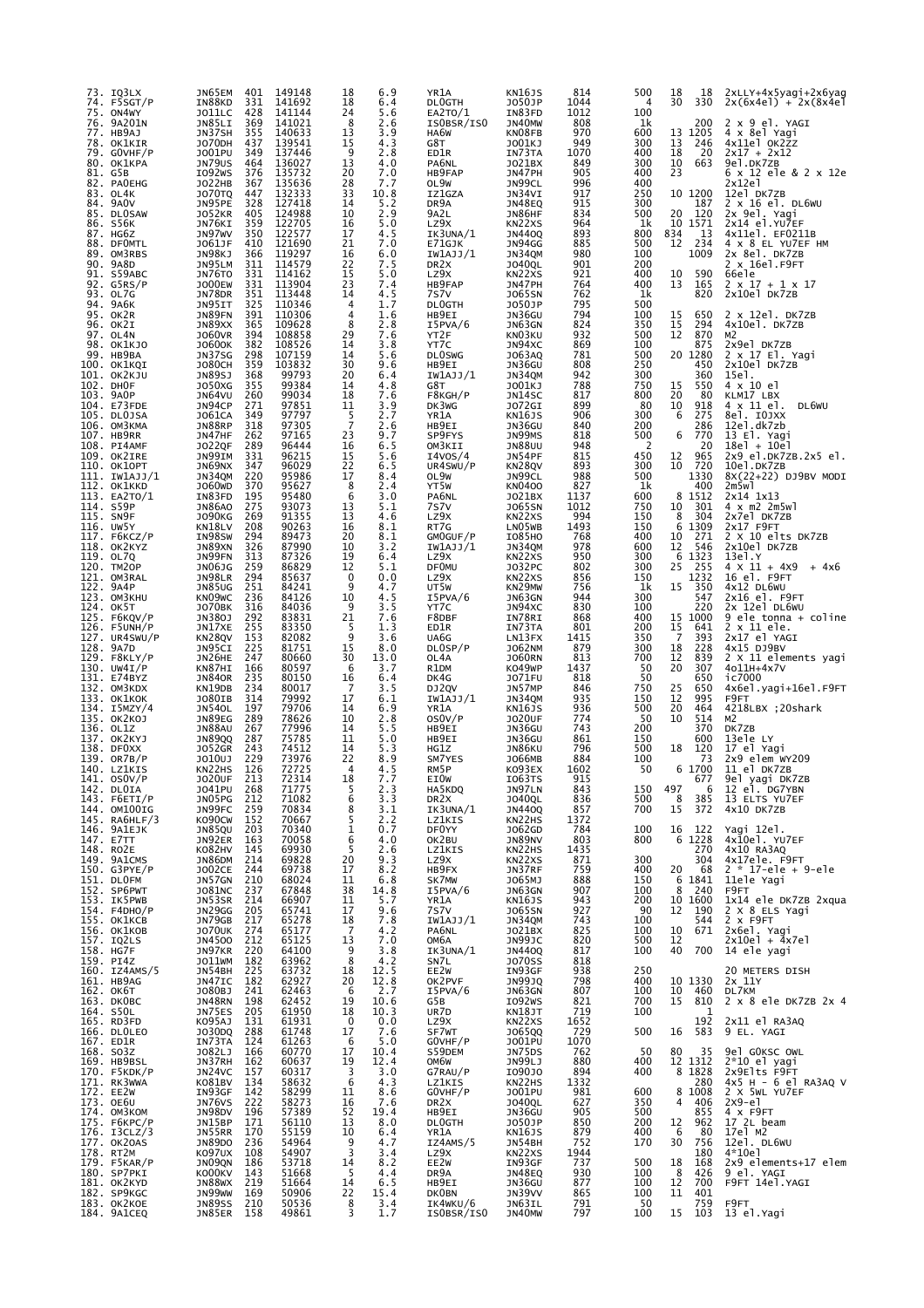| | | | | | | | | | | | | | |
|---|---|---|---|---|---|---|---|---|---|---|---|---|---|
| 73. | IQ3LX | JN65EM | 401 | 149148 | 18 | 6.9 | YR1A | KN16JS | 814 | 500 | 18 | 18 | 2xLLY+4x5yagi+2x6yag |
| 74. | F5SGT/P | IN88KD | 331 | 141692 | 18 | 6.4 | DL0GTH | JO50JP | 1044 | 4 | 30 | 330 | 2x(6x4el) + (8x4el |
| 75. | ON4WY | JO11LC | 428 | 141144 | 24 | 5.6 | EA2TO/1 | IN83FD | 1012 | 100 | | | |
| 76. | 9A2OIN | JN85LI | 369 | 141021 | 8 | 2.6 | IS0BSR/IS0 | JN40MW | 808 | 1k | | 200 | 2 x 9 el. YAGI |
| 77. | HB9AJ | JN37SH | 355 | 140633 | 13 | 3.9 | HA6W | KN08FB | 970 | 600 | 13 | 1205 | 4 x 8el Yagi |
| 78. | OK1KIR | JO70DH | 437 | 139541 | 15 | 4.3 | G8T | JO01KJ | 949 | 300 | 13 | 246 | 4x11el OK2ZZ |
| 79. | G0VHF/P | JO01PU | 349 | 137446 | 9 | 2.8 | ED1R | IN73TA | 1070 | 400 | 18 | 20 | 2x17 + 2x12 |
| 80. | OK1KPA | JN79US | 464 | 136027 | 13 | 4.0 | PA6NL | JO21BX | 849 | 300 | 10 | 663 | 9el.DK7ZB |
| 81. | G5B | IO92WS | 376 | 135732 | 20 | 7.0 | HB9FAP | JN47PH | 905 | 400 | 23 | | 6 x 12 ele & 2 x 12e |
| 82. | PA0EHG | JO22HB | 367 | 135636 | 28 | 7.7 | OL9W | JN99CL | 996 | 400 | | | 2x12el |
| 83. | OL4K | JO70TQ | 447 | 132333 | 33 | 10.8 | IZ1GZA | JN34VI | 917 | 250 | 10 | 1200 | 12el DK7ZB |
| 84. | 9A0V | JN95PE | 328 | 127418 | 14 | 5.2 | DR9A | JN48EQ | 915 | 300 | | 187 | 2 x 16 el. DL6WU |
| 85. | DL0SAW | JO52KR | 405 | 124988 | 10 | 2.9 | 9A2L | JN86HF | 834 | 500 | 20 | 120 | 2x 9el. Yagi |
| 86. | S56K | JN76KI | 359 | 122705 | 16 | 5.0 | LZ9X | KN22XS | 964 | 1k | 10 | 1571 | 2x14 el.YU7EF |
| 87. | HG6Z | JN97WV | 350 | 122577 | 17 | 4.5 | IK3UNA/1 | JN44OQ | 893 | 800 | 834 | 13 | 4x11el. EF0211B |
| 88. | DF0MTL | JO61JF | 410 | 121690 | 21 | 7.0 | E71GJK | JN94GG | 885 | 500 | 12 | 234 | 4 x 8 EL YU7EF HM |
| 89. | OM3RBS | JN98KJ | 366 | 119297 | 16 | 6.0 | IW1AJJ/1 | JN34QM | 980 | 100 | | 1009 | 2x 8el. DK7ZB |
| 90. | 9A8D | JN95LM | 311 | 114579 | 22 | 7.5 | DR2X | JO40QL | 901 | 200 | | | 2 x 16el.F9FT |
| 91. | S59ABC | JN76TO | 331 | 114162 | 15 | 5.0 | LZ9X | KN22XS | 921 | 400 | 10 | 590 | 66ele |
| 92. | G5RS/P | JO00EW | 331 | 113904 | 23 | 7.4 | HB9FAP | JN47PH | 764 | 400 | 13 | 165 | 2 x 17 + 1 x 17 |
| 93. | OL7G | JN78DR | 351 | 113448 | 14 | 4.5 | 7S7V | JO65SN | 762 | 1k | | 820 | 2x10el DK7ZB |
| 94. | 9A6K | JN95IT | 325 | 110346 | 4 | 1.7 | DL0GTH | JO50JP | 795 | 500 | | | |
| 95. | OK2R | JN89FN | 391 | 110306 | 4 | 1.6 | HB9EI | JN36GU | 794 | 100 | 15 | 650 | 2 x 12el. DK7ZB |
| 96. | OK2I | JN89XX | 365 | 109628 | 8 | 2.8 | I5PVA/6 | JN63GN | 824 | 350 | 15 | 294 | 4x10el. DK7ZB |
| 97. | OL4N | JO60VR | 394 | 108858 | 29 | 7.6 | YT2F | KN03KU | 932 | 500 | 12 | 870 | M2 |
| 98. | OK1KJO | JO60OK | 382 | 108526 | 14 | 3.8 | YT7C | JN94XC | 869 | 100 | | 875 | 2x9el DK7ZB |
| 99. | HB9BA | JN37SG | 298 | 107159 | 14 | 5.6 | DL0SWG | JO63AQ | 781 | 500 | 20 | 1280 | 2 x 17 El. Yagi |
| 100. | OK1KQI | JO80CH | 359 | 103832 | 30 | 9.6 | HB9EI | JN36GU | 808 | 250 | | 450 | 2x10el DK7ZB |
| 101. | OK2KJU | JN89SJ | 368 | 99793 | 20 | 6.4 | IW1AJJ/1 | JN34QM | 942 | 300 | | 360 | 15el. |
| 102. | DH0F | JO50XG | 355 | 99384 | 14 | 4.8 | G8T | JO01KJ | 788 | 750 | 15 | 550 | 4 x 10 el |
| 103. | 9A0P | JN64VU | 260 | 99034 | 18 | 7.6 | F8KGH/P | JN14SC | 817 | 800 | 20 | 80 | KLM17 LBX |
| 104. | E73FDE | JN94CP | 271 | 97851 | 11 | 3.9 | DK3WG | JO72GI | 899 | 80 | 10 | 918 | 4 x 11 el. DL6WU |
| 105. | DL0JSA | JO61CA | 349 | 97797 | 5 | 2.7 | YR1A | KN16JS | 906 | 300 | 6 | 275 | 8el. I0JXX |
| 106. | OM3KMA | JN88RP | 318 | 97305 | 7 | 2.6 | HB9EI | JN36GU | 840 | 200 | | 286 | 12el.dk7zb |
| 107. | HB9RR | JN47HF | 262 | 97165 | 23 | 9.7 | SP9FYS | JN99MS | 818 | 500 | 6 | 770 | 13 El. Yagi |
| 108. | PI4AMF | JO22QF | 289 | 96444 | 16 | 6.5 | OM3KII | JN88UU | 948 | 2 | | 20 | 18el + 10el |
| 109. | OK2IRE | JN99IM | 331 | 96215 | 15 | 5.6 | I4VOS/4 | JN54PF | 815 | 450 | 12 | 965 | 2x9 el.DK7ZB.2x5 el. |
| 110. | OK1OPT | JN69NX | 347 | 96029 | 22 | 6.5 | UR4SWU/P | KN28QV | 893 | 300 | 10 | 720 | 10el.DK7ZB |
| 111. | IW1AJJ/1 | JN34QM | 220 | 95986 | 17 | 8.4 | OL9W | JN99CL | 988 | 500 | | 1330 | 8X(22+22) DJ9BV MODI |
| 112. | OK1KKD | JO60WD | 370 | 95627 | 8 | 2.4 | YT5W | KN04OO | 827 | 1k | | 400 | 2m5wl |
| 113. | EA2TO/1 | IN83FD | 195 | 95480 | 6 | 3.0 | PA6NL | JO21BX | 1137 | 600 | 8 | 1512 | 2x14 1x13 |
| 114. | S59P | JN86AO | 275 | 93073 | 13 | 5.1 | 7S7V | JO65SN | 1012 | 750 | 10 | 301 | 4 x m2 2m5wl |
| 115. | SN9F | JO90KG | 269 | 91355 | 13 | 4.6 | LZ9X | KN22XS | 994 | 150 | 8 | 304 | 2x7el DK7ZB |
| 116. | UW5Y | KN18LV | 208 | 90263 | 16 | 8.1 | RT7G | LN05WB | 1493 | 150 | 6 | 1309 | 2x17 F9FT |
| 117. | F6KCZ/P | IN98SW | 294 | 89473 | 20 | 8.1 | GM0GUF/P | IO85HO | 768 | 400 | 10 | 271 | 2 x 10 elts DK7ZB |
| 118. | OK2KYZ | JN89XN | 326 | 87990 | 10 | 3.2 | IW1AJJ/1 | JN34QM | 978 | 600 | 12 | 546 | 2x10el DK7ZB |
| 119. | OL7Q | JN99FN | 313 | 87326 | 19 | 6.4 | LZ9X | KN22XS | 950 | 300 | 6 | 1323 | 13el.Y |
| 120. | TM2OP | JN06JG | 259 | 86829 | 12 | 5.1 | DF0MU | JO32PC | 802 | 300 | 25 | 255 | 4 X 11 + 4X9 + 4x6 |
| 121. | OM3RAL | JN98LR | 294 | 85637 | 0 | 0.0 | LZ9X | KN22XS | 856 | 150 | | 1232 | 16 el. F9FT |
| 122. | 9A4P | JN85UG | 251 | 84241 | 9 | 4.7 | UT5W | KN29MW | 756 | 1k | 15 | 350 | 4x12 DL6WU |
| 123. | OM3KHU | KN09WC | 236 | 84126 | 10 | 4.5 | I5PVA/6 | JN63GN | 944 | 300 | | 547 | 2x16 el. F9FT |
| 124. | OK5T | JO70BK | 316 | 84036 | 9 | 3.5 | YT7C | JN94XC | 830 | 100 | | 220 | 2x 12el DL6WU |
| 125. | F6KQV/P | JN38OJ | 292 | 83831 | 21 | 7.6 | F8DBF | IN78RI | 868 | 400 | 15 | 1000 | 9 ele tonna + coline |
| 126. | F5UNH/P | JN17XE | 255 | 83350 | 5 | 1.3 | ED1R | IN73TA | 801 | 200 | 15 | 641 | 2 x 11 ele. |
| 127. | UR4SWU/P | KN28QV | 153 | 82082 | 9 | 3.6 | UA6G | LN13FX | 1415 | 350 | 7 | 393 | 2x17 el YAGI |
| 128. | 9A7D | JN95CI | 225 | 81751 | 15 | 8.0 | DL0SP/P | JO62NM | 879 | 300 | 18 | 228 | 4x15 DJ9BV |
| 129. | F8KLY/P | JN26HE | 247 | 80660 | 30 | 13.0 | OL4A | JO60RN | 813 | 700 | 12 | 839 | 2 X 11 elements yagi |
| 130. | UW4I/P | KN87HI | 166 | 80597 | 6 | 3.7 | R1DM | KO49WP | 1437 | 50 | 20 | 307 | 4o11H+4x7V |
| 131. | E74BYZ | JN84OR | 235 | 80150 | 16 | 6.4 | DK4G | JO71FU | 818 | 50 | | 650 | ic7000 |
| 132. | OM3KDX | KN19DB | 234 | 80017 | 7 | 3.5 | DJ2QV | JN57MP | 846 | 750 | 25 | 650 | 4x6el.yagi+16el.F9FT |
| 133. | OK1KOK | JO80IB | 314 | 79992 | 17 | 6.1 | IW1AJJ/1 | JN34QM | 935 | 150 | 12 | 995 | F9FT |
| 134. | I5MZY/4 | JN54OL | 197 | 79706 | 14 | 6.9 | YR1A | KN16JS | 936 | 500 | 20 | 464 | 4218LBX ;20shark |
| 135. | OK2KOJ | JN89EG | 289 | 78626 | 10 | 2.8 | OS0V/P | JO20UF | 774 | 50 | 10 | 514 | M2 |
| 136. | OL1Z | JN88AU | 267 | 77996 | 14 | 5.5 | HB9EI | JN36GU | 743 | 200 | | 370 | DK7ZB |
| 137. | OK2KYJ | JN89QQ | 287 | 75785 | 11 | 5.0 | HB9EI | JN36GU | 861 | 150 | | 600 | 13ele LY |
| 138. | DF0XX | JO52GR | 243 | 74512 | 14 | 5.3 | HG1Z | JN86KU | 796 | 500 | 18 | 120 | 17 el Yagi |
| 139. | OR7B/P | JO10UJ | 229 | 73976 | 22 | 8.9 | SM7YES | JO66MB | 884 | 100 | | 73 | 2x9 elem WY209 |
| 140. | LZ1KIS | KN22HS | 126 | 72725 | 4 | 4.5 | RM5P | KO93EX | 1602 | 50 | 6 | 1700 | 11 el DK7ZB |
| 141. | OS0V/P | JO20UF | 213 | 72314 | 18 | 7.7 | EI0W | IO63TS | 915 | | | 677 | 9el yagi DK7ZB |
| 142. | DL0IA | JO41PU | 268 | 71775 | 5 | 2.3 | HA5KDQ | JN97LN | 843 | 150 | 497 | 6 | 12 el. DG7YBN |
| 143. | F6ETI/P | JN05PG | 212 | 71082 | 6 | 3.3 | DR2X | JO40QL | 836 | 500 | 8 | 385 | 13 ELTS YU7EF |
| 144. | OM100IG | JN99FC | 259 | 70834 | 8 | 3.1 | IK3UNA/1 | JN44OQ | 857 | 700 | 15 | 372 | 4x10 DK7ZB |
| 145. | RA6HLF/3 | KO90CW | 152 | 70667 | 5 | 2.2 | LZ1KIS | KN22HS | 1372 | | | | |
| 146. | 9A1EJK | JN85QU | 203 | 70340 | 1 | 0.7 | DF0YY | JO62GD | 784 | 100 | 16 | 122 | Yagi 12el. |
| 147. | E77T | JN92ER | 163 | 70058 | 6 | 4.0 | OK2BU | JN89NV | 803 | 800 | 6 | 1228 | 4x10el. YU7EF |
| 148. | RO2E | KO82HV | 145 | 69930 | 5 | 2.6 | LZ1KIS | KN22HS | 1435 | | | 270 | 4x10 RA3AQ |
| 149. | 9A1CMS | JN86DM | 214 | 69828 | 20 | 9.3 | LZ9X | KN22XS | 871 | 300 | | 304 | 4x17ele. F9FT |
| 150. | G3PYE/P | JO02CE | 244 | 69738 | 17 | 8.2 | HB9FX | JN37RF | 759 | 400 | 20 | 68 | 2 * 17-ele + 9-ele |
| 151. | DL0FM | JN57GN | 210 | 68024 | 11 | 6.8 | SK7MW | JO65MJ | 888 | 150 | 6 | 1841 | 11ele Yagi |
| 152. | SP6PWT | JO81NC | 237 | 67848 | 38 | 14.8 | I5PVA/6 | JN63GN | 907 | 100 | 8 | 240 | F9FT |
| 153. | IK5PWB | JN53SR | 214 | 66907 | 11 | 5.7 | YR1A | KN16JS | 943 | 200 | 10 | 1600 | 1x14 ele DK7ZB 2xqua |
| 154. | F4DHO/P | JN29GG | 205 | 65741 | 17 | 9.6 | 7S7V | JO65SN | 927 | 90 | 12 | 190 | 2 X 8 ELS Yagi |
| 155. | OK1KCB | JN79GB | 217 | 65278 | 18 | 7.8 | IW1AJJ/1 | JN34QM | 743 | 100 | | 544 | 2 x F9FT |
| 156. | OK1KOB | JO70UK | 274 | 65177 | 7 | 4.2 | PA6NL | JO21BX | 825 | 100 | 10 | 671 | 2x6el. Yagi |
| 157. | IQ2LS | JN45OO | 212 | 65125 | 13 | 7.0 | OM6A | JN99JC | 820 | 500 | 12 | | 2x10el + 4x7el |
| 158. | HG7F | JN97KR | 220 | 64100 | 9 | 3.8 | IK3UNA/1 | JN44OQ | 817 | 100 | 40 | 700 | 14 ele yagi |
| 159. | PI4Z | JO11WM | 182 | 63962 | 8 | 4.2 | SN7L | JO70SS | 818 | | | | |
| 160. | IZ4AMS/5 | JN54BH | 225 | 63732 | 18 | 12.5 | EE2W | IN93GF | 938 | 250 | | | 20 METERS DISH |
| 161. | HB9AG | JN47IC | 182 | 62927 | 20 | 12.8 | OK2PVF | JN99JQ | 798 | 400 | 10 | 1330 | 2x 11Y |
| 162. | OK6T | JO80BJ | 241 | 62463 | 6 | 2.7 | I5PVA/6 | JN63GN | 807 | 100 | 10 | 460 | DL7KM |
| 163. | DK0BC | JN48RN | 198 | 62452 | 19 | 10.6 | G5B | IO92WS | 821 | 700 | 15 | 810 | 2 x 8 ele DK7ZB 2x 4 |
| 164. | S50L | JN75ES | 205 | 61950 | 18 | 10.3 | UR7D | KN18JT | 719 | 100 | | 1 | |
| 165. | RD3FD | KO95AJ | 131 | 61931 | 0 | 0.0 | LZ9X | KN22XS | 1652 | | | 192 | 2x11 el RA3AQ |
| 166. | DL0LEO | JO30DQ | 288 | 61748 | 17 | 7.6 | SF7WT | JO65QQ | 729 | 500 | 16 | 583 | 9 EL. YAGI |
| 167. | ED1R | IN73TA | 124 | 61263 | 6 | 5.0 | G0VHF/P | JO01PU | 1070 | | | | |
| 168. | SO3Z | JO82LJ | 166 | 60770 | 17 | 10.4 | S59DEM | JN75DS | 762 | 50 | 80 | 35 | 9el G0KSC OWL |
| 169. | HB9BSL | JN37RH | 162 | 60637 | 19 | 12.4 | OM6W | JN99LJ | 880 | 400 | 12 | 1312 | 2*10 el yagi |
| 170. | F5KDK/P | JN24VC | 157 | 60317 | 3 | 3.0 | G7RAU/P | IO90JO | 894 | 400 | 8 | 1828 | 2x9Elts F9FT |
| 171. | RK3WWA | KO81BV | 134 | 58632 | 6 | 4.3 | LZ1KIS | KN22HS | 1332 | | | 280 | 4x5 H - 6 el RA3AQ V |
| 172. | EE2W | IN93GF | 142 | 58299 | 11 | 8.6 | G0VHF/P | JO01PU | 981 | 600 | 8 | 1008 | 2 X 5WL YU7EF |
| 173. | OE6U | JN76VS | 222 | 58273 | 16 | 7.6 | DR2X | JO40QL | 627 | 350 | 4 | 406 | 2x9-el |
| 174. | OM3KOM | JN98DV | 196 | 57389 | 52 | 19.4 | HB9EI | JN36GU | 905 | 500 | | 855 | 4 x F9FT |
| 175. | F6KPC/P | JN15BP | 171 | 56110 | 13 | 8.0 | DL0GTH | JO50JP | 850 | 200 | 12 | 962 | 17 2L beam |
| 176. | I3CLZ/3 | JN55RR | 170 | 55159 | 10 | 6.4 | YR1A | KN16JS | 879 | 400 | 6 | 80 | 17el M2 |
| 177. | OK2OAS | JN89DO | 236 | 54964 | 9 | 4.7 | IZ4AMS/5 | JN54BH | 752 | 170 | 30 | 756 | 12el. DL6WU |
| 178. | RT2M | KO97UX | 108 | 54907 | 3 | 3.4 | LZ9X | KN22XS | 1944 | | | 180 | 4*10el |
| 179. | F5KAR/P | JN09QN | 186 | 53718 | 14 | 8.2 | EE2W | IN93GF | 737 | 500 | 18 | 168 | 2x9 elements+17 elem |
| 180. | SP7PKI | KO00KV | 143 | 51668 | 5 | 4.4 | DR9A | JN48EQ | 930 | 100 | 8 | 426 | 9 el. YAGI |
| 181. | OK2KYD | JN88WX | 219 | 51664 | 14 | 6.5 | HB9EI | JN36GU | 877 | 100 | 12 | 700 | F9FT 14el.YAGI |
| 182. | SP9KGC | JN99WW | 169 | 50906 | 22 | 15.4 | DK0BN | JN39VV | 865 | 100 | 11 | 401 | |
| 183. | OK2KOE | JN89SS | 210 | 50536 | 8 | 3.4 | IK4WKU/6 | JN63IL | 791 | 50 | | 759 | F9FT |
| 184. | 9A1CEQ | JN85ER | 158 | 49861 | 3 | 1.7 | IS0BSR/IS0 | JN40MW | 797 | 100 | 15 | 103 | 13 el.Yagi |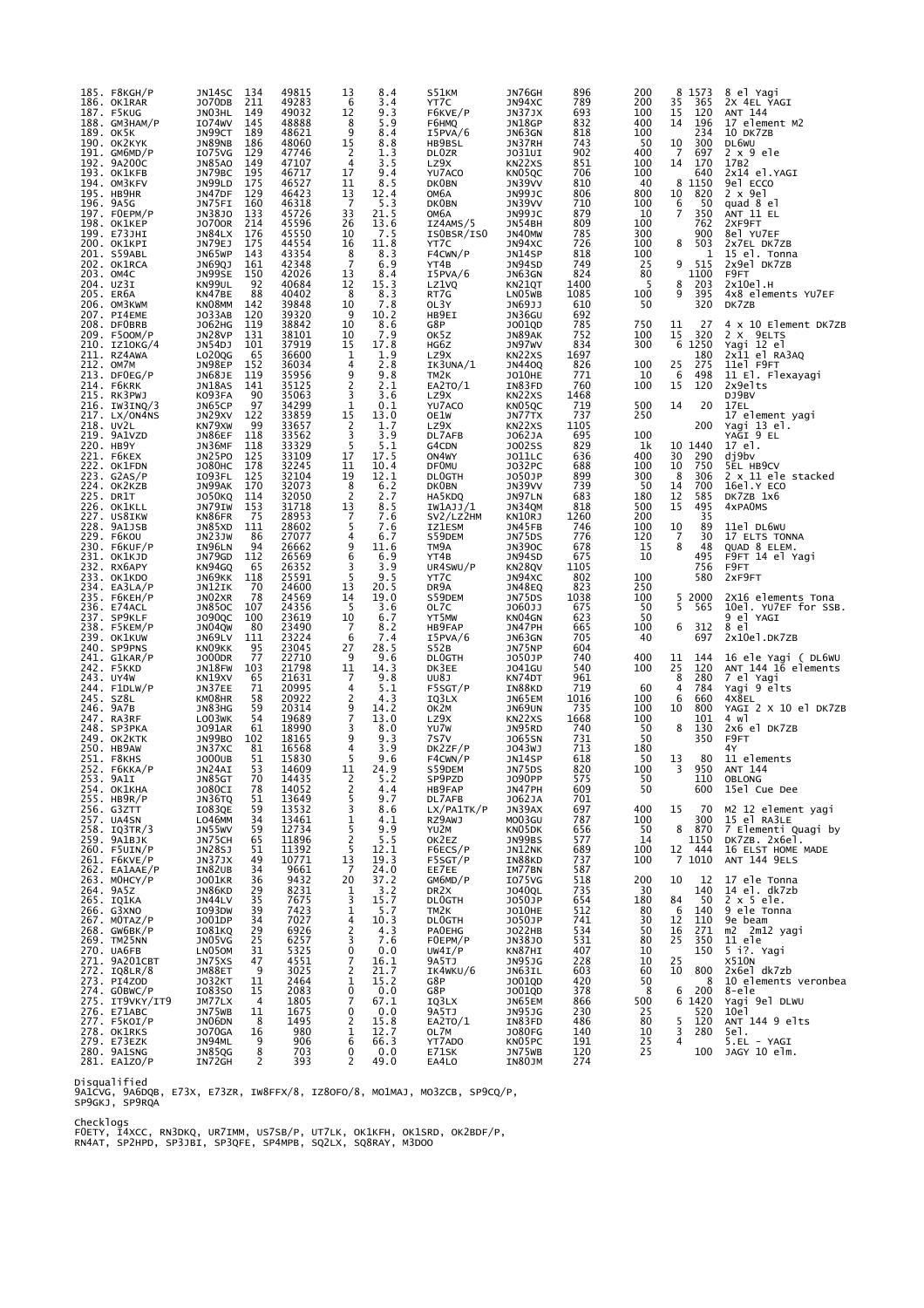| | | | | | | | | | | | | | |
|---|---|---|---|---|---|---|---|---|---|---|---|---|---|
| 185. | F8KGH/P | JN14SC | 134 | 49815 | 13 | 8.4 | S51KM | JN76GH | 896 | 200 | 8 | 1573 | 8 el Yagi |
| 186. | OK1RAR | JO70DB | 211 | 49283 | 6 | 3.4 | YT7C | JN94XC | 789 | 200 | 35 | 365 | 2X 4EL YAGI |
| 187. | F5KUG | JN03HL | 149 | 49032 | 12 | 9.3 | F6KVE/P | JN37JX | 693 | 100 | 15 | 120 | ANT 144 |
| 188. | GM3HAM/P | IO74WV | 145 | 48888 | 8 | 5.9 | F6HMQ | JN18GP | 832 | 400 | 14 | 196 | 17 element M2 |
| 189. | OK5K | JN99CT | 189 | 48621 | 9 | 8.4 | I5PVA/6 | JN63GN | 818 | 100 | | 234 | 10 DK7ZB |
| 190. | OK2KYK | JN89NB | 186 | 48060 | 15 | 8.8 | HB9BSL | JN37RH | 743 | 50 | 10 | 300 | DL6WU |
| 191. | GM6MD/P | IO75VG | 129 | 47746 | 2 | 1.3 | DL0ZR | JO31UI | 902 | 400 | 7 | 697 | 2 x 9 ele |
| 192. | 9A200C | JN85AO | 149 | 47107 | 4 | 3.5 | LZ9X | KN22XS | 851 | 100 | 14 | 170 | 17B2 |
| 193. | OK1KFB | JN79BC | 195 | 46717 | 17 | 9.4 | YU7ACO | KN05QC | 706 | 100 | | 640 | 2x14 el.YAGI |
| 194. | OM3KFV | JN99LD | 175 | 46527 | 11 | 8.5 | DK0BN | JN39VV | 810 | 40 | 8 | 1150 | 9el ECCO |
| 195. | HB9HR | JN47DF | 129 | 46423 | 13 | 12.4 | OM6A | JN99JC | 806 | 800 | 10 | 820 | 2 x 9el |
| 196. | 9A5G | JN75FI | 160 | 46318 | 7 | 5.3 | DK0BN | JN39VV | 710 | 100 | 6 | 50 | quad 8 el |
| 197. | F0EPM/P | JN38JO | 133 | 45726 | 33 | 21.5 | OM6A | JN99JC | 879 | 10 | 7 | 350 | ANT 11 EL |
| 198. | OK1KEP | JO70OR | 214 | 45596 | 26 | 13.6 | IZ4AMS/5 | JN54BH | 809 | 100 | | 762 | 2XF9FT |
| 199. | E73JHI | JN84LX | 176 | 45550 | 10 | 7.5 | IS0BSR/IS0 | JN40MW | 785 | 300 | | 900 | 8el YU7EF |
| 200. | OK1KPI | JN79EJ | 175 | 44554 | 16 | 11.8 | YT7C | JN94XC | 726 | 100 | 8 | 503 | 2x7EL DK7ZB |
| 201. | S59ABL | JN65WP | 143 | 43354 | 8 | 8.3 | F4CWN/P | JN14SP | 818 | 100 | | 1 | 15 el. Tonna |
| 202. | OK1RCA | JN69QJ | 161 | 42348 | 7 | 6.9 | YT4B | JN94SD | 749 | 25 | 9 | 515 | 2x9el DK7ZB |
| 203. | OM4C | JN99SE | 150 | 42026 | 13 | 8.4 | I5PVA/6 | JN63GN | 824 | 80 | | 1100 | F9FT |
| 204. | UZ3I | KN99UL | 92 | 40684 | 12 | 15.3 | LZ1VQ | KN21QT | 1400 | 5 | 8 | 203 | 2x10el.H |
| 205. | ER6A | KN47BE | 88 | 40402 | 8 | 8.3 | RT7G | LN05WB | 1085 | 100 | 9 | 395 | 4x8 elements YU7EF |
| 206. | OM3KWM | KN08MM | 142 | 39848 | 10 | 7.8 | OL3Y | JN69JJ | 610 | 50 | | 320 | DK7ZB |
| 207. | PI4EME | JO33AB | 120 | 39320 | 9 | 10.2 | HB9EI | JN36GU | 692 | | | | |
| 208. | DF0BRB | JO62HG | 119 | 38842 | 10 | 8.6 | G8P | JO01QD | 785 | 750 | 11 | 27 | 4 x 10 Element DK7ZB |
| 209. | F5OOM/P | JN28VP | 131 | 38101 | 10 | 7.9 | OK5Z | JN89AK | 752 | 100 | 15 | 320 | 2 X 9ELTS |
| 210. | IZ1OKG/4 | JN54DJ | 101 | 37919 | 15 | 17.8 | HG6Z | JN97WV | 834 | 300 | 6 | 1250 | Yagi 12 el |
| 211. | RZ4AWA | LO20QG | 65 | 36600 | 1 | 1.9 | LZ9X | KN22XS | 1697 | | | 180 | 2x11 el RA3AQ |
| 212. | OM7M | JN98EP | 152 | 36034 | 4 | 2.8 | IK3UNA/1 | JN44OQ | 826 | 100 | 25 | 275 | 11el F9FT |
| 213. | DF0EG/P | JN68JE | 119 | 35956 | 9 | 9.8 | TM2K | JO10HE | 771 | 10 | 6 | 498 | 11 El. Flexayagi |
| 214. | F6KRK | JN18AS | 141 | 35125 | 2 | 2.1 | EA2TO/1 | IN83FD | 760 | 100 | 15 | 120 | 2x9elts |
| 215. | RK3PWJ | KO93FA | 90 | 35063 | 3 | 3.6 | LZ9X | KN22XS | 1468 | | | | DJ9BV |
| 216. | IW3INQ/3 | JN65CP | 97 | 34299 | 1 | 0.1 | YU7ACO | KN05QC | 719 | 500 | 14 | 20 | 17EL |
| 217. | LX/ON4NS | JN29XV | 122 | 33859 | 15 | 13.0 | OE1W | JN77TX | 737 | 250 | | | 17 element yagi |
| 218. | UV2L | KN79XW | 99 | 33657 | 2 | 1.7 | LZ9X | KN22XS | 1105 | | | 200 | Yagi 13 el. |
| 219. | 9A1VZD | JN86EF | 118 | 33562 | 3 | 3.9 | DL7AFB | JO62JA | 695 | 100 | | | YAGI 9 EL |
| 220. | HB9Y | JN36MF | 118 | 33329 | 5 | 5.1 | G4CDN | JO02SS | 829 | 1k | 10 | 1440 | 17 el. |
| 221. | F6KEX | JN25PO | 125 | 33109 | 17 | 17.5 | ON4WY | JO11LC | 636 | 400 | 30 | 290 | dj9bv |
| 222. | OK1FDN | JO80HC | 178 | 32245 | 11 | 10.4 | DF0MU | JO32PC | 688 | 100 | 10 | 750 | 5EL HB9CV |
| 223. | G2AS/P | IO93FL | 125 | 32104 | 19 | 12.1 | DL0GTH | JO50JP | 899 | 300 | 8 | 306 | 2 x 11 ele stacked |
| 224. | OK2KZB | JN99AK | 170 | 32073 | 8 | 6.2 | DK0BN | JN39VV | 739 | 50 | 14 | 700 | 16el.Y ECO |
| 225. | DR1T | JO50KQ | 114 | 32050 | 2 | 2.7 | HA5KDQ | JN97LN | 683 | 180 | 12 | 585 | DK7ZB 1x6 |
| 226. | OK1KLL | JN79IW | 153 | 31718 | 13 | 8.5 | IW1AJJ/1 | JN34QM | 818 | 500 | 15 | 495 | 4xPA0MS |
| 227. | US8IKW | KN86FR | 75 | 28953 | 7 | 7.6 | SV2/LZ2HM | KN10RJ | 1260 | 200 | | 35 | |
| 228. | 9A1JSB | JN85XD | 111 | 28602 | 5 | 7.6 | IZ1ESM | JN45FB | 746 | 100 | 10 | 89 | 11el DL6WU |
| 229. | F6KOU | JN23JW | 86 | 27077 | 4 | 6.7 | S59DEM | JN75DS | 776 | 120 | 7 | 30 | 17 ELTS TONNA |
| 230. | F6KUF/P | IN96LN | 94 | 26662 | 9 | 11.6 | TM9A | JN39OC | 678 | 15 | 8 | 48 | QUAD 8 ELEM. |
| 231. | OK1KJD | JN79GD | 112 | 26569 | 6 | 6.9 | YT4B | JN94SD | 675 | 10 | | 495 | F9FT 14 el Yagi |
| 232. | RX6APY | KN94GQ | 65 | 26352 | 3 | 3.9 | UR4SWU/P | KN28QV | 1105 | | | 756 | F9FT |
| 233. | OK1KDO | JN69KK | 118 | 25591 | 5 | 9.5 | YT7C | JN94XC | 802 | 100 | | 580 | 2xF9FT |
| 234. | EA3LA/P | JN12IK | 70 | 24600 | 13 | 20.5 | DR9A | JN48EQ | 823 | 250 | | | |
| 235. | F6KEH/P | JN02XR | 78 | 24569 | 14 | 19.0 | S59DEM | JN75DS | 1038 | 100 | 5 | 2000 | 2x16 elements Tona |
| 236. | E74ACL | JN85OC | 107 | 24356 | 5 | 3.6 | OL7C | JO60JJ | 675 | 50 | 5 | 565 | 10el. YU7EF for SSB. |
| 237. | SP9KLF | JO90QC | 100 | 23619 | 10 | 6.7 | YT5MW | KN04GN | 623 | 50 | | | 9 el YAGI |
| 238. | F5KEM/P | JN04QW | 80 | 23490 | 7 | 8.2 | HB9FAP | JN47PH | 665 | 100 | 6 | 312 | 8 el |
| 239. | OK1KUW | JN69LV | 111 | 23224 | 6 | 7.4 | I5PVA/6 | JN63GN | 705 | 40 | | 697 | 2x10el.DK7ZB |
| 240. | SP9PNS | KN09KK | 95 | 23045 | 27 | 28.5 | S52B | JN75NP | 604 | | | | |
| 241. | G1KAR/P | JO00DR | 77 | 22710 | 9 | 9.6 | DL0GTH | JO50JP | 740 | 400 | 11 | 144 | 16 ele Yagi ( DL6WU |
| 242. | F5KKD | JN18FW | 103 | 21798 | 11 | 14.3 | DK3EE | JO41GU | 540 | 100 | 25 | 120 | ANT 144 16 elements |
| 243. | UY4W | KN19XV | 65 | 21631 | 7 | 9.8 | UU8J | KN74DT | 961 | | 8 | 280 | 7 el Yagi |
| 244. | F1DLW/P | JN37EE | 71 | 20995 | 4 | 5.1 | F5SGT/P | IN88KD | 719 | 60 | 4 | 784 | Yagi 9 elts |
| 245. | SZ8L | KM08HR | 58 | 20922 | 2 | 4.3 | IQ3LX | JN65EM | 1016 | 100 | 6 | 660 | 4X8EL |
| 246. | 9A7B | JN83HG | 59 | 20314 | 9 | 14.2 | OK2M | JN69UN | 735 | 100 | 10 | 800 | YAGI 2 X 10 el DK7ZB |
| 247. | RA3RF | LO03WK | 54 | 19689 | 7 | 13.0 | LZ9X | KN22XS | 1668 | 100 | | 101 | 4 wl |
| 248. | SP3PKA | JO91AR | 61 | 18990 | 3 | 8.0 | YU7W | JN95RD | 740 | 50 | 8 | 130 | 2x6 el DK7ZB |
| 249. | OK2KTK | JN99BO | 102 | 18165 | 9 | 9.3 | 7S7V | JO65SN | 731 | 50 | | 350 | F9FT |
| 250. | HB9AW | JN37XC | 81 | 16568 | 4 | 3.9 | DK2ZF/P | JO43WJ | 713 | 180 | | | 4Y |
| 251. | F8KHS | JO00UB | 51 | 15830 | 5 | 9.6 | F4CWN/P | JN14SP | 618 | 50 | 13 | 80 | 11 elements |
| 252. | F6KKA/P | JN24AI | 53 | 14609 | 11 | 24.9 | S59DEM | JN75DS | 820 | 100 | 3 | 950 | ANT 144 |
| 253. | 9A1I | JN85GT | 70 | 14435 | 2 | 5.2 | SP9PZD | JO90PP | 575 | 50 | | 110 | OBLONG |
| 254. | OK1KHA | JO80CI | 78 | 14052 | 2 | 4.4 | HB9FAP | JN47PH | 609 | 50 | | 600 | 15el Cue Dee |
| 255. | HB9R/P | JN36TQ | 51 | 13649 | 5 | 9.7 | DL7AFB | JO62JA | 701 | | | | |
| 256. | G3ZTT | IO83QE | 59 | 13532 | 3 | 8.6 | LX/PA1TK/P | JN39AX | 697 | 400 | 15 | 70 | M2 12 element yagi |
| 257. | UA4SN | LO46MM | 34 | 13461 | 1 | 4.1 | RZ9AWJ | MO03GU | 787 | 100 | | 300 | 15 el RA3LE |
| 258. | IQ3TR/3 | JN55WV | 59 | 12734 | 5 | 9.9 | YU2M | KN05DK | 656 | 50 | 8 | 870 | 7 Elementi Quagi by |
| 259. | 9A1BJK | JN75CH | 65 | 11896 | 2 | 5.5 | OK2EZ | JN99BS | 577 | 14 | | 1150 | DK7ZB. 2x6el. |
| 260. | F5UIN/P | JN28SJ | 51 | 11392 | 5 | 12.1 | F6ECS/P | JN12NK | 689 | 100 | 12 | 444 | 16 ELST HOME MADE |
| 261. | F6KVE/P | JN37JX | 49 | 10771 | 13 | 19.3 | F5SGT/P | IN88KD | 737 | 100 | 7 | 1010 | ANT 144 9ELS |
| 262. | EA1AAE/P | IN82UB | 34 | 9661 | 7 | 24.0 | EE7EE | IM77BN | 587 | | | | |
| 263. | M0HCY/P | JO01KR | 36 | 9432 | 20 | 37.2 | GM6MD/P | IO75VG | 518 | 200 | 10 | 12 | 17 ele Tonna |
| 264. | 9A5Z | JN86KD | 29 | 8231 | 1 | 3.2 | DR2X | JO40QL | 735 | 30 | | 140 | 14 el. dk7zb |
| 265. | IQ1KA | JN44LV | 35 | 7675 | 3 | 15.7 | DL0GTH | JO50JP | 654 | 180 | 84 | 50 | 2 x 5 ele. |
| 266. | G3XNO | IO93DW | 39 | 7423 | 1 | 5.7 | TM2K | JO10HE | 512 | 80 | 6 | 140 | 9 ele Tonna |
| 267. | M0TAZ/P | JO01DP | 34 | 7027 | 4 | 10.3 | DL0GTH | JO50JP | 741 | 30 | 12 | 110 | 9e beam |
| 268. | GW6BK/P | IO81KQ | 29 | 6926 | 2 | 4.3 | PA0EHG | JO22HB | 534 | 50 | 16 | 271 | m2 2m12 yagi |
| 269. | TM25NN | JN05VG | 25 | 6257 | 3 | 7.6 | F0EPM/P | JN38JO | 531 | 80 | 25 | 350 | 11 ele |
| 270. | UA6FB | LN05OM | 31 | 5325 | 0 | 0.0 | UW4I/P | KN87HI | 407 | 10 | | 150 | 5 i7. Yagi |
| 271. | 9A201CBT | JN75XS | 47 | 4551 | 7 | 16.1 | 9A5TJ | JN95JG | 228 | 10 | 25 | | X510N |
| 272. | IQ8LR/8 | JM88ET | 9 | 3025 | 2 | 21.7 | IK4WKU/6 | JN63IL | 603 | 60 | 10 | 800 | 2x6el dk7zb |
| 273. | PI4ZOD | JO32KT | 11 | 2464 | 1 | 15.2 | G8P | JO01QD | 420 | 50 | | 8 | 10 elements veronbea |
| 274. | G0BWC/P | IO83SO | 15 | 2083 | 0 | 0.0 | G8P | JO01QD | 378 | 8 | 6 | 200 | 8-ele |
| 275. | IT9VKY/IT9 | JM77LX | 4 | 1805 | 7 | 67.1 | IQ3LX | JN65EM | 866 | 500 | 6 | 1420 | Yagi 9el DLWU |
| 276. | E71ABC | JN75WB | 11 | 1675 | 0 | 0.0 | 9A5TJ | JN95JG | 230 | 25 | | 520 | 10el |
| 277. | F5KOI/P | JN06DN | 8 | 1495 | 2 | 15.8 | EA2TO/1 | IN83FD | 486 | 80 | 5 | 120 | ANT 144 9 elts |
| 278. | OK1RKS | JO70GA | 16 | 980 | 1 | 12.7 | OL7M | JO80FG | 140 | 10 | 3 | 280 | 5el. |
| 279. | E73EZK | JN94ML | 9 | 906 | 6 | 66.3 | YT7ADO | KN05PC | 191 | 25 | 4 | | 5.EL - YAGI |
| 280. | 9A1SNG | JN85QG | 8 | 703 | 0 | 0.0 | E71SK | JN75WB | 120 | 25 | | 100 | JAGY 10 elm. |
| 281. | EA1ZO/P | IN72GH | 2 | 393 | 2 | 49.0 | EA4LO | IN80JM | 274 | | | | |

Disqualified
9A1CVG, 9A6DQB, E73X, E73ZR, IW8FFX/8, IZ8OFO/8, M0IMAJ, MO3ZCB, SP9CQ/P, SP9GKJ, SP9RQA

Checklogs
F0ETY, I4XCC, RN3DKQ, UR7IMM, US7SB/P, UT7LK, OK1KFH, OK1SRD, OK2BDF/P, RN4AT, SP2HPD, SP3JBI, SP3QFE, SP4MPB, SQ2LX, SQ8RAY, M3DOO